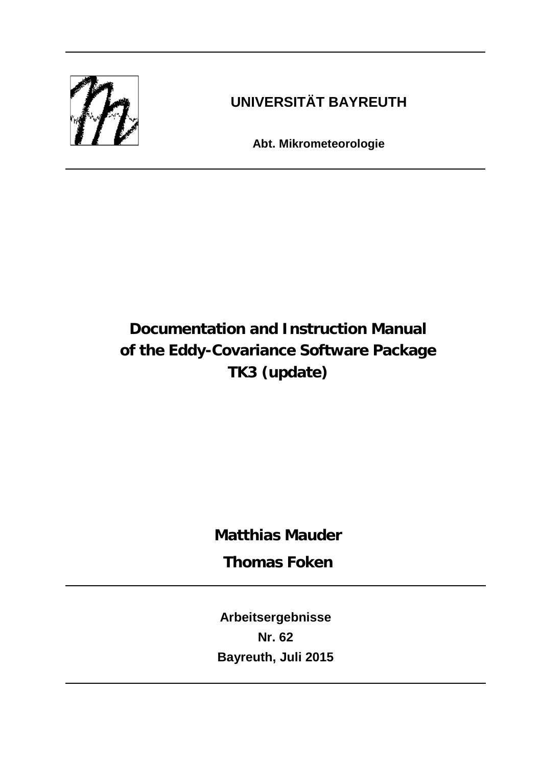**UNIVERSITÄT BAYREUTH**

**Abt. Mikrometeorologie**

# Documentation and Instruction Manual of the Eddy-Covariance Software Package TK3 (update)

**Matthias Mauder**

**Thomas Foken**

**Arbeitsergebnisse**

**Nr. 62**

**Bayreuth, Juli 2015**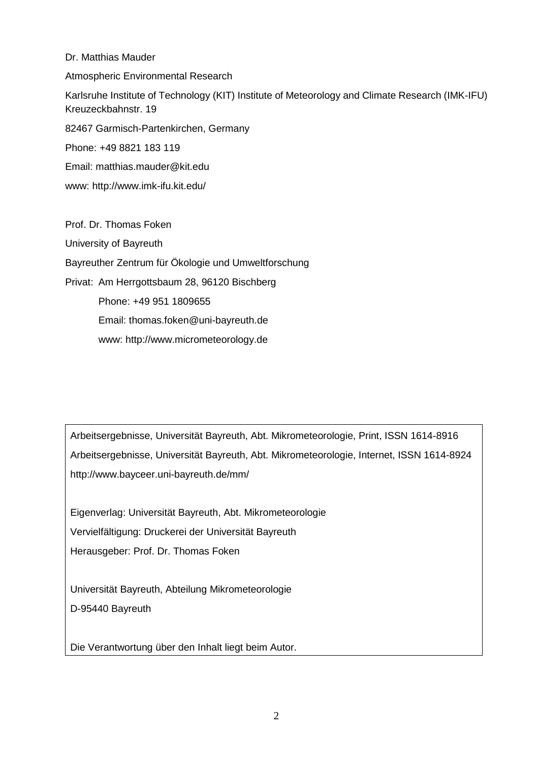Dr. Matthias Mauder

Atmospheric Environmental Research

Karlsruhe Institute of Technology (KIT) Institute of Meteorology and Climate Research (IMK-IFU)
Kreuzeckbahnstr. 19

82467 Garmisch-Partenkirchen, Germany

Phone: +49 8821 183 119

Email: matthias.mauder@kit.edu

www: http://www.imk-ifu.kit.edu/

Prof. Dr. Thomas Foken

University of Bayreuth

Bayreuther Zentrum für Ökologie und Umweltforschung

Privat: Am Herrgottsbaum 28, 96120 Bischberg

Phone: +49 951 1809655

Email: thomas.foken@uni-bayreuth.de

www: http://www.micrometeorology.de

Arbeitsergebnisse, Universität Bayreuth, Abt. Mikrometeorologie, Print, ISSN 1614-8916

Arbeitsergebnisse, Universität Bayreuth, Abt. Mikrometeorologie, Internet, ISSN 1614-8924

http://www.bayceer.uni-bayreuth.de/mm/

Eigenverlag: Universität Bayreuth, Abt. Mikrometeorologie

Vervielfältigung: Druckerei der Universität Bayreuth

Herausgeber: Prof. Dr. Thomas Foken

Universität Bayreuth, Abteilung Mikrometeorologie

D-95440 Bayreuth

Die Verantwortung über den Inhalt liegt beim Autor.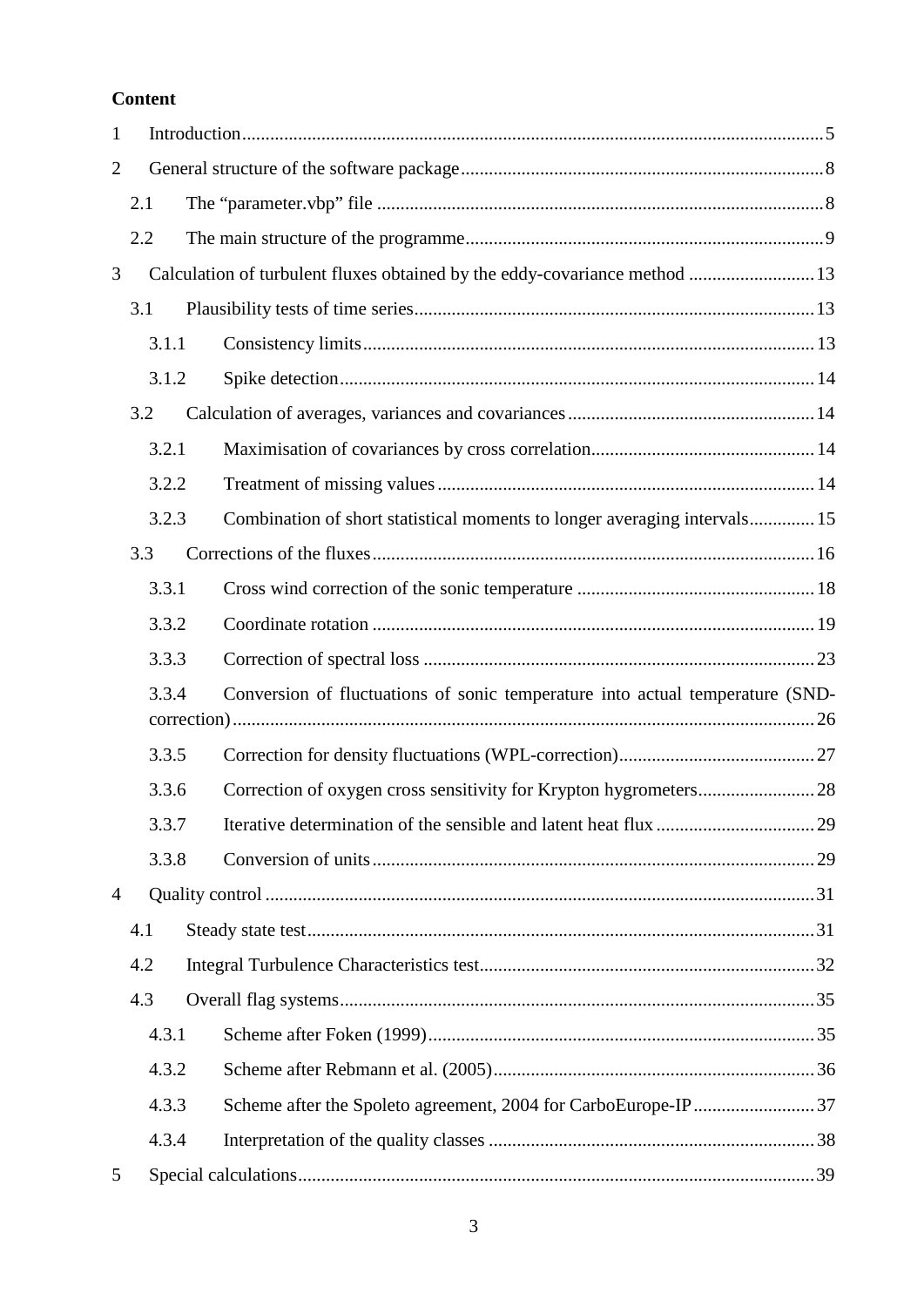**Content**

1 Introduction ........................................................................................................ 5

2 General structure of the software package ........................................................ 8

 2.1 The "parameter.vbp" file ............................................................................ 8

 2.2 The main structure of the programme ........................................................ 9

3 Calculation of turbulent fluxes obtained by the eddy-covariance method ........ 13

 3.1 Plausibility tests of time series ................................................................. 13

  3.1.1 Consistency limits ................................................................................ 13

  3.1.2 Spike detection ..................................................................................... 14

 3.2 Calculation of averages, variances and covariances ................................. 14

  3.2.1 Maximisation of covariances by cross correlation ................................ 14

  3.2.2 Treatment of missing values ................................................................. 14

  3.2.3 Combination of short statistical moments to longer averaging intervals ............. 15

 3.3 Corrections of the fluxes ........................................................................... 16

  3.3.1 Cross wind correction of the sonic temperature ................................... 18

  3.3.2 Coordinate rotation .............................................................................. 19

  3.3.3 Correction of spectral loss .................................................................... 23

  3.3.4 Conversion of fluctuations of sonic temperature into actual temperature (SND-correction) ........................................................................................................ 26

  3.3.5 Correction for density fluctuations (WPL-correction) ........................... 27

  3.3.6 Correction of oxygen cross sensitivity for Krypton hygrometers ........... 28

  3.3.7 Iterative determination of the sensible and latent heat flux .................. 29

  3.3.8 Conversion of units .............................................................................. 29

4 Quality control .................................................................................................. 31

 4.1 Steady state test ........................................................................................ 31

 4.2 Integral Turbulence Characteristics test .................................................... 32

 4.3 Overall flag systems .................................................................................. 35

  4.3.1 Scheme after Foken (1999) .................................................................. 35

  4.3.2 Scheme after Rebmann et al. (2005) ..................................................... 36

  4.3.3 Scheme after the Spoleto agreement, 2004 for CarboEurope-IP .......... 37

  4.3.4 Interpretation of the quality classes ...................................................... 38

5 Special calculations ........................................................................................... 39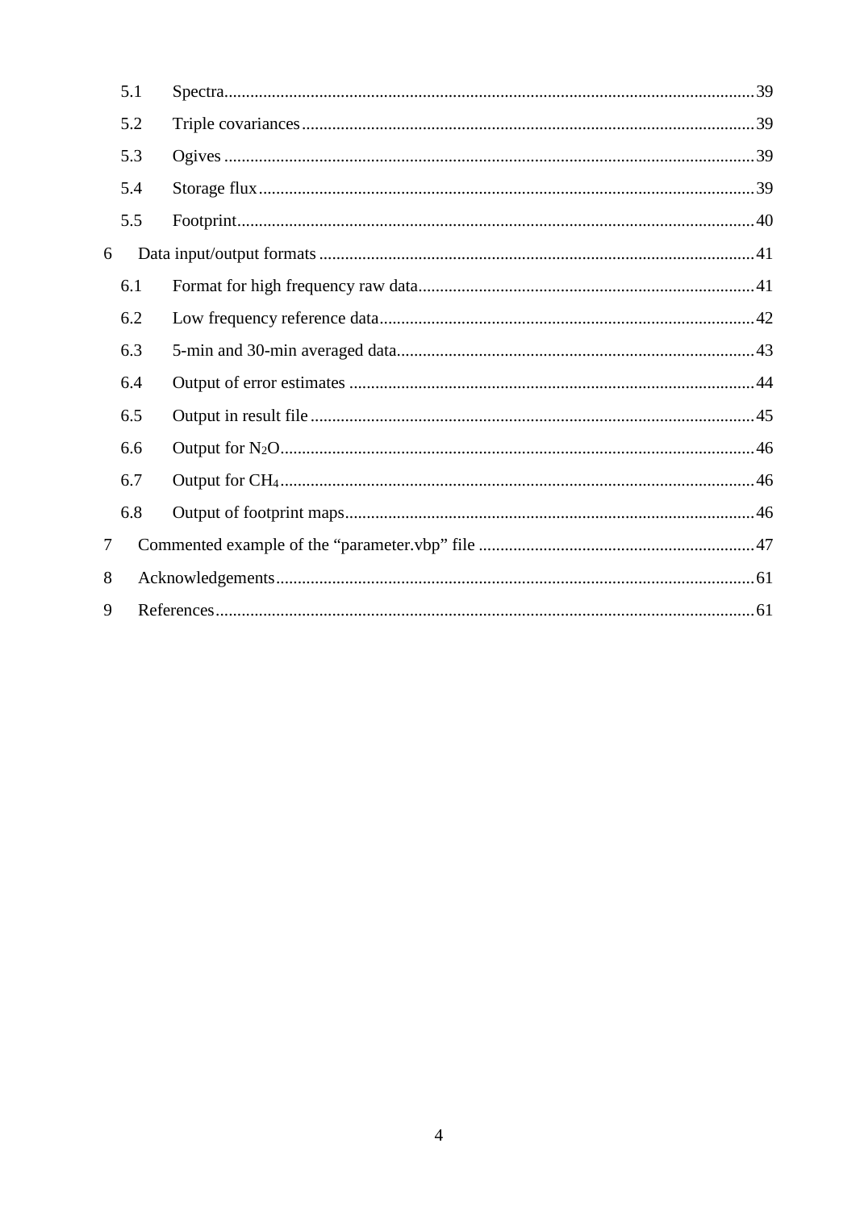- 5.1 Spectra .......... 39
- 5.2 Triple covariances .......... 39
- 5.3 Ogives .......... 39
- 5.4 Storage flux .......... 39
- 5.5 Footprint .......... 40

6 Data input/output formats .......... 41

- 6.1 Format for high frequency raw data .......... 41
- 6.2 Low frequency reference data .......... 42
- 6.3 5-min and 30-min averaged data .......... 43
- 6.4 Output of error estimates .......... 44
- 6.5 Output in result file .......... 45
- 6.6 Output for $N_2O$ .......... 46
- 6.7 Output for $CH_4$ .......... 46
- 6.8 Output of footprint maps .......... 46

7 Commented example of the “parameter.vbp” file .......... 47

8 Acknowledgements .......... 61

9 References .......... 61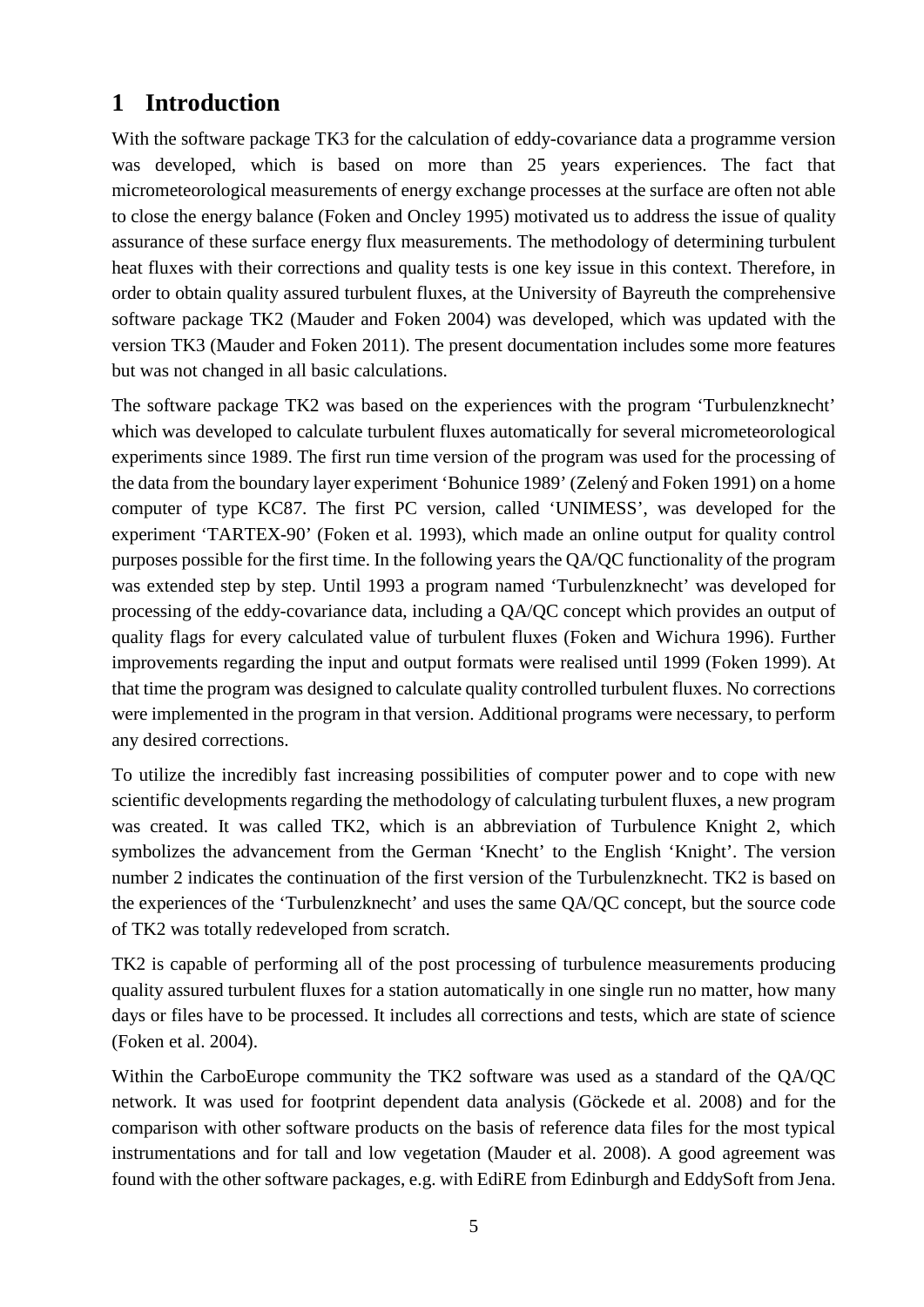# 1 Introduction

With the software package TK3 for the calculation of eddy-covariance data a programme version was developed, which is based on more than 25 years experiences. The fact that micrometeorological measurements of energy exchange processes at the surface are often not able to close the energy balance (Foken and Oncley 1995) motivated us to address the issue of quality assurance of these surface energy flux measurements. The methodology of determining turbulent heat fluxes with their corrections and quality tests is one key issue in this context. Therefore, in order to obtain quality assured turbulent fluxes, at the University of Bayreuth the comprehensive software package TK2 (Mauder and Foken 2004) was developed, which was updated with the version TK3 (Mauder and Foken 2011). The present documentation includes some more features but was not changed in all basic calculations.

The software package TK2 was based on the experiences with the program 'Turbulenzknecht' which was developed to calculate turbulent fluxes automatically for several micrometeorological experiments since 1989. The first run time version of the program was used for the processing of the data from the boundary layer experiment 'Bohunice 1989' (Zelený and Foken 1991) on a home computer of type KC87. The first PC version, called 'UNIMESS', was developed for the experiment 'TARTEX-90' (Foken et al. 1993), which made an online output for quality control purposes possible for the first time. In the following years the QA/QC functionality of the program was extended step by step. Until 1993 a program named 'Turbulenzknecht' was developed for processing of the eddy-covariance data, including a QA/QC concept which provides an output of quality flags for every calculated value of turbulent fluxes (Foken and Wichura 1996). Further improvements regarding the input and output formats were realised until 1999 (Foken 1999). At that time the program was designed to calculate quality controlled turbulent fluxes. No corrections were implemented in the program in that version. Additional programs were necessary, to perform any desired corrections.

To utilize the incredibly fast increasing possibilities of computer power and to cope with new scientific developments regarding the methodology of calculating turbulent fluxes, a new program was created. It was called TK2, which is an abbreviation of Turbulence Knight 2, which symbolizes the advancement from the German 'Knecht' to the English 'Knight'. The version number 2 indicates the continuation of the first version of the Turbulenzknecht. TK2 is based on the experiences of the 'Turbulenzknecht' and uses the same QA/QC concept, but the source code of TK2 was totally redeveloped from scratch.

TK2 is capable of performing all of the post processing of turbulence measurements producing quality assured turbulent fluxes for a station automatically in one single run no matter, how many days or files have to be processed. It includes all corrections and tests, which are state of science (Foken et al. 2004).

Within the CarboEurope community the TK2 software was used as a standard of the QA/QC network. It was used for footprint dependent data analysis (Göckede et al. 2008) and for the comparison with other software products on the basis of reference data files for the most typical instrumentations and for tall and low vegetation (Mauder et al. 2008). A good agreement was found with the other software packages, e.g. with EdiRE from Edinburgh and EddySoft from Jena.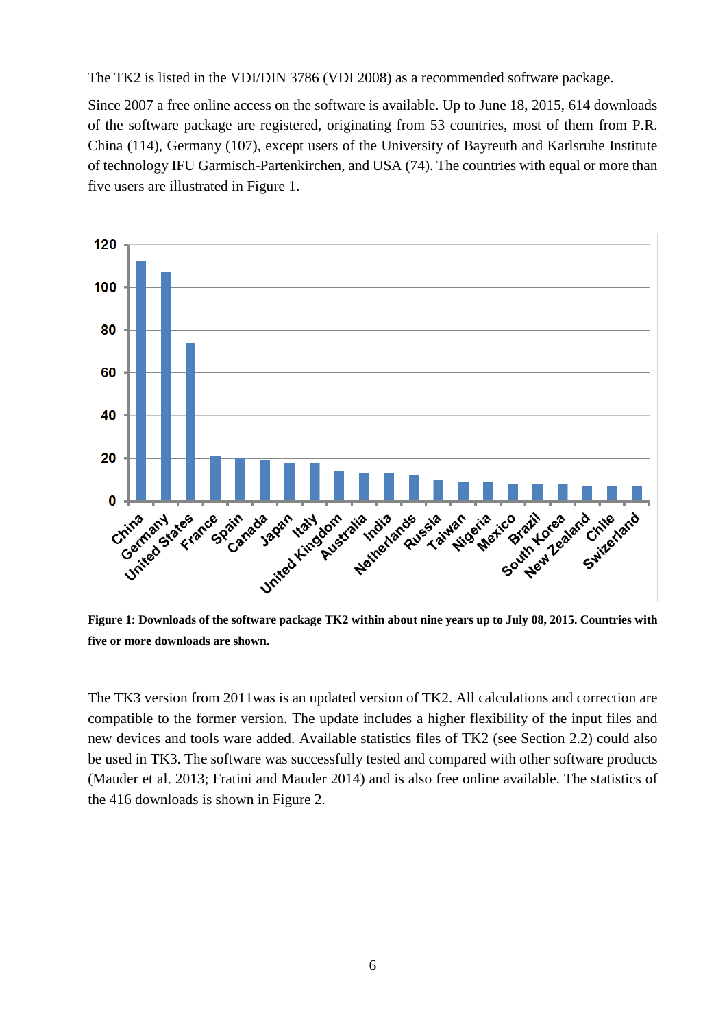The TK2 is listed in the VDI/DIN 3786 (VDI 2008) as a recommended software package.

Since 2007 a free online access on the software is available. Up to June 18, 2015, 614 downloads of the software package are registered, originating from 53 countries, most of them from P.R. China (114), Germany (107), except users of the University of Bayreuth and Karlsruhe Institute of technology IFU Garmisch-Partenkirchen, and USA (74). The countries with equal or more than five users are illustrated in Figure 1.

**Figure 1: Downloads of the software package TK2 within about nine years up to July 08, 2015. Countries with five or more downloads are shown.**

The TK3 version from 2011was is an updated version of TK2. All calculations and correction are compatible to the former version. The update includes a higher flexibility of the input files and new devices and tools ware added. Available statistics files of TK2 (see Section 2.2) could also be used in TK3. The software was successfully tested and compared with other software products (Mauder et al. 2013; Fratini and Mauder 2014) and is also free online available. The statistics of the 416 downloads is shown in Figure 2.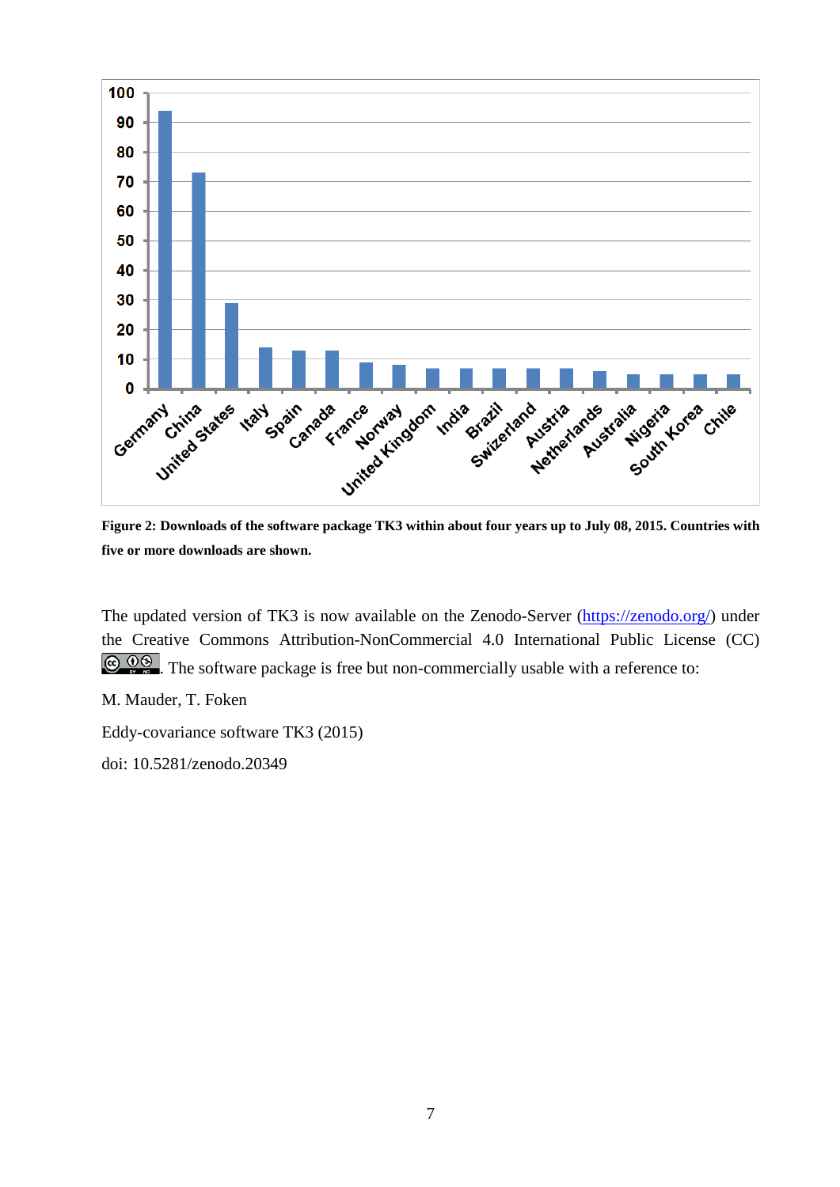**Figure 2: Downloads of the software package TK3 within about four years up to July 08, 2015. Countries with five or more downloads are shown.**

The updated version of TK3 is now available on the Zenodo-Server (https://zenodo.org/) under the Creative Commons Attribution-NonCommercial 4.0 International Public License (CC) . The software package is free but non-commercially usable with a reference to:

M. Mauder, T. Foken

Eddy-covariance software TK3 (2015)

doi: 10.5281/zenodo.20349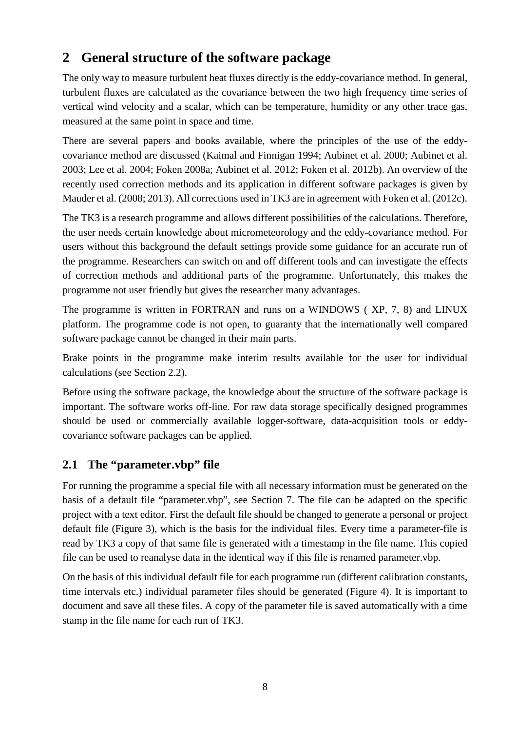# 2 General structure of the software package

The only way to measure turbulent heat fluxes directly is the eddy-covariance method. In general, turbulent fluxes are calculated as the covariance between the two high frequency time series of vertical wind velocity and a scalar, which can be temperature, humidity or any other trace gas, measured at the same point in space and time.

There are several papers and books available, where the principles of the use of the eddy-covariance method are discussed (Kaimal and Finnigan 1994; Aubinet et al. 2000; Aubinet et al. 2003; Lee et al. 2004; Foken 2008a; Aubinet et al. 2012; Foken et al. 2012b). An overview of the recently used correction methods and its application in different software packages is given by Mauder et al. (2008; 2013). All corrections used in TK3 are in agreement with Foken et al. (2012c).

The TK3 is a research programme and allows different possibilities of the calculations. Therefore, the user needs certain knowledge about micrometeorology and the eddy-covariance method. For users without this background the default settings provide some guidance for an accurate run of the programme. Researchers can switch on and off different tools and can investigate the effects of correction methods and additional parts of the programme. Unfortunately, this makes the programme not user friendly but gives the researcher many advantages.

The programme is written in FORTRAN and runs on a WINDOWS ( XP, 7, 8) and LINUX platform. The programme code is not open, to guaranty that the internationally well compared software package cannot be changed in their main parts.

Brake points in the programme make interim results available for the user for individual calculations (see Section 2.2).

Before using the software package, the knowledge about the structure of the software package is important. The software works off-line. For raw data storage specifically designed programmes should be used or commercially available logger-software, data-acquisition tools or eddy-covariance software packages can be applied.

## 2.1 The "parameter.vbp" file

For running the programme a special file with all necessary information must be generated on the basis of a default file "parameter.vbp", see Section 7. The file can be adapted on the specific project with a text editor. First the default file should be changed to generate a personal or project default file (Figure 3), which is the basis for the individual files. Every time a parameter-file is read by TK3 a copy of that same file is generated with a timestamp in the file name. This copied file can be used to reanalyse data in the identical way if this file is renamed parameter.vbp.

On the basis of this individual default file for each programme run (different calibration constants, time intervals etc.) individual parameter files should be generated (Figure 4). It is important to document and save all these files. A copy of the parameter file is saved automatically with a time stamp in the file name for each run of TK3.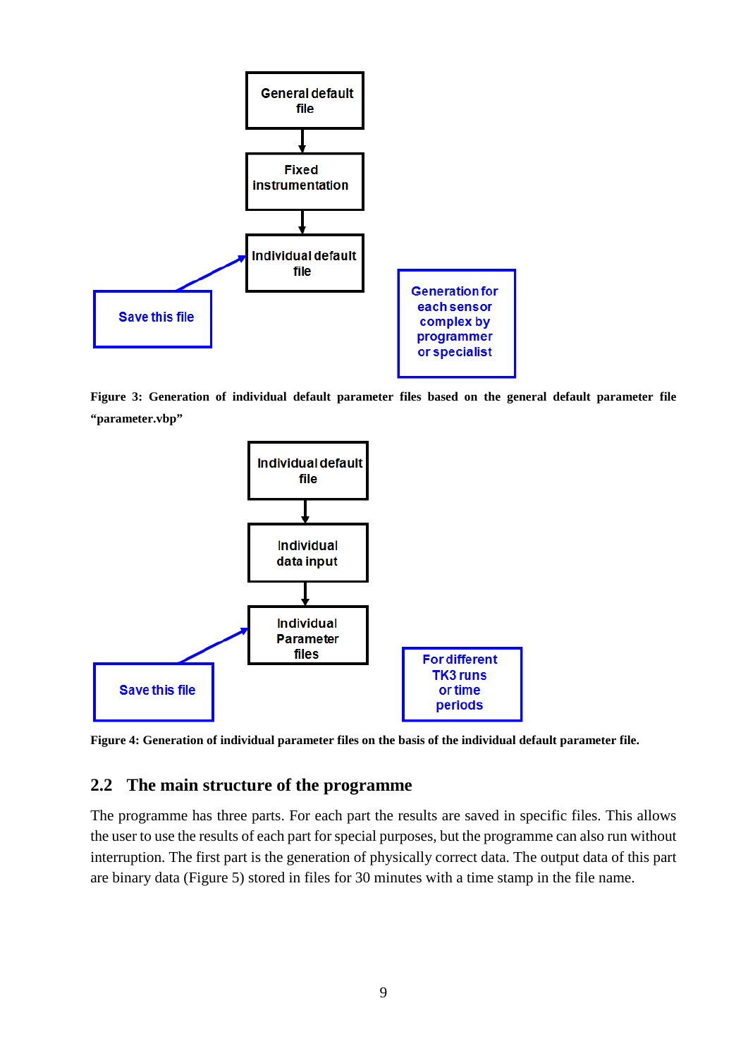General default file

Fixed instrumentation

Individual default file

Save this file

Generation for each sensor complex by programmer or specialist

**Figure 3: Generation of individual default parameter files based on the general default parameter file “parameter.vbp”**

Individual default file

Individual data input

Individual Parameter files

Save this file

For different TK3 runs or time periods

**Figure 4: Generation of individual parameter files on the basis of the individual default parameter file.**

## 2.2 The main structure of the programme

The programme has three parts. For each part the results are saved in specific files. This allows the user to use the results of each part for special purposes, but the programme can also run without interruption. The first part is the generation of physically correct data. The output data of this part are binary data (Figure 5) stored in files for 30 minutes with a time stamp in the file name.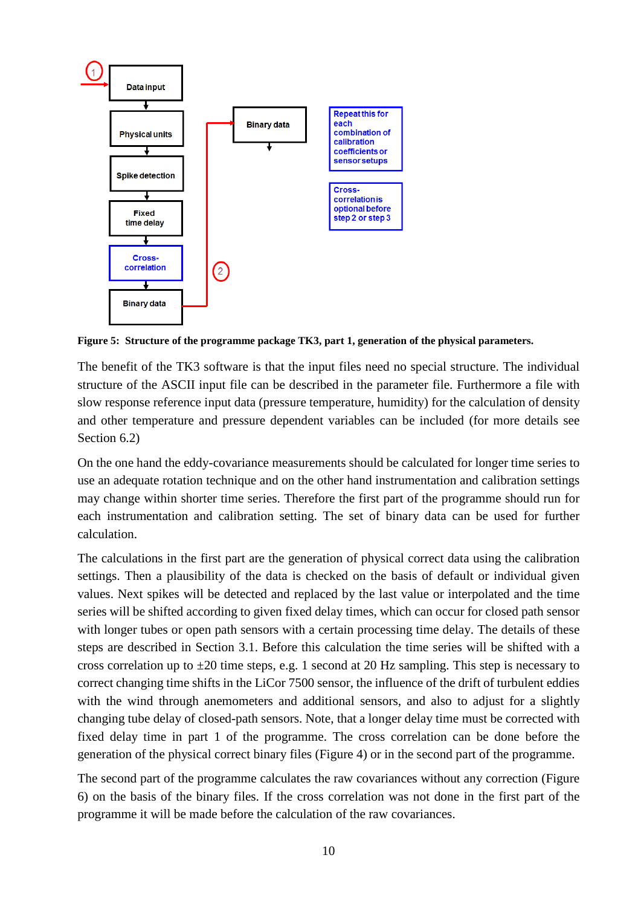**Figure 5: Structure of the programme package TK3, part 1, generation of the physical parameters.**

The benefit of the TK3 software is that the input files need no special structure. The individual structure of the ASCII input file can be described in the parameter file. Furthermore a file with slow response reference input data (pressure temperature, humidity) for the calculation of density and other temperature and pressure dependent variables can be included (for more details see Section 6.2)

On the one hand the eddy-covariance measurements should be calculated for longer time series to use an adequate rotation technique and on the other hand instrumentation and calibration settings may change within shorter time series. Therefore the first part of the programme should run for each instrumentation and calibration setting. The set of binary data can be used for further calculation.

The calculations in the first part are the generation of physical correct data using the calibration settings. Then a plausibility of the data is checked on the basis of default or individual given values. Next spikes will be detected and replaced by the last value or interpolated and the time series will be shifted according to given fixed delay times, which can occur for closed path sensor with longer tubes or open path sensors with a certain processing time delay. The details of these steps are described in Section 3.1. Before this calculation the time series will be shifted with a cross correlation up to ±20 time steps, e.g. 1 second at 20 Hz sampling. This step is necessary to correct changing time shifts in the LiCor 7500 sensor, the influence of the drift of turbulent eddies with the wind through anemometers and additional sensors, and also to adjust for a slightly changing tube delay of closed-path sensors. Note, that a longer delay time must be corrected with fixed delay time in part 1 of the programme. The cross correlation can be done before the generation of the physical correct binary files (Figure 4) or in the second part of the programme.

The second part of the programme calculates the raw covariances without any correction (Figure 6) on the basis of the binary files. If the cross correlation was not done in the first part of the programme it will be made before the calculation of the raw covariances.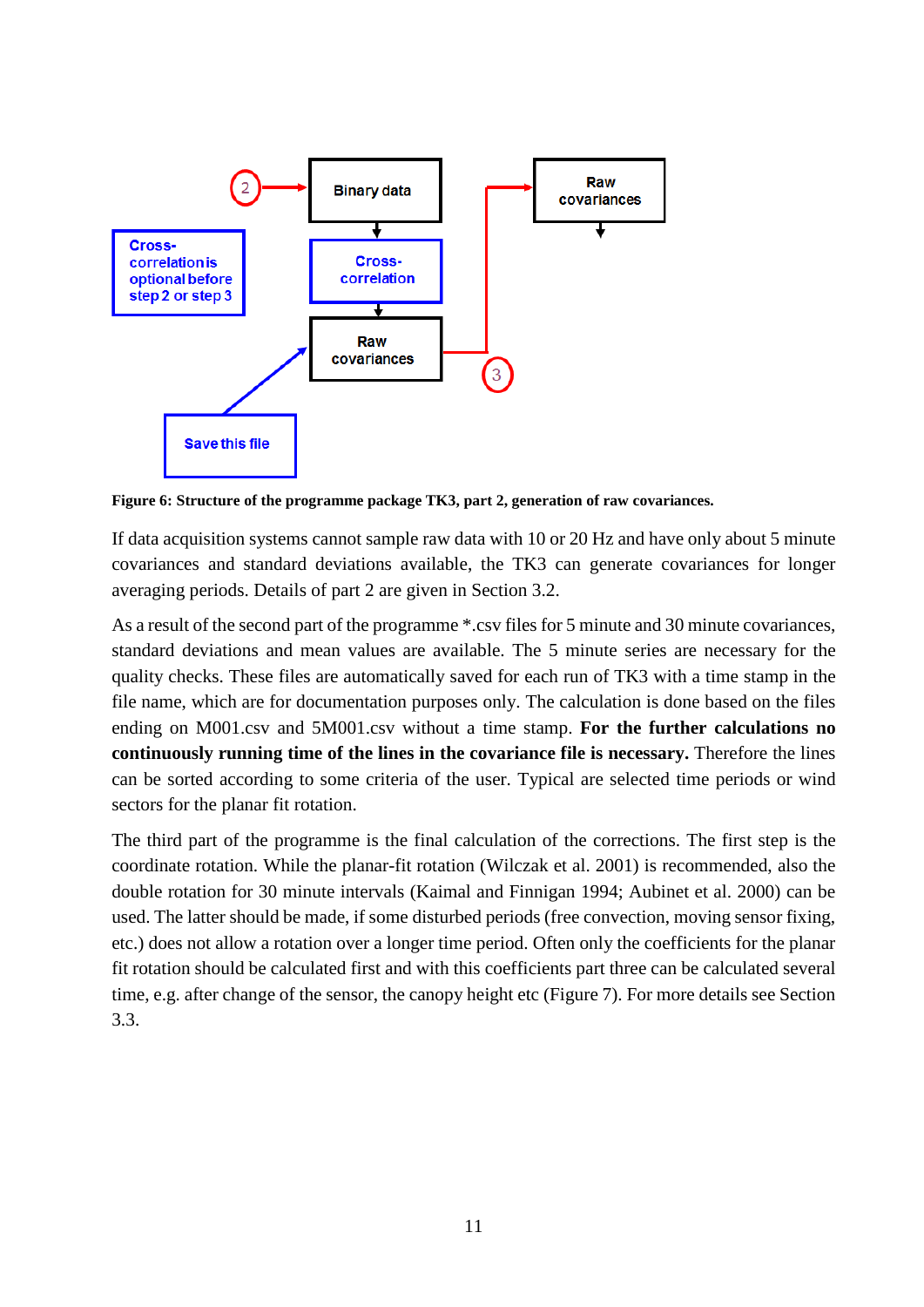**Figure 6: Structure of the programme package TK3, part 2, generation of raw covariances.**

If data acquisition systems cannot sample raw data with 10 or 20 Hz and have only about 5 minute covariances and standard deviations available, the TK3 can generate covariances for longer averaging periods. Details of part 2 are given in Section 3.2.

As a result of the second part of the programme *.csv files for 5 minute and 30 minute covariances, standard deviations and mean values are available. The 5 minute series are necessary for the quality checks. These files are automatically saved for each run of TK3 with a time stamp in the file name, which are for documentation purposes only. The calculation is done based on the files ending on M001.csv and 5M001.csv without a time stamp. **For the further calculations no continuously running time of the lines in the covariance file is necessary.** Therefore the lines can be sorted according to some criteria of the user. Typical are selected time periods or wind sectors for the planar fit rotation.

The third part of the programme is the final calculation of the corrections. The first step is the coordinate rotation. While the planar-fit rotation (Wilczak et al. 2001) is recommended, also the double rotation for 30 minute intervals (Kaimal and Finnigan 1994; Aubinet et al. 2000) can be used. The latter should be made, if some disturbed periods (free convection, moving sensor fixing, etc.) does not allow a rotation over a longer time period. Often only the coefficients for the planar fit rotation should be calculated first and with this coefficients part three can be calculated several time, e.g. after change of the sensor, the canopy height etc (Figure 7). For more details see Section 3.3.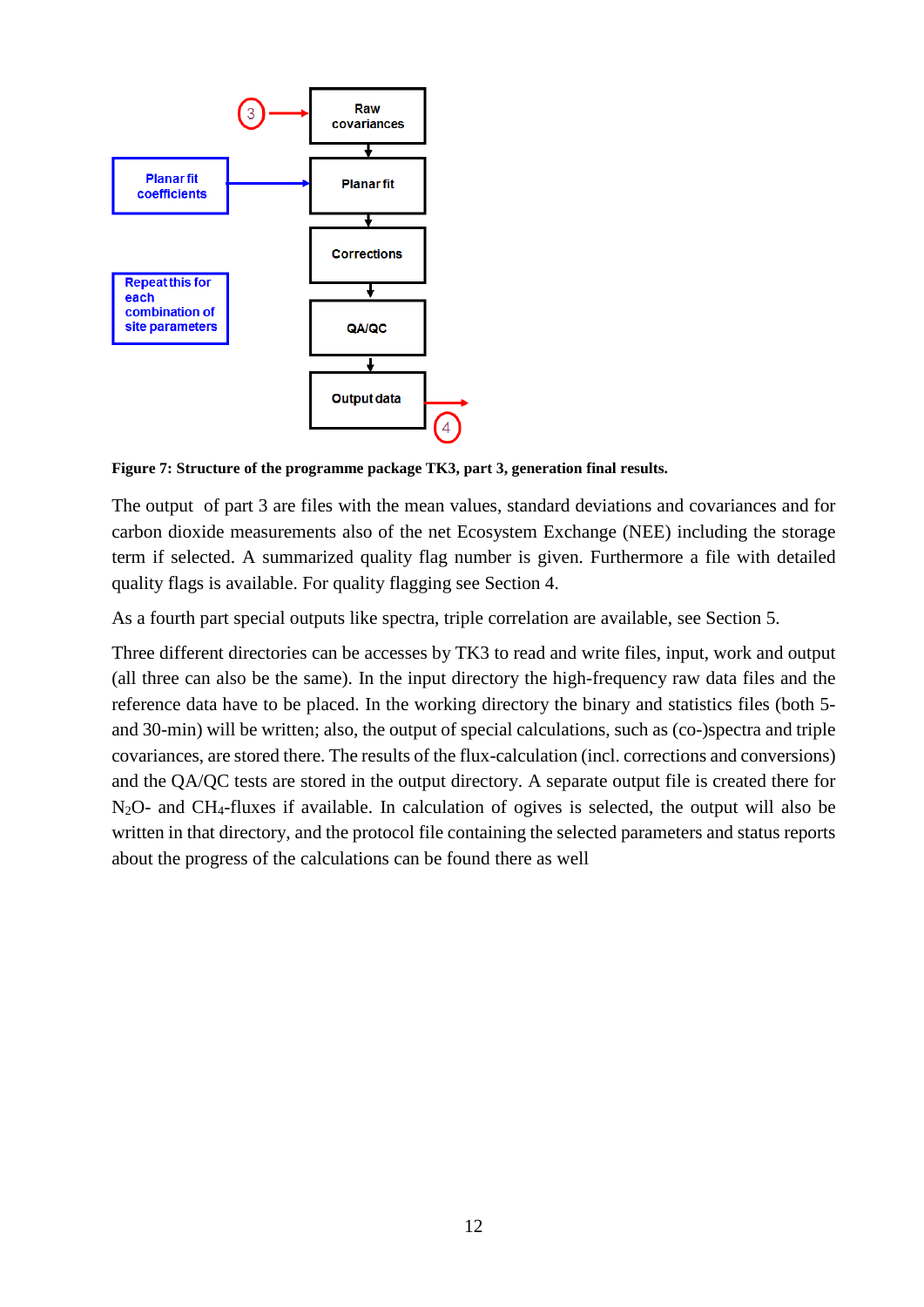**Figure 7: Structure of the programme package TK3, part 3, generation final results.**

The output of part 3 are files with the mean values, standard deviations and covariances and for carbon dioxide measurements also of the net Ecosystem Exchange (NEE) including the storage term if selected. A summarized quality flag number is given. Furthermore a file with detailed quality flags is available. For quality flagging see Section 4.

As a fourth part special outputs like spectra, triple correlation are available, see Section 5.

Three different directories can be accesses by TK3 to read and write files, input, work and output (all three can also be the same). In the input directory the high-frequency raw data files and the reference data have to be placed. In the working directory the binary and statistics files (both 5- and 30-min) will be written; also, the output of special calculations, such as (co-)spectra and triple covariances, are stored there. The results of the flux-calculation (incl. corrections and conversions) and the QA/QC tests are stored in the output directory. A separate output file is created there for $N_2O$- and $CH_4$-fluxes if available. In calculation of ogives is selected, the output will also be written in that directory, and the protocol file containing the selected parameters and status reports about the progress of the calculations can be found there as well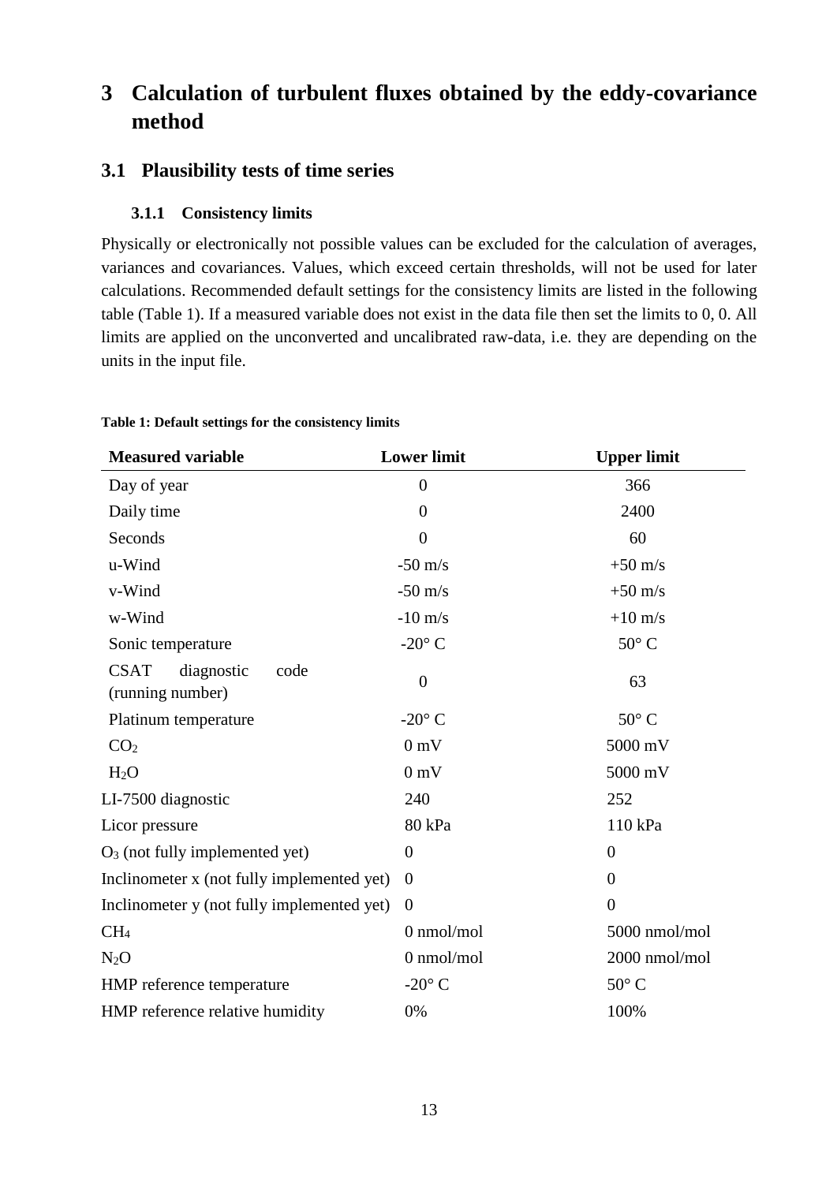# 3 Calculation of turbulent fluxes obtained by the eddy-covariance method

## 3.1 Plausibility tests of time series

### 3.1.1 Consistency limits

Physically or electronically not possible values can be excluded for the calculation of averages, variances and covariances. Values, which exceed certain thresholds, will not be used for later calculations. Recommended default settings for the consistency limits are listed in the following table (Table 1). If a measured variable does not exist in the data file then set the limits to 0, 0. All limits are applied on the unconverted and uncalibrated raw-data, i.e. they are depending on the units in the input file.

**Table 1: Default settings for the consistency limits**

| Measured variable | Lower limit | Upper limit |
|---|---|---|
| Day of year | 0 | 366 |
| Daily time | 0 | 2400 |
| Seconds | 0 | 60 |
| u-Wind | -50 m/s | +50 m/s |
| v-Wind | -50 m/s | +50 m/s |
| w-Wind | -10 m/s | +10 m/s |
| Sonic temperature | -20° C | 50° C |
| CSAT diagnostic code (running number) | 0 | 63 |
| Platinum temperature | -20° C | 50° C |
| $CO_2$ | 0 mV | 5000 mV |
| $H_2O$ | 0 mV | 5000 mV |
| LI-7500 diagnostic | 240 | 252 |
| Licor pressure | 80 kPa | 110 kPa |
| $O_3$ (not fully implemented yet) | 0 | 0 |
| Inclinometer x (not fully implemented yet) | 0 | 0 |
| Inclinometer y (not fully implemented yet) | 0 | 0 |
| $CH_4$ | 0 nmol/mol | 5000 nmol/mol |
| $N_2O$ | 0 nmol/mol | 2000 nmol/mol |
| HMP reference temperature | -20° C | 50° C |
| HMP reference relative humidity | 0% | 100% |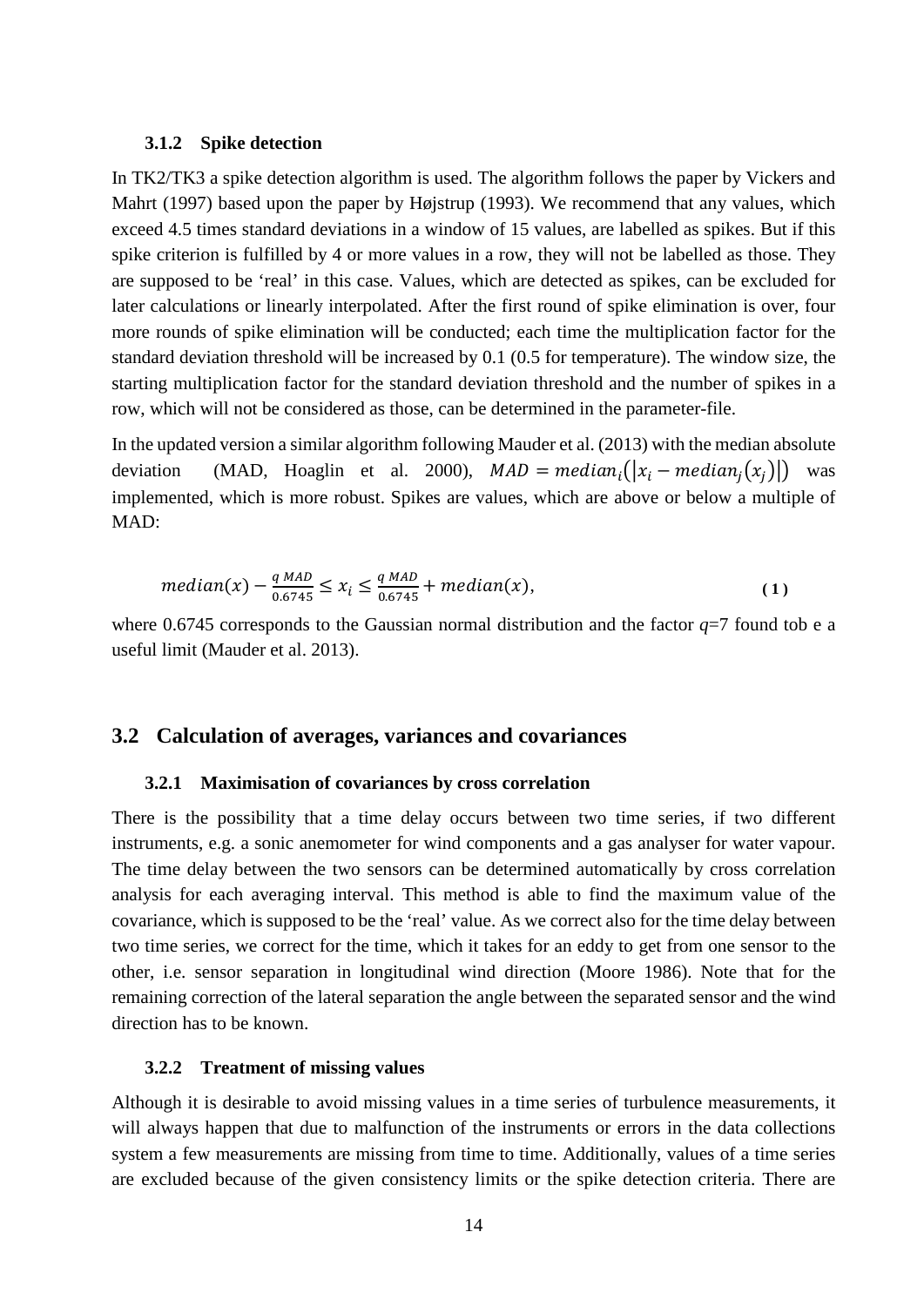### 3.1.2 Spike detection

In TK2/TK3 a spike detection algorithm is used. The algorithm follows the paper by Vickers and Mahrt (1997) based upon the paper by Højstrup (1993). We recommend that any values, which exceed 4.5 times standard deviations in a window of 15 values, are labelled as spikes. But if this spike criterion is fulfilled by 4 or more values in a row, they will not be labelled as those. They are supposed to be 'real' in this case. Values, which are detected as spikes, can be excluded for later calculations or linearly interpolated. After the first round of spike elimination is over, four more rounds of spike elimination will be conducted; each time the multiplication factor for the standard deviation threshold will be increased by 0.1 (0.5 for temperature). The window size, the starting multiplication factor for the standard deviation threshold and the number of spikes in a row, which will not be considered as those, can be determined in the parameter-file.

In the updated version a similar algorithm following Mauder et al. (2013) with the median absolute deviation (MAD, Hoaglin et al. 2000), $MAD = median_i\left(\left|x_i - median_j\left(x_j\right)\right|\right)$ was implemented, which is more robust. Spikes are values, which are above or below a multiple of MAD:

$$median(x) - \frac{q\ MAD}{0.6745} \leq x_i \leq \frac{q\ MAD}{0.6745} + median(x), \tag{1}$$

where 0.6745 corresponds to the Gaussian normal distribution and the factor $q$=7 found tob e a useful limit (Mauder et al. 2013).

## 3.2 Calculation of averages, variances and covariances

### 3.2.1 Maximisation of covariances by cross correlation

There is the possibility that a time delay occurs between two time series, if two different instruments, e.g. a sonic anemometer for wind components and a gas analyser for water vapour. The time delay between the two sensors can be determined automatically by cross correlation analysis for each averaging interval. This method is able to find the maximum value of the covariance, which is supposed to be the 'real' value. As we correct also for the time delay between two time series, we correct for the time, which it takes for an eddy to get from one sensor to the other, i.e. sensor separation in longitudinal wind direction (Moore 1986). Note that for the remaining correction of the lateral separation the angle between the separated sensor and the wind direction has to be known.

### 3.2.2 Treatment of missing values

Although it is desirable to avoid missing values in a time series of turbulence measurements, it will always happen that due to malfunction of the instruments or errors in the data collections system a few measurements are missing from time to time. Additionally, values of a time series are excluded because of the given consistency limits or the spike detection criteria. There are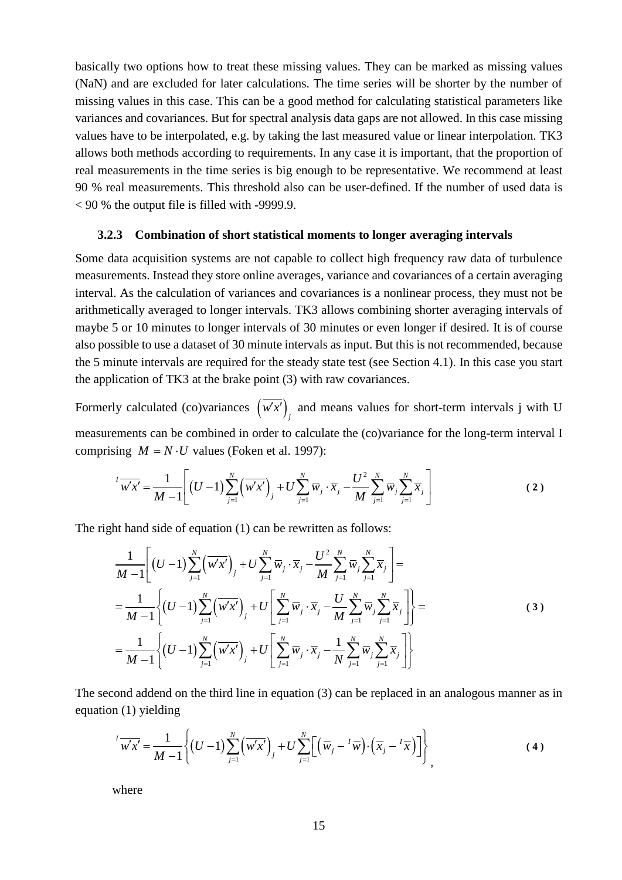basically two options how to treat these missing values. They can be marked as missing values (NaN) and are excluded for later calculations. The time series will be shorter by the number of missing values in this case. This can be a good method for calculating statistical parameters like variances and covariances. But for spectral analysis data gaps are not allowed. In this case missing values have to be interpolated, e.g. by taking the last measured value or linear interpolation. TK3 allows both methods according to requirements. In any case it is important, that the proportion of real measurements in the time series is big enough to be representative. We recommend at least 90 % real measurements. This threshold also can be user-defined. If the number of used data is < 90 % the output file is filled with -9999.9.

### 3.2.3 Combination of short statistical moments to longer averaging intervals

Some data acquisition systems are not capable to collect high frequency raw data of turbulence measurements. Instead they store online averages, variance and covariances of a certain averaging interval. As the calculation of variances and covariances is a nonlinear process, they must not be arithmetically averaged to longer intervals. TK3 allows combining shorter averaging intervals of maybe 5 or 10 minutes to longer intervals of 30 minutes or even longer if desired. It is of course also possible to use a dataset of 30 minute intervals as input. But this is not recommended, because the 5 minute intervals are required for the steady state test (see Section 4.1). In this case you start the application of TK3 at the brake point (3) with raw covariances.

Formerly calculated (co)variances $\left(\overline{w'x'}\right)_j$ and means values for short-term intervals j with U measurements can be combined in order to calculate the (co)variance for the long-term interval I comprising $M = N \cdot U$ values (Foken et al. 1997):

$$
{}^{I}\overline{w'x'} = \frac{1}{M-1}\left[(U-1)\sum_{j=1}^{N}\left(\overline{w'x'}\right)_j + U\sum_{j=1}^{N}\overline{w}_j \cdot \overline{x}_j - \frac{U^2}{M}\sum_{j=1}^{N}\overline{w}_j\sum_{j=1}^{N}\overline{x}_j\right] \tag{2}
$$

The right hand side of equation (1) can be rewritten as follows:

$$
\begin{aligned}
&\frac{1}{M-1}\left[(U-1)\sum_{j=1}^{N}\left(\overline{w'x'}\right)_j + U\sum_{j=1}^{N}\overline{w}_j \cdot \overline{x}_j - \frac{U^2}{M}\sum_{j=1}^{N}\overline{w}_j\sum_{j=1}^{N}\overline{x}_j\right] = \\
&= \frac{1}{M-1}\left\{(U-1)\sum_{j=1}^{N}\left(\overline{w'x'}\right)_j + U\left[\sum_{j=1}^{N}\overline{w}_j \cdot \overline{x}_j - \frac{U}{M}\sum_{j=1}^{N}\overline{w}_j\sum_{j=1}^{N}\overline{x}_j\right]\right\} = \\
&= \frac{1}{M-1}\left\{(U-1)\sum_{j=1}^{N}\left(\overline{w'x'}\right)_j + U\left[\sum_{j=1}^{N}\overline{w}_j \cdot \overline{x}_j - \frac{1}{N}\sum_{j=1}^{N}\overline{w}_j\sum_{j=1}^{N}\overline{x}_j\right]\right\}
\end{aligned} \tag{3}
$$

The second addend on the third line in equation (3) can be replaced in an analogous manner as in equation (1) yielding

$$
{}^{I}\overline{w'x'} = \frac{1}{M-1}\left\{(U-1)\sum_{j=1}^{N}\left(\overline{w'x'}\right)_j + U\sum_{j=1}^{N}\left[\left(\overline{w}_j - {}^{I}\overline{w}\right)\cdot\left(\overline{x}_j - {}^{I}\overline{x}\right)\right]\right\}, \tag{4}
$$

where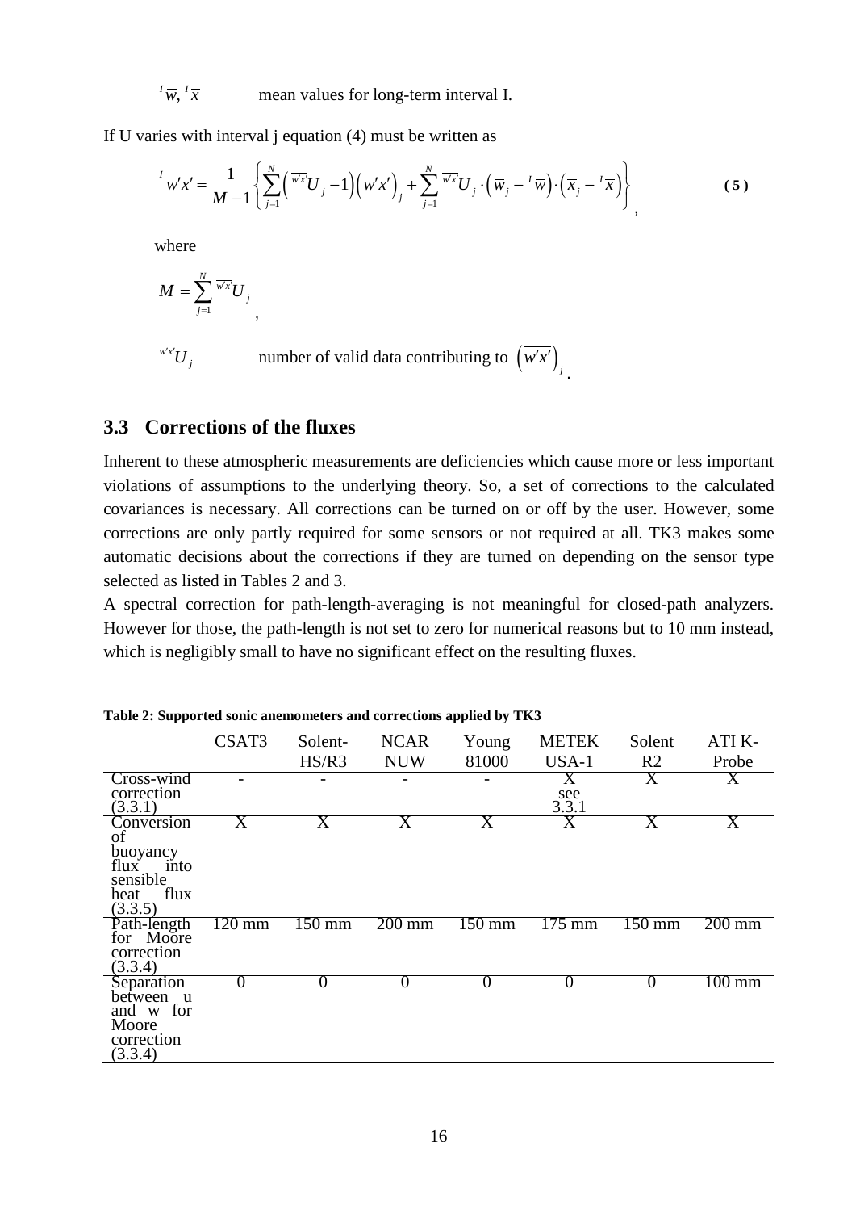${}^{I}\overline{w}, {}^{I}\overline{x}$ mean values for long-term interval I.

If U varies with interval j equation (4) must be written as

$$
{}^{I}\overline{w'x'} = \frac{1}{M-1}\left\{ \sum_{j=1}^{N} \left( {}^{\overline{w'x'}}U_j - 1 \right) \left( \overline{w'x'} \right)_j + \sum_{j=1}^{N} {}^{\overline{w'x'}}U_j \cdot \left( \overline{w}_j - {}^{I}\overline{w} \right) \cdot \left( \overline{x}_j - {}^{I}\overline{x} \right) \right\}, \quad (5)
$$

where

$$
M = \sum_{j=1}^{N} {}^{\overline{w'x'}}U_j ,
$$

${}^{\overline{w'x'}}U_j$ number of valid data contributing to $\left(\overline{w'x'}\right)_j$.

## 3.3 Corrections of the fluxes

Inherent to these atmospheric measurements are deficiencies which cause more or less important violations of assumptions to the underlying theory. So, a set of corrections to the calculated covariances is necessary. All corrections can be turned on or off by the user. However, some corrections are only partly required for some sensors or not required at all. TK3 makes some automatic decisions about the corrections if they are turned on depending on the sensor type selected as listed in Tables 2 and 3.

A spectral correction for path-length-averaging is not meaningful for closed-path analyzers. However for those, the path-length is not set to zero for numerical reasons but to 10 mm instead, which is negligibly small to have no significant effect on the resulting fluxes.

**Table 2: Supported sonic anemometers and corrections applied by TK3**

| | CSAT3 | Solent-HS/R3 | NCAR NUW | Young 81000 | METEK USA-1 | Solent R2 | ATI K-Probe |
|---|---|---|---|---|---|---|---|
| Cross-wind correction (3.3.1) | - | - | - | - | X see 3.3.1 | X | X |
| Conversion of buoyancy flux into sensible heat flux (3.3.5) | X | X | X | X | X | X | X |
| Path-length for Moore correction (3.3.4) | 120 mm | 150 mm | 200 mm | 150 mm | 175 mm | 150 mm | 200 mm |
| Separation between u and w for Moore correction (3.3.4) | 0 | 0 | 0 | 0 | 0 | 0 | 100 mm |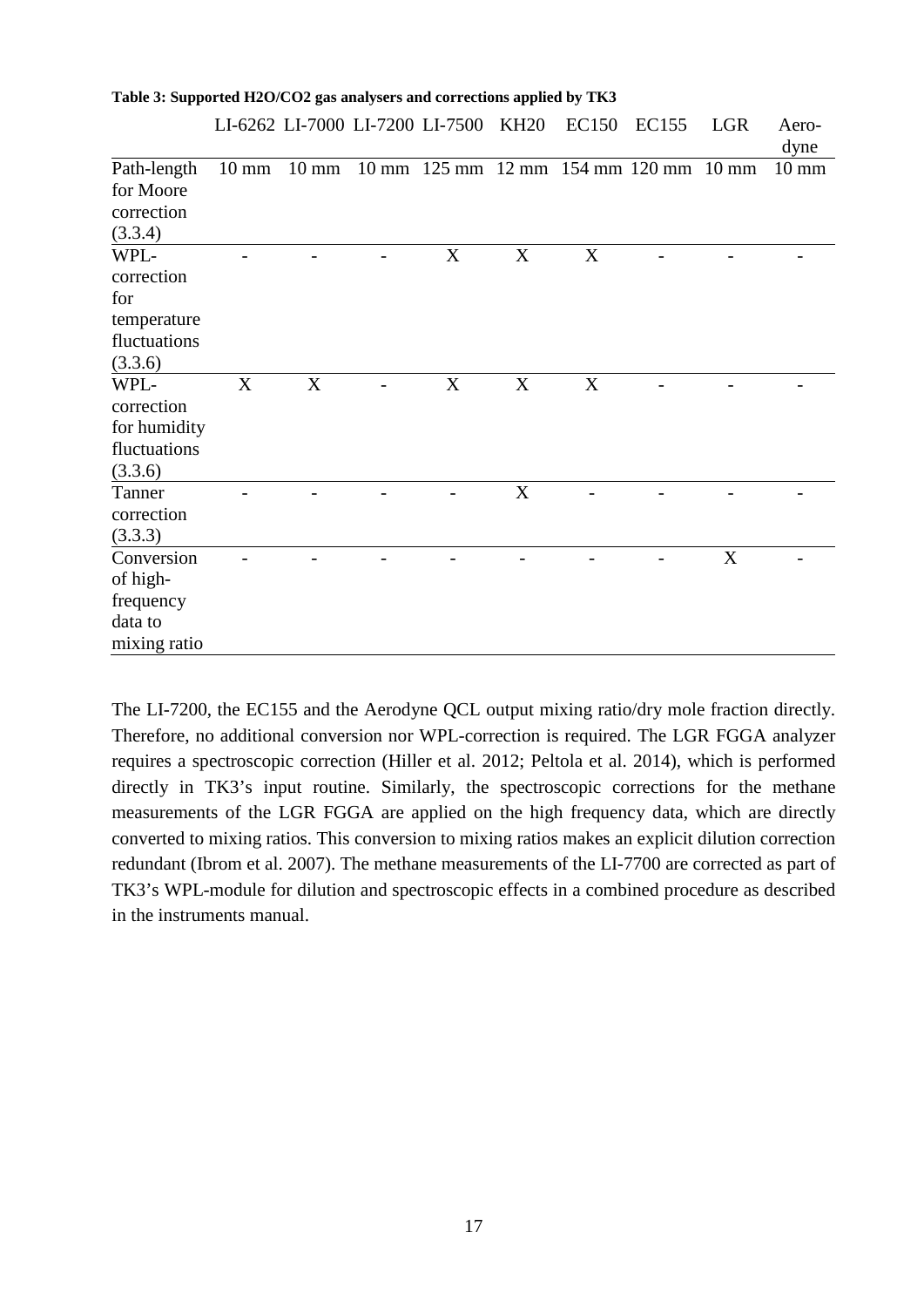**Table 3: Supported H2O/CO2 gas analysers and corrections applied by TK3**

| | LI-6262 | LI-7000 | LI-7200 | LI-7500 | KH20 | EC150 | EC155 | LGR | Aero-dyne |
|---|---|---|---|---|---|---|---|---|---|
| Path-length for Moore correction (3.3.4) | 10 mm | 10 mm | 10 mm | 125 mm | 12 mm | 154 mm | 120 mm | 10 mm | 10 mm |
| WPL-correction for temperature fluctuations (3.3.6) | - | - | - | X | X | X | - | - | - |
| WPL-correction for humidity fluctuations (3.3.6) | X | X | - | X | X | X | - | - | - |
| Tanner correction (3.3.3) | - | - | - | - | X | - | - | - | - |
| Conversion of high-frequency data to mixing ratio | - | - | - | - | - | - | - | X | - |

The LI-7200, the EC155 and the Aerodyne QCL output mixing ratio/dry mole fraction directly. Therefore, no additional conversion nor WPL-correction is required. The LGR FGGA analyzer requires a spectroscopic correction (Hiller et al. 2012; Peltola et al. 2014), which is performed directly in TK3's input routine. Similarly, the spectroscopic corrections for the methane measurements of the LGR FGGA are applied on the high frequency data, which are directly converted to mixing ratios. This conversion to mixing ratios makes an explicit dilution correction redundant (Ibrom et al. 2007). The methane measurements of the LI-7700 are corrected as part of TK3's WPL-module for dilution and spectroscopic effects in a combined procedure as described in the instruments manual.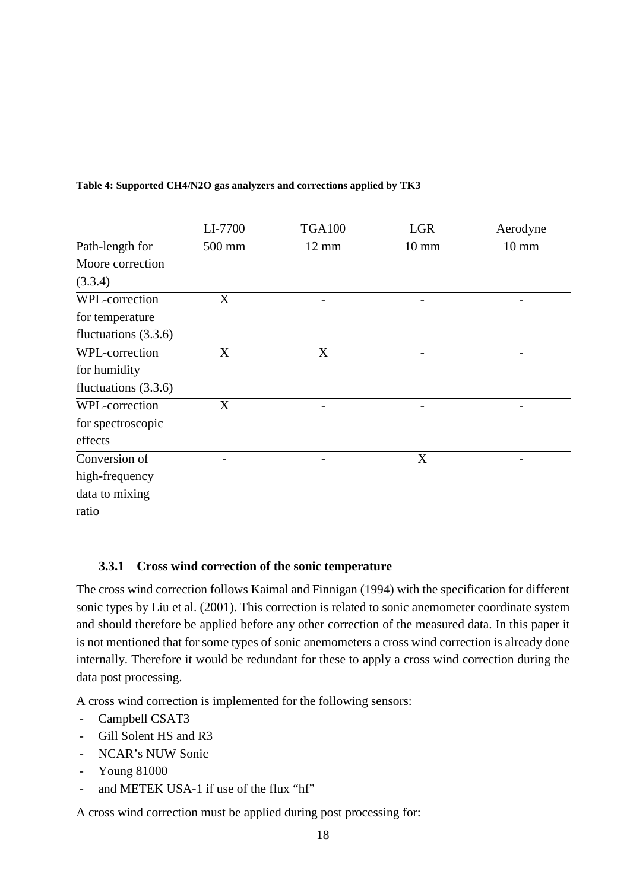**Table 4: Supported CH4/N2O gas analyzers and corrections applied by TK3**

| | LI-7700 | TGA100 | LGR | Aerodyne |
|---|---|---|---|---|
| Path-length for Moore correction (3.3.4) | 500 mm | 12 mm | 10 mm | 10 mm |
| WPL-correction for temperature fluctuations (3.3.6) | X | - | - | - |
| WPL-correction for humidity fluctuations (3.3.6) | X | X | - | - |
| WPL-correction for spectroscopic effects | X | - | - | - |
| Conversion of high-frequency data to mixing ratio | - | - | X | - |

### 3.3.1 Cross wind correction of the sonic temperature

The cross wind correction follows Kaimal and Finnigan (1994) with the specification for different sonic types by Liu et al. (2001). This correction is related to sonic anemometer coordinate system and should therefore be applied before any other correction of the measured data. In this paper it is not mentioned that for some types of sonic anemometers a cross wind correction is already done internally. Therefore it would be redundant for these to apply a cross wind correction during the data post processing.

A cross wind correction is implemented for the following sensors:

- Campbell CSAT3
- Gill Solent HS and R3
- NCAR's NUW Sonic
- Young 81000
- and METEK USA-1 if use of the flux "hf"

A cross wind correction must be applied during post processing for: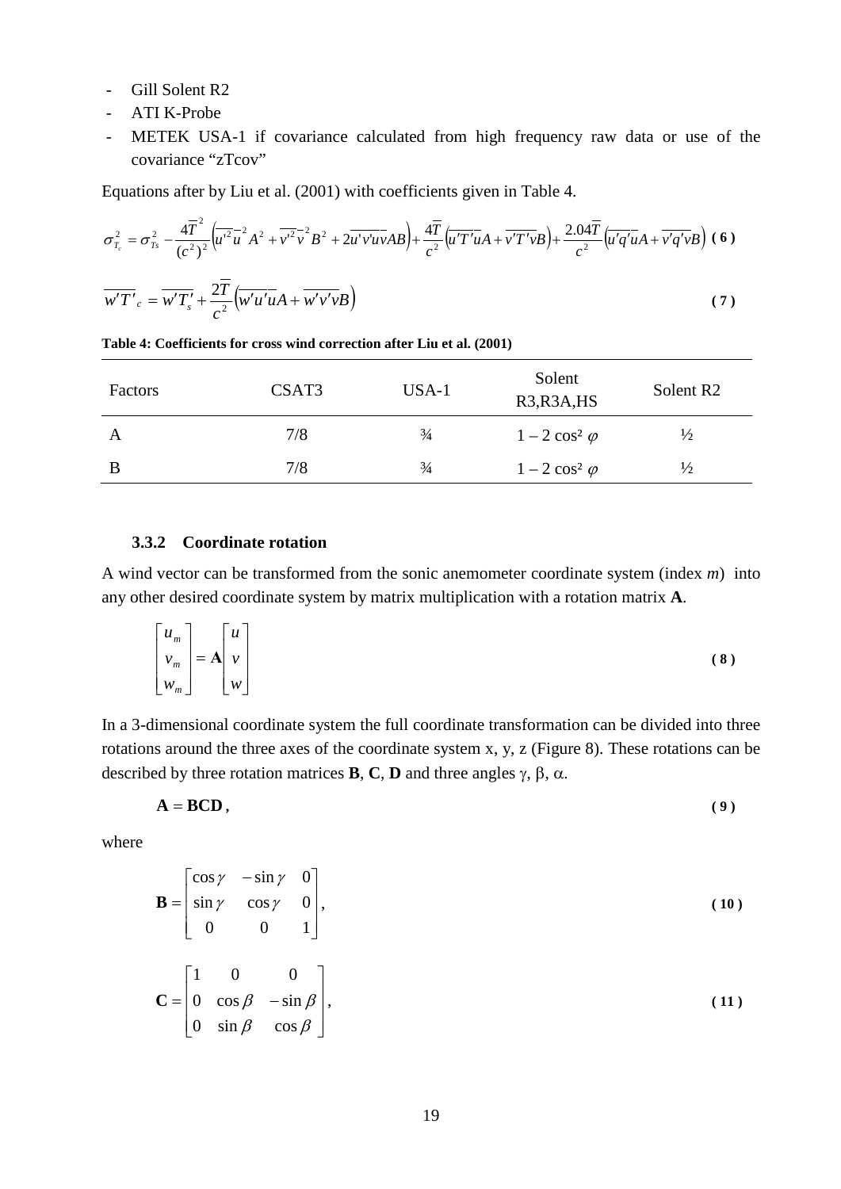- Gill Solent R2
- ATI K-Probe
- METEK USA-1 if covariance calculated from high frequency raw data or use of the covariance "zTcov"

Equations after by Liu et al. (2001) with coefficients given in Table 4.

$$\sigma_{T_c}^2 = \sigma_{T_s}^2 - \frac{4\overline{T}^2}{(c^2)^2}\left(\overline{u'^2}\,\overline{u}^2 A^2 + \overline{v'^2}\,\overline{v}^2 B^2 + 2\overline{u'v'}\,\overline{u}\,\overline{v}AB\right) + \frac{4\overline{T}}{c^2}\left(\overline{u'T'}\,\overline{u}A + \overline{v'T'}\,\overline{v}B\right) + \frac{2.04\overline{T}}{c^2}\left(\overline{u'q'}\,\overline{u}A + \overline{v'q'}\,\overline{v}B\right) \quad (6)$$

$$\overline{w'T'}_c = \overline{w'T'_s} + \frac{2\overline{T}}{c^2}\left(\overline{w'u'}\,\overline{u}A + \overline{w'v'}\,\overline{v}B\right) \quad (7)$$

**Table 4: Coefficients for cross wind correction after Liu et al. (2001)**

| Factors | CSAT3 | USA-1 | Solent R3,R3A,HS | Solent R2 |
|---|---|---|---|---|
| A | 7/8 | ¾ | $1 - 2\cos^2\varphi$ | ½ |
| B | 7/8 | ¾ | $1 - 2\cos^2\varphi$ | ½ |

### 3.3.2 Coordinate rotation

A wind vector can be transformed from the sonic anemometer coordinate system (index *m*) into any other desired coordinate system by matrix multiplication with a rotation matrix **A**.

$$\begin{bmatrix} u_m \\ v_m \\ w_m \end{bmatrix} = \mathbf{A} \begin{bmatrix} u \\ v \\ w \end{bmatrix} \quad (8)$$

In a 3-dimensional coordinate system the full coordinate transformation can be divided into three rotations around the three axes of the coordinate system x, y, z (Figure 8). These rotations can be described by three rotation matrices **B**, **C**, **D** and three angles $\gamma$, $\beta$, $\alpha$.

$$\mathbf{A} = \mathbf{BCD}, \quad (9)$$

where

$$\mathbf{B} = \begin{bmatrix} \cos\gamma & -\sin\gamma & 0 \\ \sin\gamma & \cos\gamma & 0 \\ 0 & 0 & 1 \end{bmatrix}, \quad (10)$$

$$\mathbf{C} = \begin{bmatrix} 1 & 0 & 0 \\ 0 & \cos\beta & -\sin\beta \\ 0 & \sin\beta & \cos\beta \end{bmatrix}, \quad (11)$$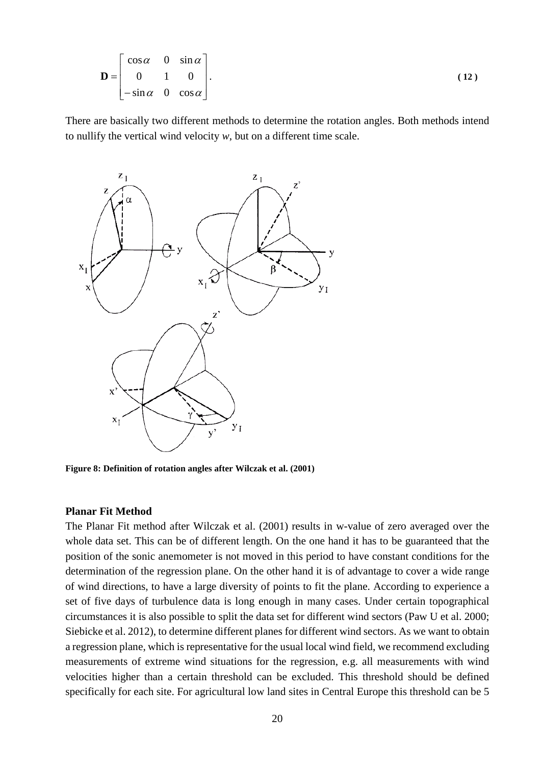$$\mathbf{D} = \begin{bmatrix} \cos\alpha & 0 & \sin\alpha \\ 0 & 1 & 0 \\ -\sin\alpha & 0 & \cos\alpha \end{bmatrix}. \tag{12}$$

There are basically two different methods to determine the rotation angles. Both methods intend to nullify the vertical wind velocity *w*, but on a different time scale.

**Figure 8: Definition of rotation angles after Wilczak et al. (2001)**

### Planar Fit Method

The Planar Fit method after Wilczak et al. (2001) results in w-value of zero averaged over the whole data set. This can be of different length. On the one hand it has to be guaranteed that the position of the sonic anemometer is not moved in this period to have constant conditions for the determination of the regression plane. On the other hand it is of advantage to cover a wide range of wind directions, to have a large diversity of points to fit the plane. According to experience a set of five days of turbulence data is long enough in many cases. Under certain topographical circumstances it is also possible to split the data set for different wind sectors (Paw U et al. 2000; Siebicke et al. 2012), to determine different planes for different wind sectors. As we want to obtain a regression plane, which is representative for the usual local wind field, we recommend excluding measurements of extreme wind situations for the regression, e.g. all measurements with wind velocities higher than a certain threshold can be excluded. This threshold should be defined specifically for each site. For agricultural low land sites in Central Europe this threshold can be 5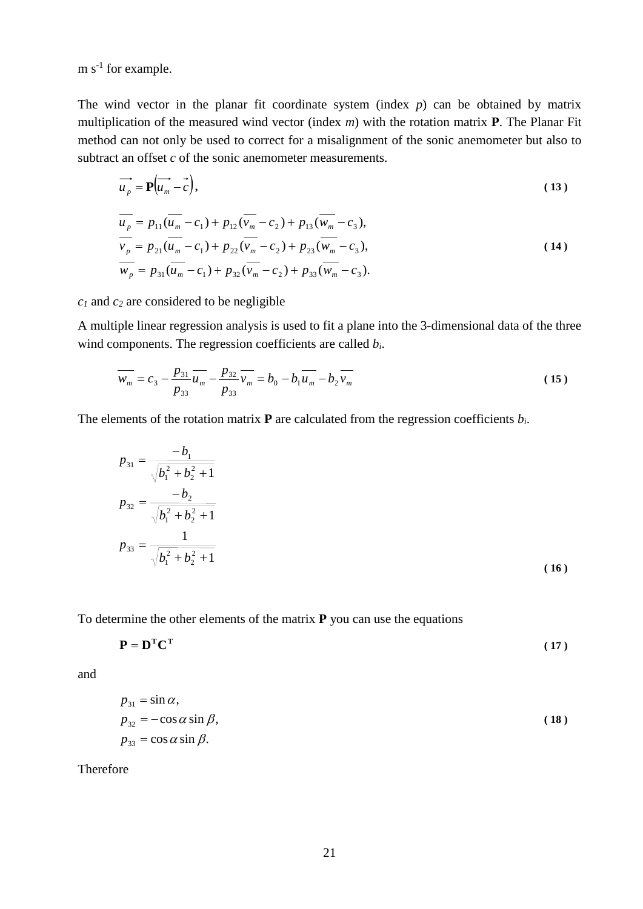m s$^{-1}$ for example.

The wind vector in the planar fit coordinate system (index $p$) can be obtained by matrix multiplication of the measured wind vector (index $m$) with the rotation matrix **P**. The Planar Fit method can not only be used to correct for a misalignment of the sonic anemometer but also to subtract an offset $c$ of the sonic anemometer measurements.

$$\overrightarrow{u_p} = \mathbf{P}\left(\overrightarrow{u_m} - \vec{c}\right), \tag{13}$$

$$\begin{aligned}
\overline{u_p} &= p_{11}(\overline{u_m} - c_1) + p_{12}(\overline{v_m} - c_2) + p_{13}(\overline{w_m} - c_3), \\
\overline{v_p} &= p_{21}(\overline{u_m} - c_1) + p_{22}(\overline{v_m} - c_2) + p_{23}(\overline{w_m} - c_3), \\
\overline{w_p} &= p_{31}(\overline{u_m} - c_1) + p_{32}(\overline{v_m} - c_2) + p_{33}(\overline{w_m} - c_3).
\end{aligned} \tag{14}$$

$c_1$ and $c_2$ are considered to be negligible

A multiple linear regression analysis is used to fit a plane into the 3-dimensional data of the three wind components. The regression coefficients are called $b_i$.

$$\overline{w_m} = c_3 - \frac{p_{31}}{p_{33}}\overline{u_m} - \frac{p_{32}}{p_{33}}\overline{v_m} = b_0 - b_1\overline{u_m} - b_2\overline{v_m} \tag{15}$$

The elements of the rotation matrix **P** are calculated from the regression coefficients $b_i$.

$$\begin{aligned}
p_{31} &= \frac{-b_1}{\sqrt{b_1^2 + b_2^2 + 1}} \\
p_{32} &= \frac{-b_2}{\sqrt{b_1^2 + b_2^2 + 1}} \\
p_{33} &= \frac{1}{\sqrt{b_1^2 + b_2^2 + 1}}
\end{aligned} \tag{16}$$

To determine the other elements of the matrix **P** you can use the equations

$$\mathbf{P} = \mathbf{D^T C^T} \tag{17}$$

and

$$\begin{aligned}
p_{31} &= \sin\alpha, \\
p_{32} &= -\cos\alpha \sin\beta, \\
p_{33} &= \cos\alpha \sin\beta.
\end{aligned} \tag{18}$$

Therefore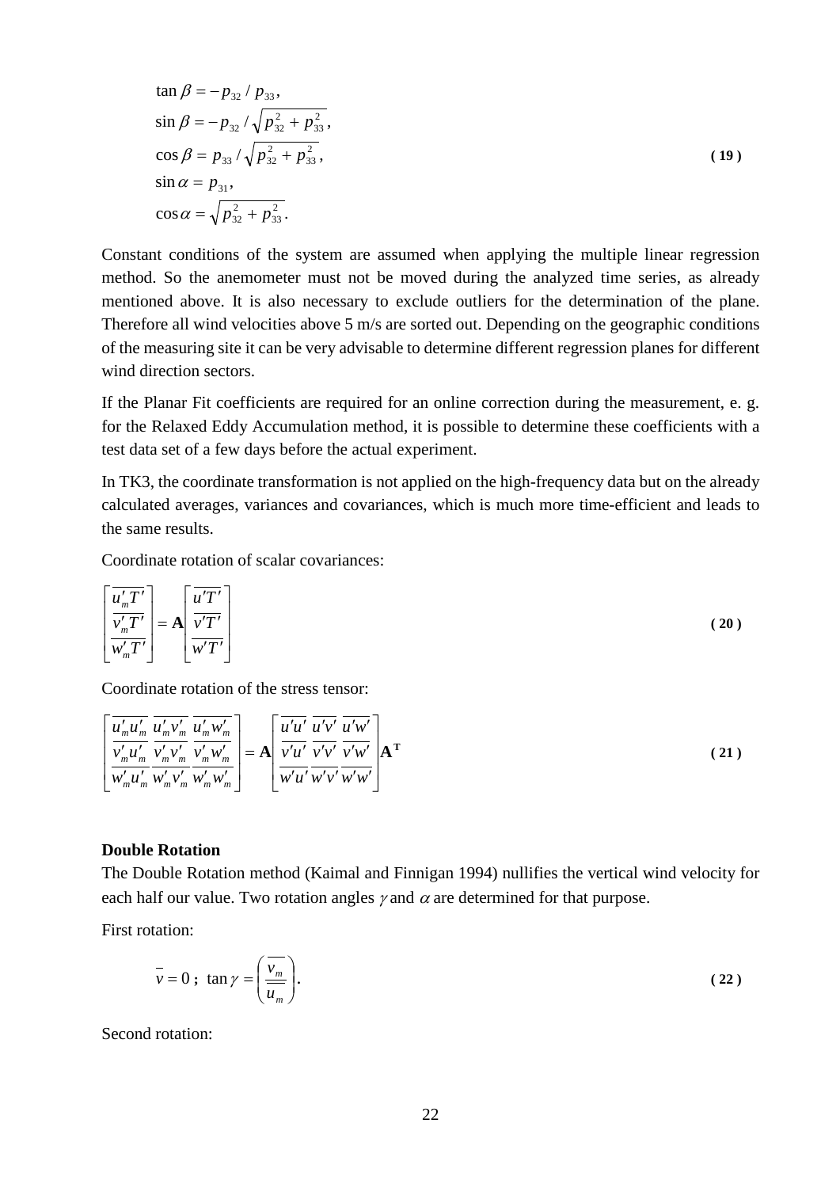$$
\begin{aligned}
&\tan\beta = -p_{32} / p_{33}, \\
&\sin\beta = -p_{32} / \sqrt{p_{32}^2 + p_{33}^2}, \\
&\cos\beta = p_{33} / \sqrt{p_{32}^2 + p_{33}^2}, \\
&\sin\alpha = p_{31}, \\
&\cos\alpha = \sqrt{p_{32}^2 + p_{33}^2}.
\end{aligned}
\tag{19}
$$

Constant conditions of the system are assumed when applying the multiple linear regression method. So the anemometer must not be moved during the analyzed time series, as already mentioned above. It is also necessary to exclude outliers for the determination of the plane. Therefore all wind velocities above 5 m/s are sorted out. Depending on the geographic conditions of the measuring site it can be very advisable to determine different regression planes for different wind direction sectors.

If the Planar Fit coefficients are required for an online correction during the measurement, e. g. for the Relaxed Eddy Accumulation method, it is possible to determine these coefficients with a test data set of a few days before the actual experiment.

In TK3, the coordinate transformation is not applied on the high-frequency data but on the already calculated averages, variances and covariances, which is much more time-efficient and leads to the same results.

Coordinate rotation of scalar covariances:

$$
\begin{bmatrix} \overline{u_m' T'} \\ \overline{v_m' T'} \\ \overline{w_m' T'} \end{bmatrix} = \mathbf{A} \begin{bmatrix} \overline{u' T'} \\ \overline{v' T'} \\ \overline{w' T'} \end{bmatrix}
\tag{20}
$$

Coordinate rotation of the stress tensor:

$$
\begin{bmatrix} \overline{u_m' u_m'} & \overline{u_m' v_m'} & \overline{u_m' w_m'} \\ \overline{v_m' u_m'} & \overline{v_m' v_m'} & \overline{v_m' w_m'} \\ \overline{w_m' u_m'} & \overline{w_m' v_m'} & \overline{w_m' w_m'} \end{bmatrix} = \mathbf{A} \begin{bmatrix} \overline{u' u'} & \overline{u' v'} & \overline{u' w'} \\ \overline{v' u'} & \overline{v' v'} & \overline{v' w'} \\ \overline{w' u'} & \overline{w' v'} & \overline{w' w'} \end{bmatrix} \mathbf{A}^{\mathbf{T}}
\tag{21}
$$

**Double Rotation**

The Double Rotation method (Kaimal and Finnigan 1994) nullifies the vertical wind velocity for each half our value. Two rotation angles $\gamma$ and $\alpha$ are determined for that purpose.

First rotation:

$$
\bar{v} = 0 \; ; \; \tan\gamma = \left( \frac{\overline{v_m}}{\overline{u_m}} \right).
\tag{22}
$$

Second rotation: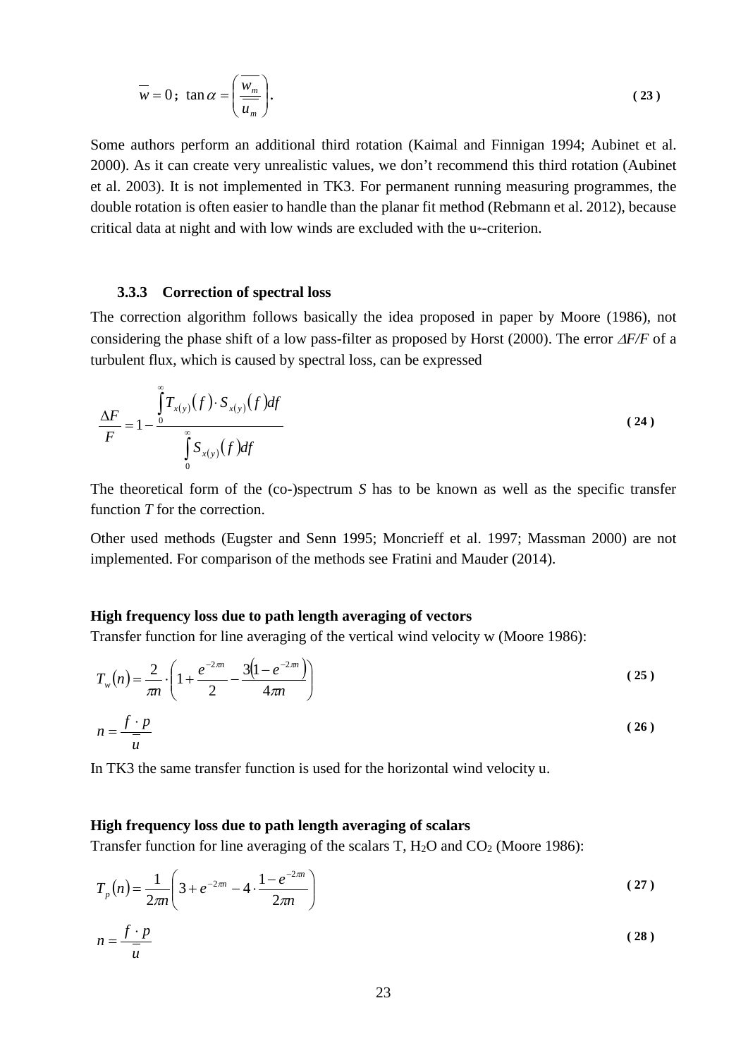$$\overline{w} = 0\,;\ \tan\alpha = \left(\frac{\overline{w_m}}{\overline{u_m}}\right). \tag{23}$$

Some authors perform an additional third rotation (Kaimal and Finnigan 1994; Aubinet et al. 2000). As it can create very unrealistic values, we don't recommend this third rotation (Aubinet et al. 2003). It is not implemented in TK3. For permanent running measuring programmes, the double rotation is often easier to handle than the planar fit method (Rebmann et al. 2012), because critical data at night and with low winds are excluded with the $u_*$-criterion.

### 3.3.3 Correction of spectral loss

The correction algorithm follows basically the idea proposed in paper by Moore (1986), not considering the phase shift of a low pass-filter as proposed by Horst (2000). The error $\Delta F/F$ of a turbulent flux, which is caused by spectral loss, can be expressed

$$\frac{\Delta F}{F} = 1 - \frac{\int_0^\infty T_{x(y)}(f)\cdot S_{x(y)}(f)\,df}{\int_0^\infty S_{x(y)}(f)\,df} \tag{24}$$

The theoretical form of the (co-)spectrum *S* has to be known as well as the specific transfer function *T* for the correction.

Other used methods (Eugster and Senn 1995; Moncrieff et al. 1997; Massman 2000) are not implemented. For comparison of the methods see Fratini and Mauder (2014).

**High frequency loss due to path length averaging of vectors**

Transfer function for line averaging of the vertical wind velocity w (Moore 1986):

$$T_w(n) = \frac{2}{\pi n}\cdot\left(1 + \frac{e^{-2\pi n}}{2} - \frac{3\left(1 - e^{-2\pi n}\right)}{4\pi n}\right) \tag{25}$$

$$n = \frac{f\cdot p}{\overline{u}} \tag{26}$$

In TK3 the same transfer function is used for the horizontal wind velocity u.

**High frequency loss due to path length averaging of scalars**

Transfer function for line averaging of the scalars T, $H_2O$ and $CO_2$ (Moore 1986):

$$T_p(n) = \frac{1}{2\pi n}\left(3 + e^{-2\pi n} - 4\cdot\frac{1 - e^{-2\pi n}}{2\pi n}\right) \tag{27}$$

$$n = \frac{f\cdot p}{\overline{u}} \tag{28}$$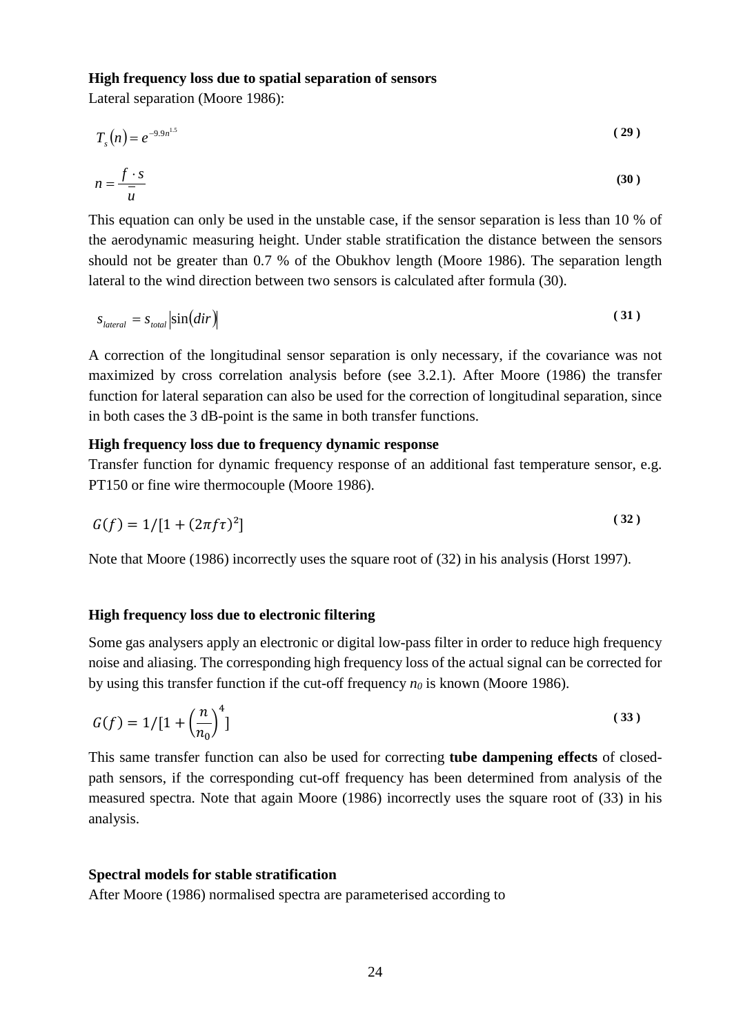**High frequency loss due to spatial separation of sensors**

Lateral separation (Moore 1986):

$$T_s(n) = e^{-9.9n^{1.5}} \tag{29}$$

$$n = \frac{f \cdot s}{\bar{u}} \tag{30}$$

This equation can only be used in the unstable case, if the sensor separation is less than 10 % of the aerodynamic measuring height. Under stable stratification the distance between the sensors should not be greater than 0.7 % of the Obukhov length (Moore 1986). The separation length lateral to the wind direction between two sensors is calculated after formula (30).

$$s_{lateral} = s_{total} \left|\sin(dir)\right| \tag{31}$$

A correction of the longitudinal sensor separation is only necessary, if the covariance was not maximized by cross correlation analysis before (see 3.2.1). After Moore (1986) the transfer function for lateral separation can also be used for the correction of longitudinal separation, since in both cases the 3 dB-point is the same in both transfer functions.

**High frequency loss due to frequency dynamic response**

Transfer function for dynamic frequency response of an additional fast temperature sensor, e.g. PT150 or fine wire thermocouple (Moore 1986).

$$G(f) = 1/[1 + (2\pi f \tau)^2] \tag{32}$$

Note that Moore (1986) incorrectly uses the square root of (32) in his analysis (Horst 1997).

**High frequency loss due to electronic filtering**

Some gas analysers apply an electronic or digital low-pass filter in order to reduce high frequency noise and aliasing. The corresponding high frequency loss of the actual signal can be corrected for by using this transfer function if the cut-off frequency $n_0$ is known (Moore 1986).

$$G(f) = 1/[1 + \left(\frac{n}{n_0}\right)^4] \tag{33}$$

This same transfer function can also be used for correcting **tube dampening effects** of closed-path sensors, if the corresponding cut-off frequency has been determined from analysis of the measured spectra. Note that again Moore (1986) incorrectly uses the square root of (33) in his analysis.

**Spectral models for stable stratification**

After Moore (1986) normalised spectra are parameterised according to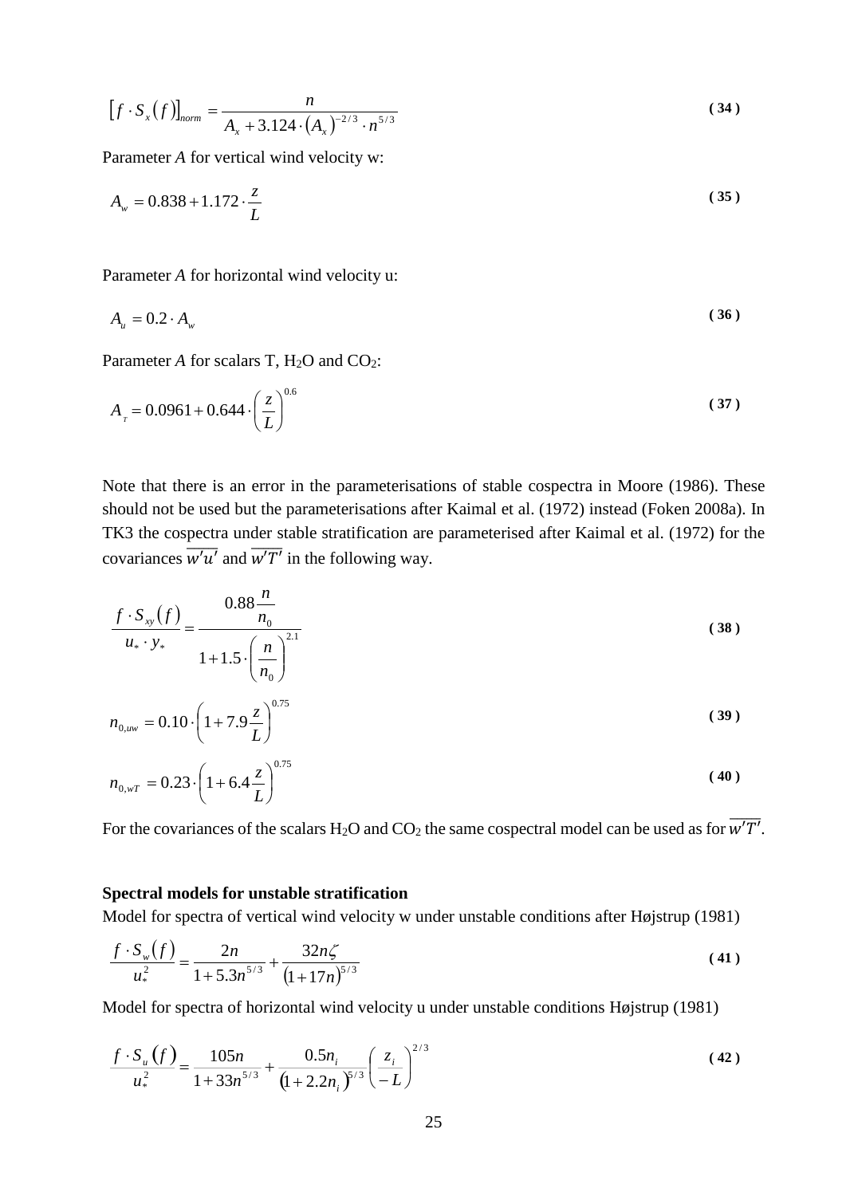$$\left[f \cdot S_x(f)\right]_{norm} = \frac{n}{A_x + 3.124 \cdot (A_x)^{-2/3} \cdot n^{5/3}} \tag{34}$$

Parameter *A* for vertical wind velocity w:

$$A_w = 0.838 + 1.172 \cdot \frac{z}{L} \tag{35}$$

Parameter *A* for horizontal wind velocity u:

$$A_u = 0.2 \cdot A_w \tag{36}$$

Parameter *A* for scalars T, $H_2O$ and $CO_2$:

$$A_T = 0.0961 + 0.644 \cdot \left(\frac{z}{L}\right)^{0.6} \tag{37}$$

Note that there is an error in the parameterisations of stable cospectra in Moore (1986). These should not be used but the parameterisations after Kaimal et al. (1972) instead (Foken 2008a). In TK3 the cospectra under stable stratification are parameterised after Kaimal et al. (1972) for the covariances $\overline{w'u'}$ and $\overline{w'T'}$ in the following way.

$$\frac{f \cdot S_{xy}(f)}{u_* \cdot y_*} = \frac{0.88 \frac{n}{n_0}}{1 + 1.5 \cdot \left(\frac{n}{n_0}\right)^{2.1}} \tag{38}$$

$$n_{0,uw} = 0.10 \cdot \left(1 + 7.9 \frac{z}{L}\right)^{0.75} \tag{39}$$

$$n_{0,wT} = 0.23 \cdot \left(1 + 6.4 \frac{z}{L}\right)^{0.75} \tag{40}$$

For the covariances of the scalars $H_2O$ and $CO_2$ the same cospectral model can be used as for $\overline{w'T'}$.

**Spectral models for unstable stratification**

Model for spectra of vertical wind velocity w under unstable conditions after Højstrup (1981)

$$\frac{f \cdot S_w(f)}{u_*^2} = \frac{2n}{1 + 5.3 n^{5/3}} + \frac{32 n \zeta}{(1 + 17n)^{5/3}} \tag{41}$$

Model for spectra of horizontal wind velocity u under unstable conditions Højstrup (1981)

$$\frac{f \cdot S_u(f)}{u_*^2} = \frac{105n}{1 + 33 n^{5/3}} + \frac{0.5 n_i}{(1 + 2.2 n_i)^{5/3}} \left(\frac{z_i}{-L}\right)^{2/3} \tag{42}$$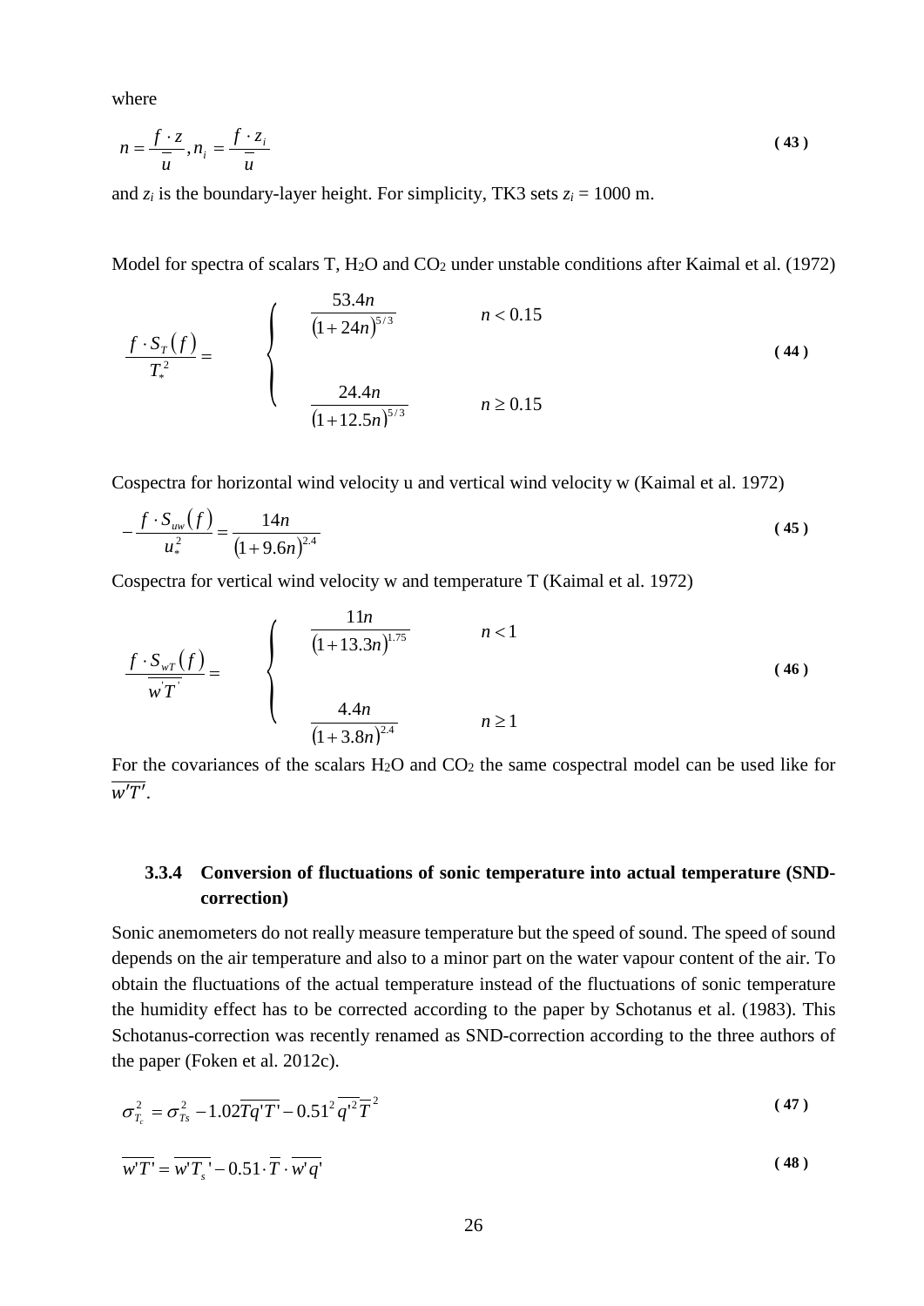where

$$n = \frac{f \cdot z}{\overline{u}}, n_i = \frac{f \cdot z_i}{\overline{u}} \tag{43}$$

and $z_i$ is the boundary-layer height. For simplicity, TK3 sets $z_i$ = 1000 m.

Model for spectra of scalars T, $H_2O$ and $CO_2$ under unstable conditions after Kaimal et al. (1972)

$$\frac{f \cdot S_T(f)}{T_*^2} = \begin{cases} \dfrac{53.4n}{(1+24n)^{5/3}} & n < 0.15 \\ \dfrac{24.4n}{(1+12.5n)^{5/3}} & n \geq 0.15 \end{cases} \tag{44}$$

Cospectra for horizontal wind velocity u and vertical wind velocity w (Kaimal et al. 1972)

$$-\frac{f \cdot S_{uw}(f)}{u_*^2} = \frac{14n}{(1+9.6n)^{2.4}} \tag{45}$$

Cospectra for vertical wind velocity w and temperature T (Kaimal et al. 1972)

$$\frac{f \cdot S_{wT}(f)}{\overline{w'T'}} = \begin{cases} \dfrac{11n}{(1+13.3n)^{1.75}} & n < 1 \\ \dfrac{4.4n}{(1+3.8n)^{2.4}} & n \geq 1 \end{cases} \tag{46}$$

For the covariances of the scalars $H_2O$ and $CO_2$ the same cospectral model can be used like for $\overline{w'T'}$.

### 3.3.4 Conversion of fluctuations of sonic temperature into actual temperature (SND-correction)

Sonic anemometers do not really measure temperature but the speed of sound. The speed of sound depends on the air temperature and also to a minor part on the water vapour content of the air. To obtain the fluctuations of the actual temperature instead of the fluctuations of sonic temperature the humidity effect has to be corrected according to the paper by Schotanus et al. (1983). This Schotanus-correction was recently renamed as SND-correction according to the three authors of the paper (Foken et al. 2012c).

$$\sigma_{T_c}^2 = \sigma_{Ts}^2 - 1.02\overline{T}\overline{q'T'} - 0.51^2\,\overline{q'^2}\,\overline{T}^2 \tag{47}$$

$$\overline{w'T'} = \overline{w'T_s'} - 0.51 \cdot \overline{T} \cdot \overline{w'q'} \tag{48}$$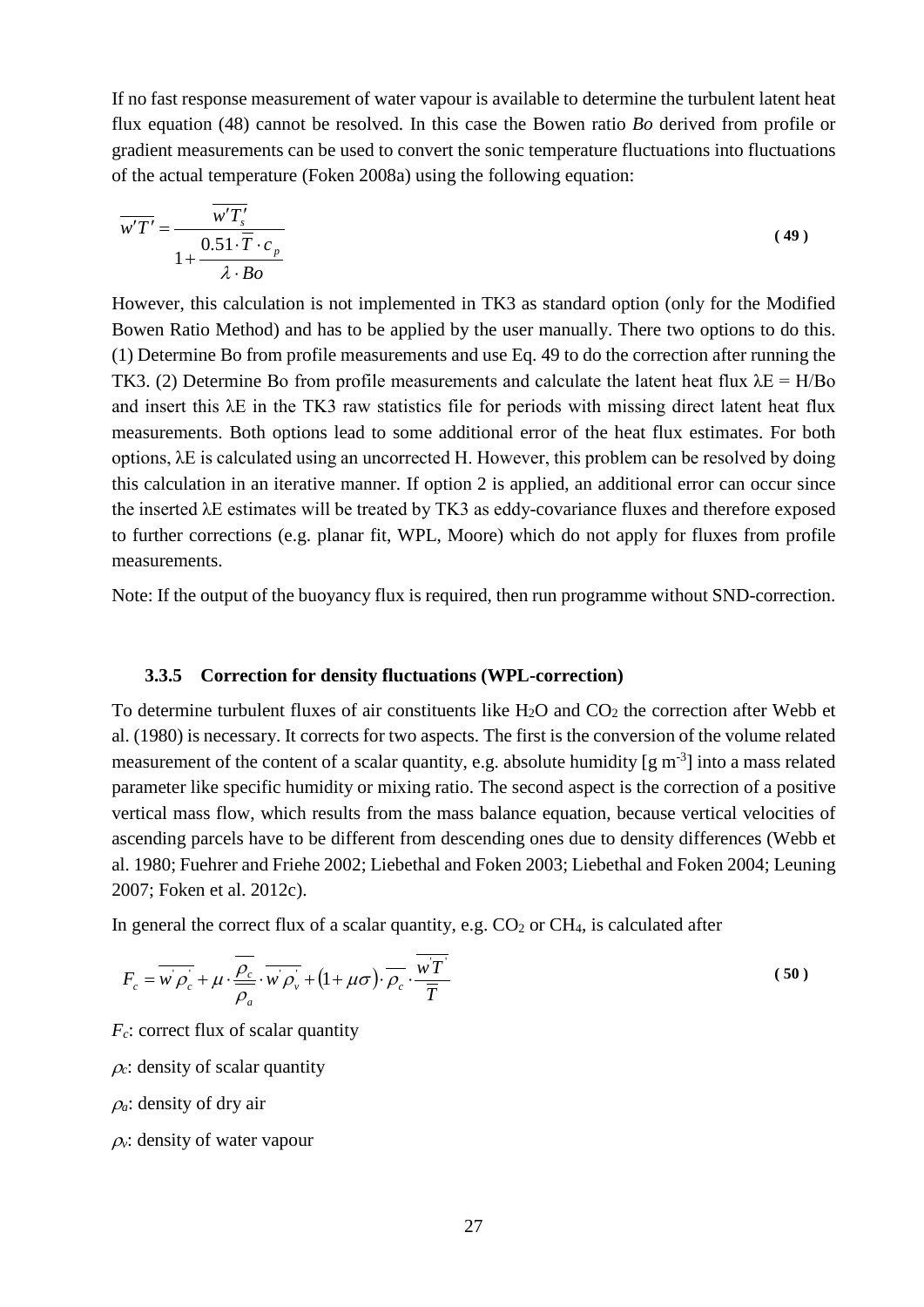If no fast response measurement of water vapour is available to determine the turbulent latent heat flux equation (48) cannot be resolved. In this case the Bowen ratio *Bo* derived from profile or gradient measurements can be used to convert the sonic temperature fluctuations into fluctuations of the actual temperature (Foken 2008a) using the following equation:

$$\overline{w'T'} = \frac{\overline{w'T_s'}}{1 + \dfrac{0.51 \cdot \overline{T} \cdot c_p}{\lambda \cdot Bo}} \tag{49}$$

However, this calculation is not implemented in TK3 as standard option (only for the Modified Bowen Ratio Method) and has to be applied by the user manually. There two options to do this. (1) Determine Bo from profile measurements and use Eq. 49 to do the correction after running the TK3. (2) Determine Bo from profile measurements and calculate the latent heat flux $\lambda E = H/Bo$ and insert this $\lambda E$ in the TK3 raw statistics file for periods with missing direct latent heat flux measurements. Both options lead to some additional error of the heat flux estimates. For both options, $\lambda E$ is calculated using an uncorrected H. However, this problem can be resolved by doing this calculation in an iterative manner. If option 2 is applied, an additional error can occur since the inserted $\lambda E$ estimates will be treated by TK3 as eddy-covariance fluxes and therefore exposed to further corrections (e.g. planar fit, WPL, Moore) which do not apply for fluxes from profile measurements.

Note: If the output of the buoyancy flux is required, then run programme without SND-correction.

### 3.3.5 Correction for density fluctuations (WPL-correction)

To determine turbulent fluxes of air constituents like $H_2O$ and $CO_2$ the correction after Webb et al. (1980) is necessary. It corrects for two aspects. The first is the conversion of the volume related measurement of the content of a scalar quantity, e.g. absolute humidity [g m$^{-3}$] into a mass related parameter like specific humidity or mixing ratio. The second aspect is the correction of a positive vertical mass flow, which results from the mass balance equation, because vertical velocities of ascending parcels have to be different from descending ones due to density differences (Webb et al. 1980; Fuehrer and Friehe 2002; Liebethal and Foken 2003; Liebethal and Foken 2004; Leuning 2007; Foken et al. 2012c).

In general the correct flux of a scalar quantity, e.g. $CO_2$ or $CH_4$, is calculated after

$$F_c = \overline{w'\rho_c'} + \mu \cdot \frac{\overline{\rho_c}}{\overline{\rho_a}} \cdot \overline{w'\rho_v'} + (1 + \mu\sigma) \cdot \overline{\rho_c} \cdot \frac{\overline{w'T'}}{\overline{T}} \tag{50}$$

$F_c$: correct flux of scalar quantity

$\rho_c$: density of scalar quantity

$\rho_a$: density of dry air

$\rho_v$: density of water vapour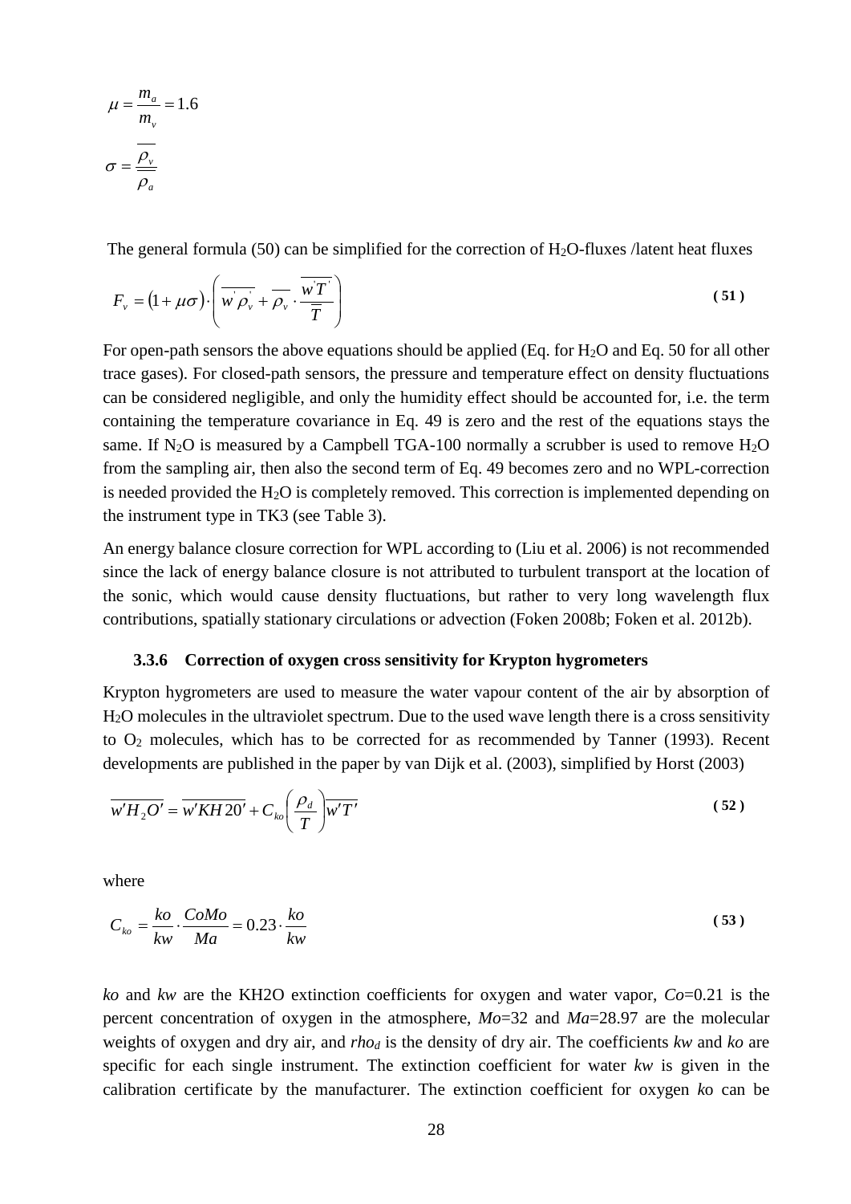$$\mu = \frac{m_a}{m_v} = 1.6$$

$$\sigma = \frac{\overline{\rho_v}}{\overline{\rho_a}}$$

The general formula (50) can be simplified for the correction of $H_2O$-fluxes /latent heat fluxes

$$F_v = (1 + \mu\sigma) \cdot \left( \overline{w' \rho_v'} + \overline{\rho_v} \cdot \frac{\overline{w' T'}}{\overline{T}} \right) \tag{51}$$

For open-path sensors the above equations should be applied (Eq. for $H_2O$ and Eq. 50 for all other trace gases). For closed-path sensors, the pressure and temperature effect on density fluctuations can be considered negligible, and only the humidity effect should be accounted for, i.e. the term containing the temperature covariance in Eq. 49 is zero and the rest of the equations stays the same. If $N_2O$ is measured by a Campbell TGA-100 normally a scrubber is used to remove $H_2O$ from the sampling air, then also the second term of Eq. 49 becomes zero and no WPL-correction is needed provided the $H_2O$ is completely removed. This correction is implemented depending on the instrument type in TK3 (see Table 3).

An energy balance closure correction for WPL according to (Liu et al. 2006) is not recommended since the lack of energy balance closure is not attributed to turbulent transport at the location of the sonic, which would cause density fluctuations, but rather to very long wavelength flux contributions, spatially stationary circulations or advection (Foken 2008b; Foken et al. 2012b).

### 3.3.6 Correction of oxygen cross sensitivity for Krypton hygrometers

Krypton hygrometers are used to measure the water vapour content of the air by absorption of $H_2O$ molecules in the ultraviolet spectrum. Due to the used wave length there is a cross sensitivity to $O_2$ molecules, which has to be corrected for as recommended by Tanner (1993). Recent developments are published in the paper by van Dijk et al. (2003), simplified by Horst (2003)

$$\overline{w'H_2O'} = \overline{w'KH20'} + C_{ko}\left(\frac{\rho_d}{T}\right)\overline{w'T'} \tag{52}$$

where

$$C_{ko} = \frac{ko}{kw} \cdot \frac{CoMo}{Ma} = 0.23 \cdot \frac{ko}{kw} \tag{53}$$

*ko* and *kw* are the KH2O extinction coefficients for oxygen and water vapor, *Co*=0.21 is the percent concentration of oxygen in the atmosphere, *Mo*=32 and *Ma*=28.97 are the molecular weights of oxygen and dry air, and $rho_d$ is the density of dry air. The coefficients *kw* and *ko* are specific for each single instrument. The extinction coefficient for water *kw* is given in the calibration certificate by the manufacturer. The extinction coefficient for oxygen *ko* can be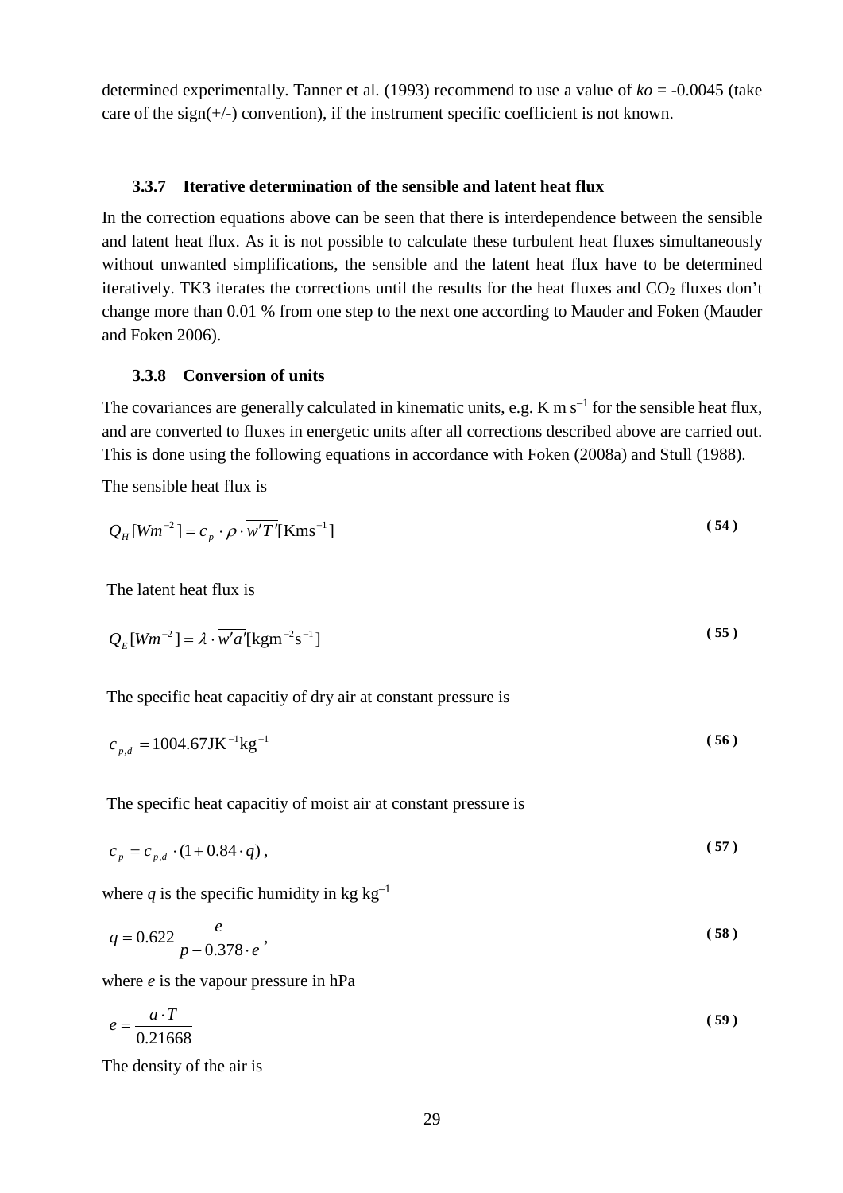determined experimentally. Tanner et al. (1993) recommend to use a value of *ko* = -0.0045 (take care of the sign(+/-) convention), if the instrument specific coefficient is not known.

### 3.3.7 Iterative determination of the sensible and latent heat flux

In the correction equations above can be seen that there is interdependence between the sensible and latent heat flux. As it is not possible to calculate these turbulent heat fluxes simultaneously without unwanted simplifications, the sensible and the latent heat flux have to be determined iteratively. TK3 iterates the corrections until the results for the heat fluxes and $CO_2$ fluxes don't change more than 0.01 % from one step to the next one according to Mauder and Foken (Mauder and Foken 2006).

### 3.3.8 Conversion of units

The covariances are generally calculated in kinematic units, e.g. K m $s^{-1}$ for the sensible heat flux, and are converted to fluxes in energetic units after all corrections described above are carried out. This is done using the following equations in accordance with Foken (2008a) and Stull (1988).

The sensible heat flux is

$$Q_H[Wm^{-2}] = c_p \cdot \rho \cdot \overline{w'T'}[\mathrm{Kms^{-1}}] \tag{54}$$

The latent heat flux is

$$Q_E[Wm^{-2}] = \lambda \cdot \overline{w'a'}[\mathrm{kgm^{-2}s^{-1}}] \tag{55}$$

The specific heat capacitiy of dry air at constant pressure is

$$c_{p,d} = 1004.67\mathrm{JK^{-1}kg^{-1}} \tag{56}$$

The specific heat capacitiy of moist air at constant pressure is

$$c_p = c_{p,d} \cdot (1 + 0.84 \cdot q)\,, \tag{57}$$

where $q$ is the specific humidity in kg $kg^{-1}$

$$q = 0.622 \frac{e}{p - 0.378 \cdot e}\,, \tag{58}$$

where $e$ is the vapour pressure in hPa

$$e = \frac{a \cdot T}{0.21668} \tag{59}$$

The density of the air is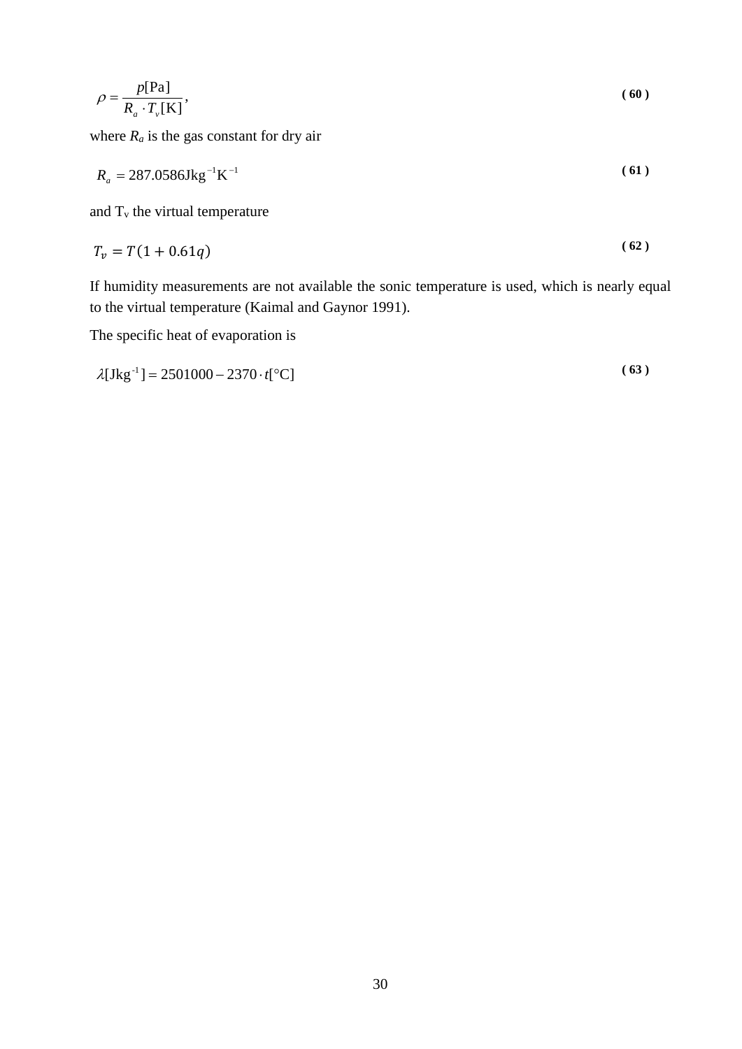$$\rho = \frac{p[\text{Pa}]}{R_a \cdot T_v[\text{K}]}, \qquad (60)$$

where $R_a$ is the gas constant for dry air

$$R_a = 287.0586 \text{Jkg}^{-1}\text{K}^{-1} \qquad (61)$$

and $T_v$ the virtual temperature

$$T_v = T(1 + 0.61q) \qquad (62)$$

If humidity measurements are not available the sonic temperature is used, which is nearly equal to the virtual temperature (Kaimal and Gaynor 1991).

The specific heat of evaporation is

$$\lambda[\text{Jkg}^{-1}] = 2501000 - 2370 \cdot t[°\text{C}] \qquad (63)$$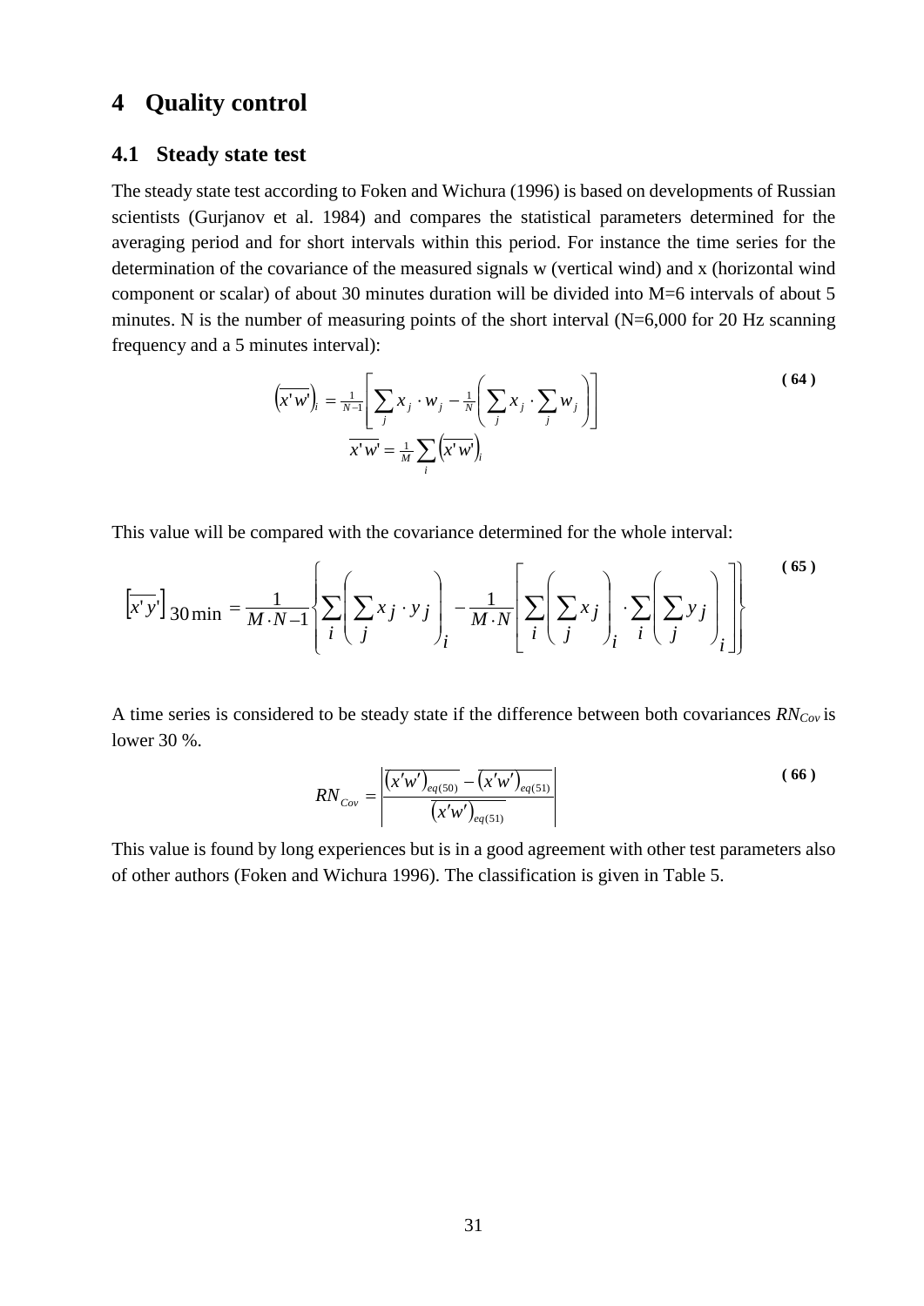# 4 Quality control

## 4.1 Steady state test

The steady state test according to Foken and Wichura (1996) is based on developments of Russian scientists (Gurjanov et al. 1984) and compares the statistical parameters determined for the averaging period and for short intervals within this period. For instance the time series for the determination of the covariance of the measured signals w (vertical wind) and x (horizontal wind component or scalar) of about 30 minutes duration will be divided into M=6 intervals of about 5 minutes. N is the number of measuring points of the short interval (N=6,000 for 20 Hz scanning frequency and a 5 minutes interval):

$$\left(\overline{x'w'}\right)_i = \tfrac{1}{N-1}\left[\sum_j x_j \cdot w_j - \tfrac{1}{N}\left(\sum_j x_j \cdot \sum_j w_j\right)\right]$$
$$\overline{x'w'} = \tfrac{1}{M}\sum_i \left(\overline{x'w'}\right)_i \tag{64}$$

This value will be compared with the covariance determined for the whole interval:

$$\left[\overline{x'y'}\right]_{30\,\mathrm{min}} = \frac{1}{M \cdot N - 1}\left\{\sum_i \left(\sum_j x_j \cdot y_j\right)_i - \frac{1}{M \cdot N}\left[\sum_i \left(\sum_j x_j\right)_i \cdot \sum_i \left(\sum_j y_j\right)_i\right]\right\} \tag{65}$$

A time series is considered to be steady state if the difference between both covariances $RN_{Cov}$ is lower 30 %.

$$RN_{Cov} = \left|\frac{\overline{\left(x'w'\right)}_{eq(50)} - \overline{\left(x'w'\right)}_{eq(51)}}{\overline{\left(x'w'\right)}_{eq(51)}}\right| \tag{66}$$

This value is found by long experiences but is in a good agreement with other test parameters also of other authors (Foken and Wichura 1996). The classification is given in Table 5.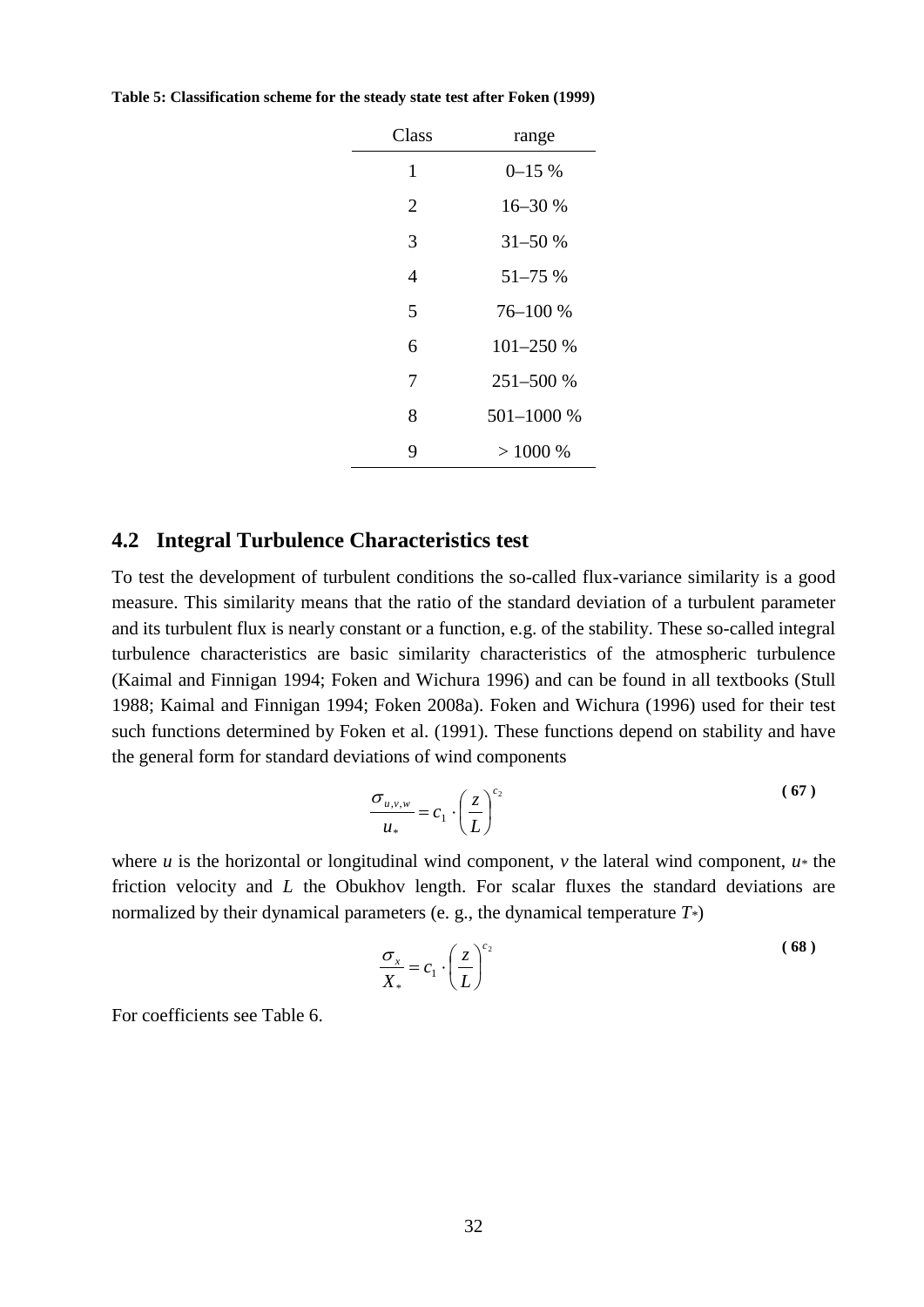**Table 5: Classification scheme for the steady state test after Foken (1999)**

| Class | range |
|---|---|
| 1 | 0–15 % |
| 2 | 16–30 % |
| 3 | 31–50 % |
| 4 | 51–75 % |
| 5 | 76–100 % |
| 6 | 101–250 % |
| 7 | 251–500 % |
| 8 | 501–1000 % |
| 9 | > 1000 % |

## 4.2 Integral Turbulence Characteristics test

To test the development of turbulent conditions the so-called flux-variance similarity is a good measure. This similarity means that the ratio of the standard deviation of a turbulent parameter and its turbulent flux is nearly constant or a function, e.g. of the stability. These so-called integral turbulence characteristics are basic similarity characteristics of the atmospheric turbulence (Kaimal and Finnigan 1994; Foken and Wichura 1996) and can be found in all textbooks (Stull 1988; Kaimal and Finnigan 1994; Foken 2008a). Foken and Wichura (1996) used for their test such functions determined by Foken et al. (1991). These functions depend on stability and have the general form for standard deviations of wind components

$$\frac{\sigma_{u,v,w}}{u_*} = c_1 \cdot \left(\frac{z}{L}\right)^{c_2} \tag{67}$$

where $u$ is the horizontal or longitudinal wind component, $v$ the lateral wind component, $u_*$ the friction velocity and $L$ the Obukhov length. For scalar fluxes the standard deviations are normalized by their dynamical parameters (e. g., the dynamical temperature $T_*$)

$$\frac{\sigma_x}{X_*} = c_1 \cdot \left(\frac{z}{L}\right)^{c_2} \tag{68}$$

For coefficients see Table 6.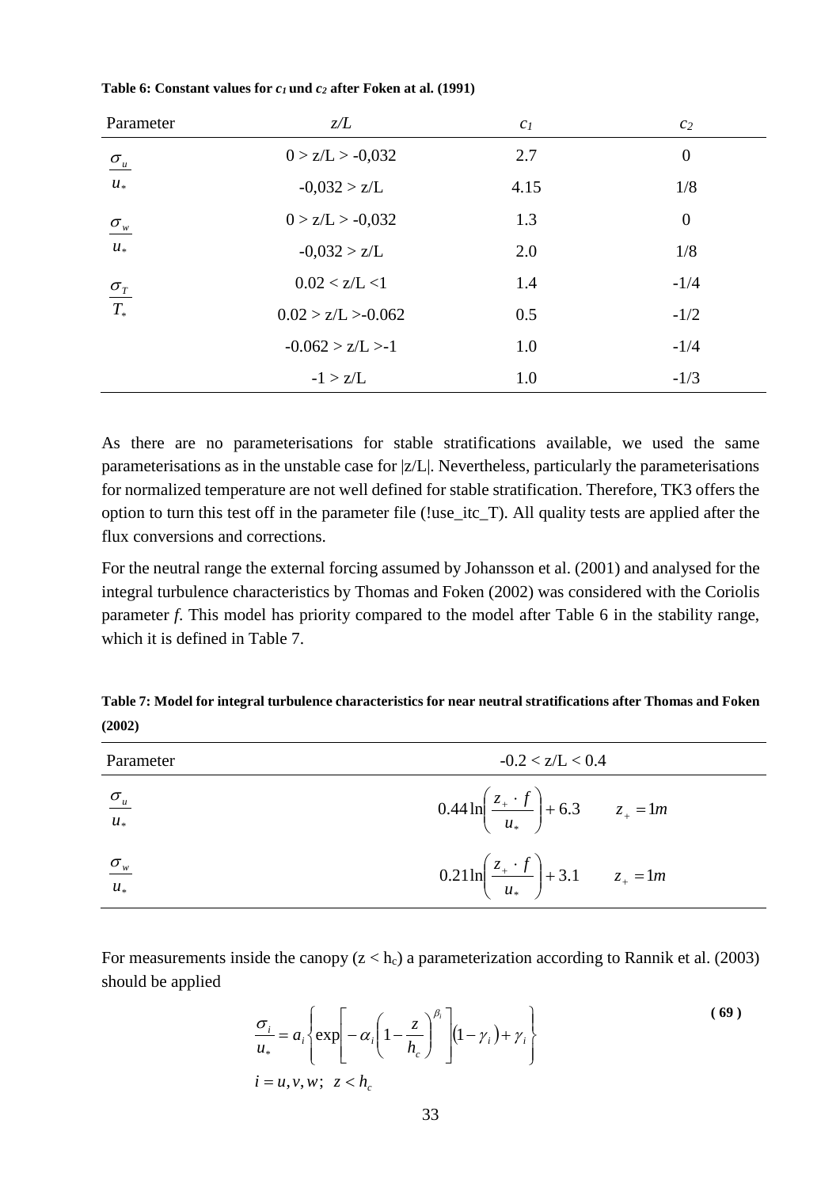**Table 6: Constant values for $c_1$ und $c_2$ after Foken at al. (1991)**

| Parameter | $z/L$ | $c_1$ | $c_2$ |
|---|---|---|---|
| $\frac{\sigma_u}{u_*}$ | 0 > z/L > -0,032 | 2.7 | 0 |
| | -0,032 > z/L | 4.15 | 1/8 |
| $\frac{\sigma_w}{u_*}$ | 0 > z/L > -0,032 | 1.3 | 0 |
| | -0,032 > z/L | 2.0 | 1/8 |
| $\frac{\sigma_T}{T_*}$ | 0.02 < z/L <1 | 1.4 | -1/4 |
| | 0.02 > z/L >-0.062 | 0.5 | -1/2 |
| | -0.062 > z/L >-1 | 1.0 | -1/4 |
| | -1 > z/L | 1.0 | -1/3 |

As there are no parameterisations for stable stratifications available, we used the same parameterisations as in the unstable case for |z/L|. Nevertheless, particularly the parameterisations for normalized temperature are not well defined for stable stratification. Therefore, TK3 offers the option to turn this test off in the parameter file (!use_itc_T). All quality tests are applied after the flux conversions and corrections.

For the neutral range the external forcing assumed by Johansson et al. (2001) and analysed for the integral turbulence characteristics by Thomas and Foken (2002) was considered with the Coriolis parameter *f*. This model has priority compared to the model after Table 6 in the stability range, which it is defined in Table 7.

**Table 7: Model for integral turbulence characteristics for near neutral stratifications after Thomas and Foken (2002)**

| Parameter | -0.2 < z/L < 0.4 |
|---|---|
| $\frac{\sigma_u}{u_*}$ | $0.44\ln\left(\frac{z_+ \cdot f}{u_*}\right)+6.3 \qquad z_+ = 1m$ |
| $\frac{\sigma_w}{u_*}$ | $0.21\ln\left(\frac{z_+ \cdot f}{u_*}\right)+3.1 \qquad z_+ = 1m$ |

For measurements inside the canopy ($z < h_c$) a parameterization according to Rannik et al. (2003) should be applied

$$\frac{\sigma_i}{u_*} = a_i\left\{\exp\left[-\alpha_i\left(1-\frac{z}{h_c}\right)^{\beta_i}\right](1-\gamma_i)+\gamma_i\right\} \tag{69}$$
$$i = u, v, w; \;\; z < h_c$$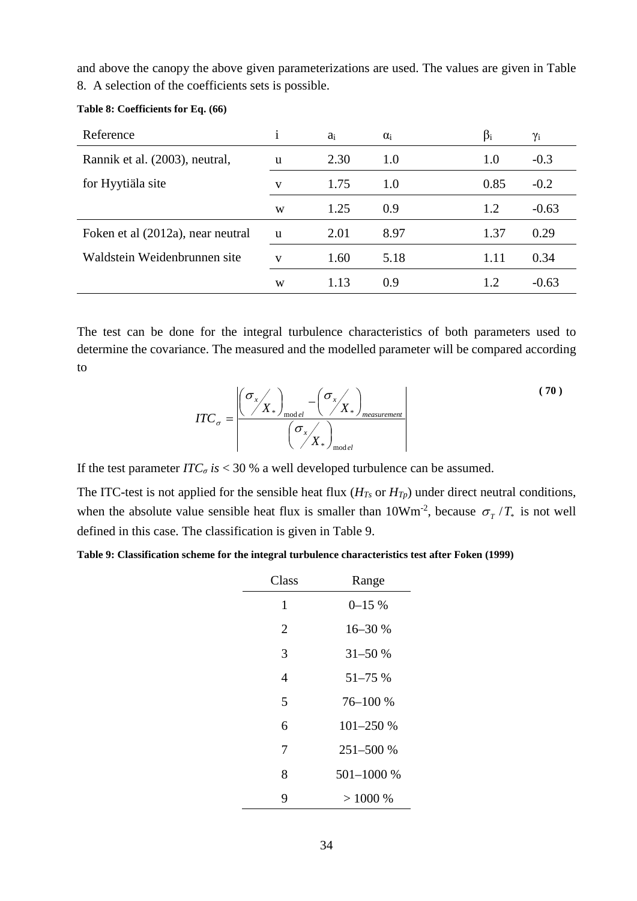and above the canopy the above given parameterizations are used. The values are given in Table 8. A selection of the coefficients sets is possible.

**Table 8: Coefficients for Eq. (66)**

| Reference | i | $a_i$ | $\alpha_i$ | $\beta_i$ | $\gamma_i$ |
|---|---|---|---|---|---|
| Rannik et al. (2003), neutral, | u | 2.30 | 1.0 | 1.0 | -0.3 |
| for Hyytiäla site | v | 1.75 | 1.0 | 0.85 | -0.2 |
| | w | 1.25 | 0.9 | 1.2 | -0.63 |
| Foken et al (2012a), near neutral | u | 2.01 | 8.97 | 1.37 | 0.29 |
| Waldstein Weidenbrunnen site | v | 1.60 | 5.18 | 1.11 | 0.34 |
| | w | 1.13 | 0.9 | 1.2 | -0.63 |

The test can be done for the integral turbulence characteristics of both parameters used to determine the covariance. The measured and the modelled parameter will be compared according to

$$ITC_{\sigma} = \left| \frac{\left( \sigma_x / X_* \right)_{model} - \left( \sigma_x / X_* \right)_{measurement}}{\left( \sigma_x / X_* \right)_{model}} \right| \tag{70}$$

If the test parameter $ITC_{\sigma}$ *is* < 30 % a well developed turbulence can be assumed.

The ITC-test is not applied for the sensible heat flux ($H_{Ts}$ or $H_{Tp}$) under direct neutral conditions, when the absolute value sensible heat flux is smaller than $10 Wm^{-2}$, because $\sigma_T / T_*$ is not well defined in this case. The classification is given in Table 9.

**Table 9: Classification scheme for the integral turbulence characteristics test after Foken (1999)**

| Class | Range |
|---|---|
| 1 | 0–15 % |
| 2 | 16–30 % |
| 3 | 31–50 % |
| 4 | 51–75 % |
| 5 | 76–100 % |
| 6 | 101–250 % |
| 7 | 251–500 % |
| 8 | 501–1000 % |
| 9 | > 1000 % |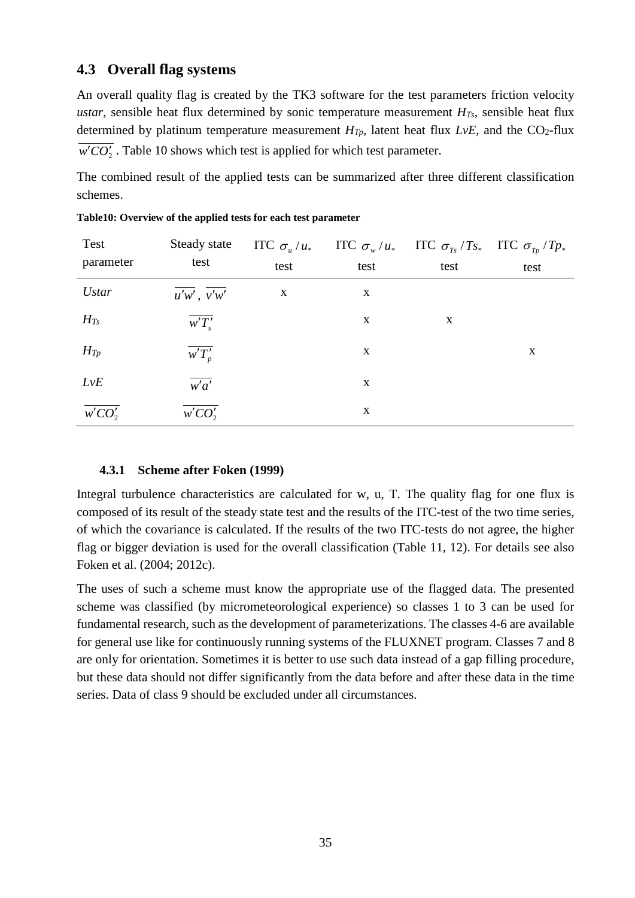## 4.3 Overall flag systems

An overall quality flag is created by the TK3 software for the test parameters friction velocity *ustar*, sensible heat flux determined by sonic temperature measurement $H_{Ts}$, sensible heat flux determined by platinum temperature measurement $H_{Tp}$, latent heat flux *LvE*, and the $CO_2$-flux $\overline{w'CO_2'}$. Table 10 shows which test is applied for which test parameter.

The combined result of the applied tests can be summarized after three different classification schemes.

**Table10: Overview of the applied tests for each test parameter**

| Test parameter | Steady state test | ITC $\sigma_u / u_*$ test | ITC $\sigma_w / u_*$ test | ITC $\sigma_{Ts} / Ts_*$ test | ITC $\sigma_{Tp} / Tp_*$ test |
|---|---|---|---|---|---|
| *Ustar* | $\overline{u'w'}$, $\overline{v'w'}$ | x | x | | |
| $H_{Ts}$ | $\overline{w'T_s'}$ | | x | x | |
| $H_{Tp}$ | $\overline{w'T_p'}$ | | x | | x |
| *LvE* | $\overline{w'a'}$ | | x | | |
| $\overline{w'CO_2'}$ | $\overline{w'CO_2'}$ | | x | | |

### 4.3.1 Scheme after Foken (1999)

Integral turbulence characteristics are calculated for w, u, T. The quality flag for one flux is composed of its result of the steady state test and the results of the ITC-test of the two time series, of which the covariance is calculated. If the results of the two ITC-tests do not agree, the higher flag or bigger deviation is used for the overall classification (Table 11, 12). For details see also Foken et al. (2004; 2012c).

The uses of such a scheme must know the appropriate use of the flagged data. The presented scheme was classified (by micrometeorological experience) so classes 1 to 3 can be used for fundamental research, such as the development of parameterizations. The classes 4-6 are available for general use like for continuously running systems of the FLUXNET program. Classes 7 and 8 are only for orientation. Sometimes it is better to use such data instead of a gap filling procedure, but these data should not differ significantly from the data before and after these data in the time series. Data of class 9 should be excluded under all circumstances.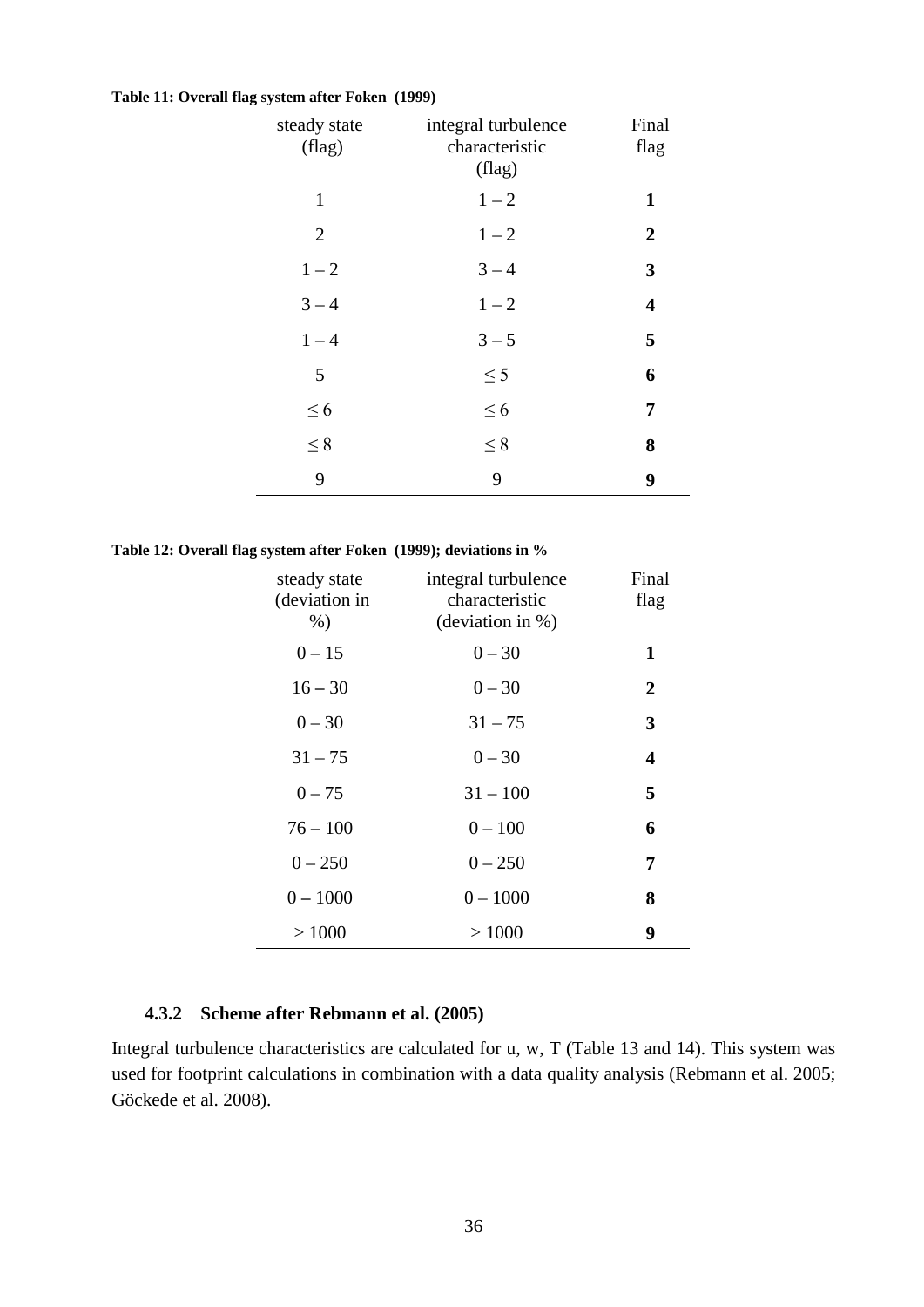**Table 11: Overall flag system after Foken (1999)**

| steady state (flag) | integral turbulence characteristic (flag) | Final flag |
|---|---|---|
| 1 | 1 – 2 | **1** |
| 2 | 1 – 2 | **2** |
| 1 – 2 | 3 – 4 | **3** |
| 3 – 4 | 1 – 2 | **4** |
| 1 – 4 | 3 – 5 | **5** |
| 5 | $\leq 5$ | **6** |
| $\leq 6$ | $\leq 6$ | **7** |
| $\leq 8$ | $\leq 8$ | **8** |
| 9 | 9 | **9** |

**Table 12: Overall flag system after Foken (1999); deviations in %**

| steady state (deviation in %) | integral turbulence characteristic (deviation in %) | Final flag |
|---|---|---|
| 0 – 15 | 0 – 30 | **1** |
| 16 – 30 | 0 – 30 | **2** |
| 0 – 30 | 31 – 75 | **3** |
| 31 – 75 | 0 – 30 | **4** |
| 0 – 75 | 31 – 100 | **5** |
| 76 – 100 | 0 – 100 | **6** |
| 0 – 250 | 0 – 250 | **7** |
| 0 – 1000 | 0 – 1000 | **8** |
| > 1000 | > 1000 | **9** |

### 4.3.2 Scheme after Rebmann et al. (2005)

Integral turbulence characteristics are calculated for u, w, T (Table 13 and 14). This system was used for footprint calculations in combination with a data quality analysis (Rebmann et al. 2005; Göckede et al. 2008).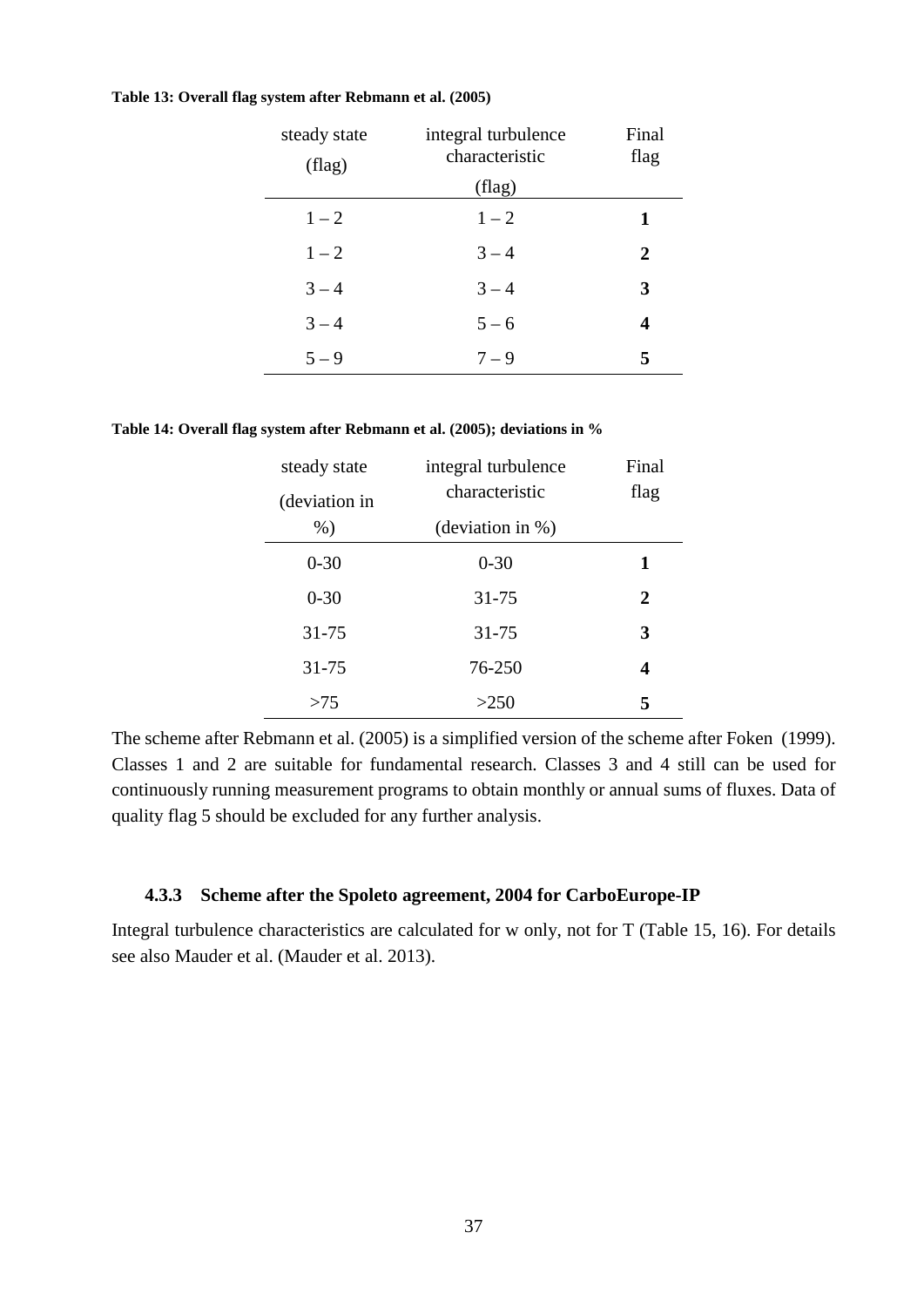**Table 13: Overall flag system after Rebmann et al. (2005)**

| steady state (flag) | integral turbulence characteristic (flag) | Final flag |
|---|---|---|
| 1 – 2 | 1 – 2 | **1** |
| 1 – 2 | 3 – 4 | **2** |
| 3 – 4 | 3 – 4 | **3** |
| 3 – 4 | 5 – 6 | **4** |
| 5 – 9 | 7 – 9 | **5** |

**Table 14: Overall flag system after Rebmann et al. (2005); deviations in %**

| steady state (deviation in %) | integral turbulence characteristic (deviation in %) | Final flag |
|---|---|---|
| 0-30 | 0-30 | **1** |
| 0-30 | 31-75 | **2** |
| 31-75 | 31-75 | **3** |
| 31-75 | 76-250 | **4** |
| >75 | >250 | **5** |

The scheme after Rebmann et al. (2005) is a simplified version of the scheme after Foken (1999). Classes 1 and 2 are suitable for fundamental research. Classes 3 and 4 still can be used for continuously running measurement programs to obtain monthly or annual sums of fluxes. Data of quality flag 5 should be excluded for any further analysis.

### 4.3.3 Scheme after the Spoleto agreement, 2004 for CarboEurope-IP

Integral turbulence characteristics are calculated for w only, not for T (Table 15, 16). For details see also Mauder et al. (Mauder et al. 2013).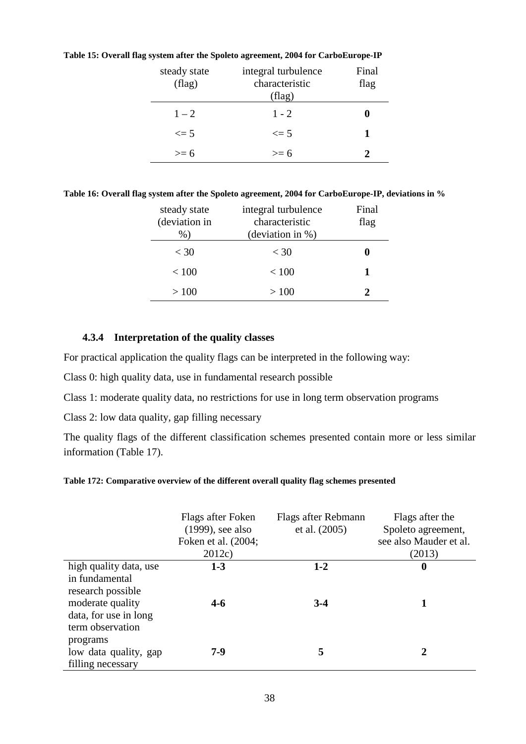**Table 15: Overall flag system after the Spoleto agreement, 2004 for CarboEurope-IP**

| steady state (flag) | integral turbulence characteristic (flag) | Final flag |
|---|---|---|
| 1 – 2 | 1 - 2 | **0** |
| <= 5 | <= 5 | **1** |
| >= 6 | >= 6 | **2** |

**Table 16: Overall flag system after the Spoleto agreement, 2004 for CarboEurope-IP, deviations in %**

| steady state (deviation in %) | integral turbulence characteristic (deviation in %) | Final flag |
|---|---|---|
| < 30 | < 30 | **0** |
| < 100 | < 100 | **1** |
| > 100 | > 100 | **2** |

### 4.3.4 Interpretation of the quality classes

For practical application the quality flags can be interpreted in the following way:

Class 0: high quality data, use in fundamental research possible

Class 1: moderate quality data, no restrictions for use in long term observation programs

Class 2: low data quality, gap filling necessary

The quality flags of the different classification schemes presented contain more or less similar information (Table 17).

**Table 172: Comparative overview of the different overall quality flag schemes presented**

| | Flags after Foken (1999), see also Foken et al. (2004; 2012c) | Flags after Rebmann et al. (2005) | Flags after the Spoleto agreement, see also Mauder et al. (2013) |
|---|---|---|---|
| high quality data, use in fundamental research possible | **1-3** | **1-2** | **0** |
| moderate quality data, for use in long term observation programs | **4-6** | **3-4** | **1** |
| low data quality, gap filling necessary | **7-9** | **5** | **2** |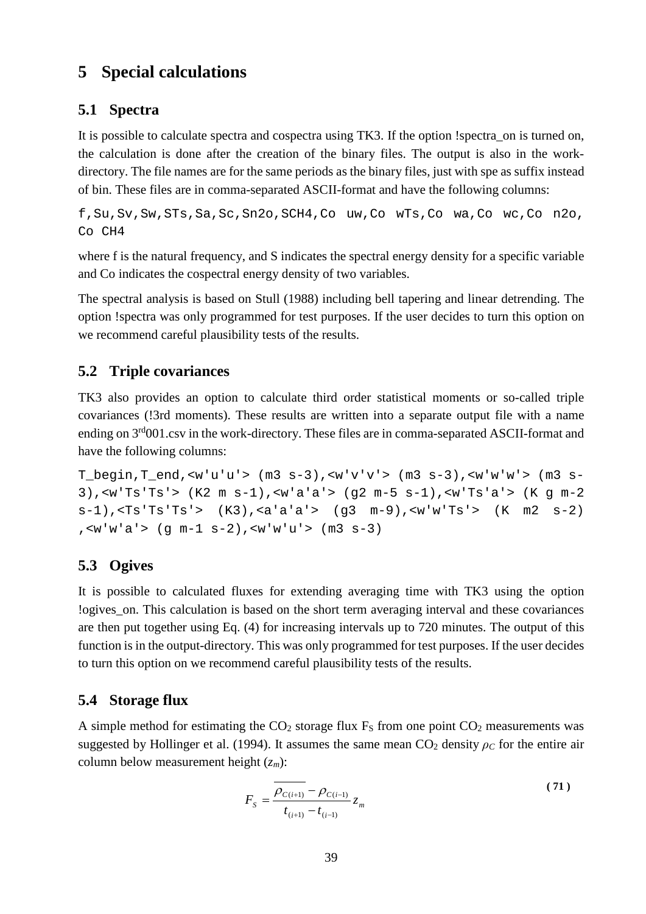# 5 Special calculations

## 5.1 Spectra

It is possible to calculate spectra and cospectra using TK3. If the option !spectra_on is turned on, the calculation is done after the creation of the binary files. The output is also in the work-directory. The file names are for the same periods as the binary files, just with spe as suffix instead of bin. These files are in comma-separated ASCII-format and have the following columns:

```
f,Su,Sv,Sw,STs,Sa,Sc,Sn2o,SCH4,Co uw,Co wTs,Co wa,Co wc,Co n2o,
Co CH4
```

where f is the natural frequency, and S indicates the spectral energy density for a specific variable and Co indicates the cospectral energy density of two variables.

The spectral analysis is based on Stull (1988) including bell tapering and linear detrending. The option !spectra was only programmed for test purposes. If the user decides to turn this option on we recommend careful plausibility tests of the results.

## 5.2 Triple covariances

TK3 also provides an option to calculate third order statistical moments or so-called triple covariances (!3rd moments). These results are written into a separate output file with a name ending on 3[rd]001.csv in the work-directory. These files are in comma-separated ASCII-format and have the following columns:

```
T_begin,T_end,<w'u'u'> (m3 s-3),<w'v'v'> (m3 s-3),<w'w'w'> (m3 s-
3),<w'Ts'Ts'> (K2 m s-1),<w'a'a'> (g2 m-5 s-1),<w'Ts'a'> (K g m-2
s-1),<Ts'Ts'Ts'> (K3),<a'a'a'> (g3 m-9),<w'w'Ts'> (K m2 s-2)
,<w'w'a'> (g m-1 s-2),<w'w'u'> (m3 s-3)
```

## 5.3 Ogives

It is possible to calculated fluxes for extending averaging time with TK3 using the option !ogives_on. This calculation is based on the short term averaging interval and these covariances are then put together using Eq. (4) for increasing intervals up to 720 minutes. The output of this function is in the output-directory. This was only programmed for test purposes. If the user decides to turn this option on we recommend careful plausibility tests of the results.

## 5.4 Storage flux

A simple method for estimating the $CO_2$ storage flux $F_S$ from one point $CO_2$ measurements was suggested by Hollinger et al. (1994). It assumes the same mean $CO_2$ density $\rho_C$ for the entire air column below measurement height ($z_m$):

$$F_S = \frac{\overline{\rho_{C(i+1)} - \rho_{C(i-1)}}}{t_{(i+1)} - t_{(i-1)}} z_m \tag{71}$$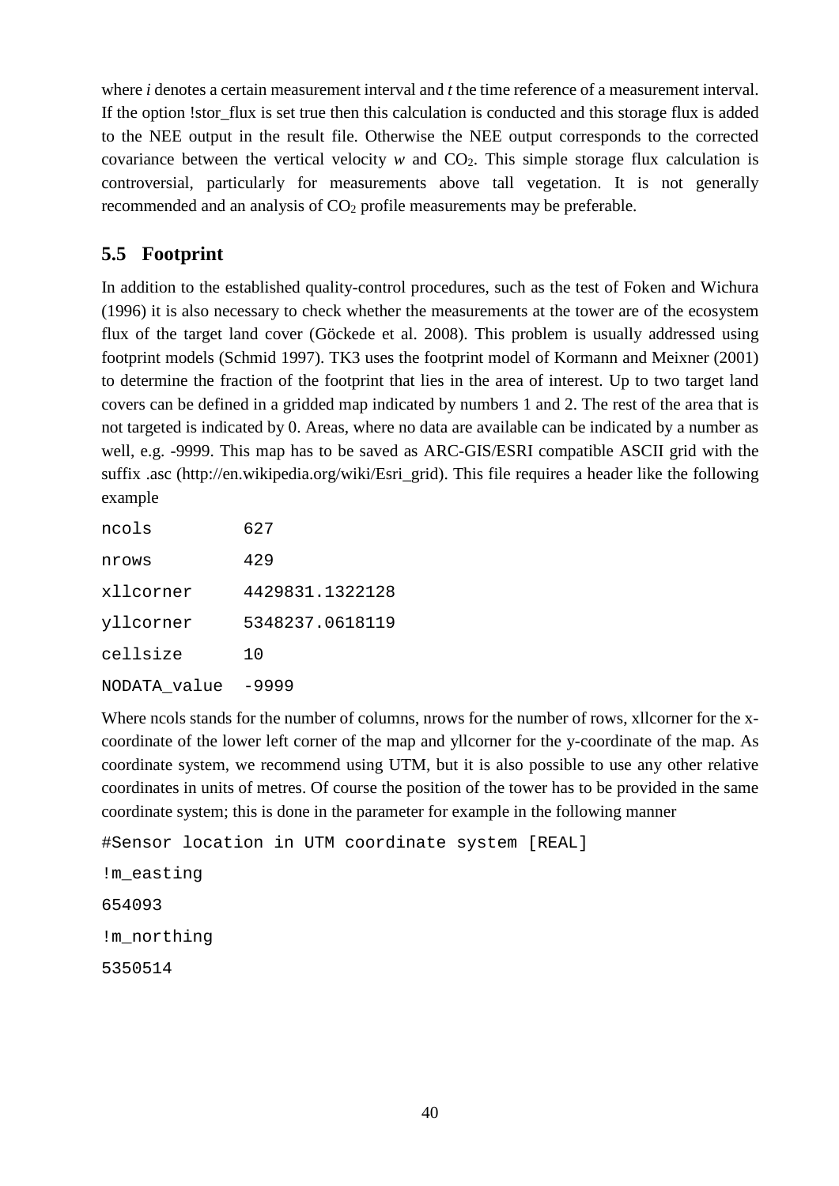where *i* denotes a certain measurement interval and *t* the time reference of a measurement interval. If the option !stor_flux is set true then this calculation is conducted and this storage flux is added to the NEE output in the result file. Otherwise the NEE output corresponds to the corrected covariance between the vertical velocity *w* and $CO_2$. This simple storage flux calculation is controversial, particularly for measurements above tall vegetation. It is not generally recommended and an analysis of $CO_2$ profile measurements may be preferable.

## 5.5 Footprint

In addition to the established quality-control procedures, such as the test of Foken and Wichura (1996) it is also necessary to check whether the measurements at the tower are of the ecosystem flux of the target land cover (Göckede et al. 2008). This problem is usually addressed using footprint models (Schmid 1997). TK3 uses the footprint model of Kormann and Meixner (2001) to determine the fraction of the footprint that lies in the area of interest. Up to two target land covers can be defined in a gridded map indicated by numbers 1 and 2. The rest of the area that is not targeted is indicated by 0. Areas, where no data are available can be indicated by a number as well, e.g. -9999. This map has to be saved as ARC-GIS/ESRI compatible ASCII grid with the suffix .asc (http://en.wikipedia.org/wiki/Esri_grid). This file requires a header like the following example

```
ncols         627
nrows         429
xllcorner     4429831.1322128
yllcorner     5348237.0618119
cellsize      10
NODATA_value  -9999
```

Where ncols stands for the number of columns, nrows for the number of rows, xllcorner for the x-coordinate of the lower left corner of the map and yllcorner for the y-coordinate of the map. As coordinate system, we recommend using UTM, but it is also possible to use any other relative coordinates in units of metres. Of course the position of the tower has to be provided in the same coordinate system; this is done in the parameter for example in the following manner

```
#Sensor location in UTM coordinate system [REAL]
!m_easting
654093
!m_northing
5350514
```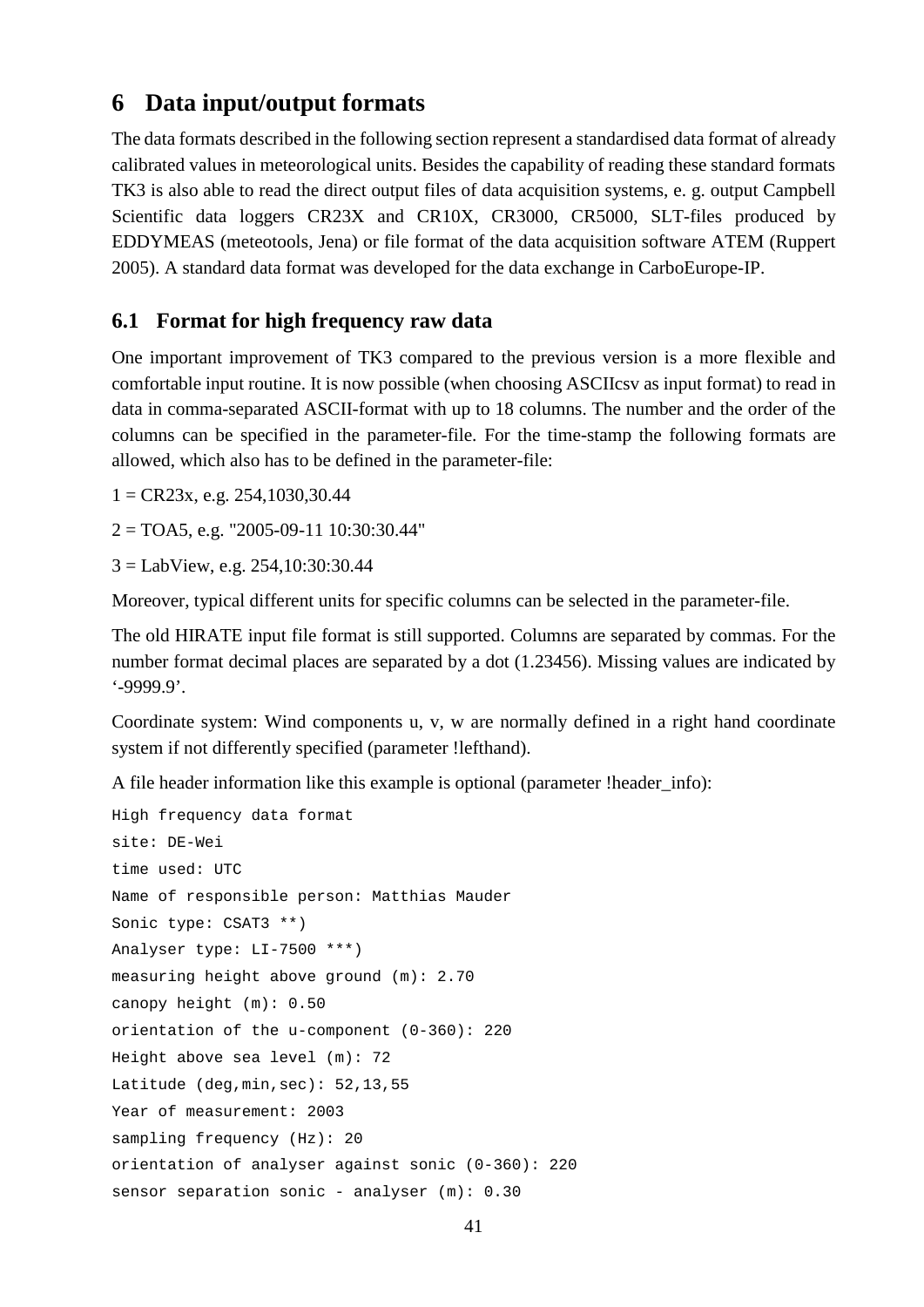# 6 Data input/output formats

The data formats described in the following section represent a standardised data format of already calibrated values in meteorological units. Besides the capability of reading these standard formats TK3 is also able to read the direct output files of data acquisition systems, e. g. output Campbell Scientific data loggers CR23X and CR10X, CR3000, CR5000, SLT-files produced by EDDYMEAS (meteotools, Jena) or file format of the data acquisition software ATEM (Ruppert 2005). A standard data format was developed for the data exchange in CarboEurope-IP.

## 6.1 Format for high frequency raw data

One important improvement of TK3 compared to the previous version is a more flexible and comfortable input routine. It is now possible (when choosing ASCIIcsv as input format) to read in data in comma-separated ASCII-format with up to 18 columns. The number and the order of the columns can be specified in the parameter-file. For the time-stamp the following formats are allowed, which also has to be defined in the parameter-file:

1 = CR23x, e.g. 254,1030,30.44

2 = TOA5, e.g. "2005-09-11 10:30:30.44"

3 = LabView, e.g. 254,10:30:30.44

Moreover, typical different units for specific columns can be selected in the parameter-file.

The old HIRATE input file format is still supported. Columns are separated by commas. For the number format decimal places are separated by a dot (1.23456). Missing values are indicated by '-9999.9'.

Coordinate system: Wind components u, v, w are normally defined in a right hand coordinate system if not differently specified (parameter !lefthand).

A file header information like this example is optional (parameter !header_info):

```
High frequency data format
site: DE-Wei
time used: UTC
Name of responsible person: Matthias Mauder
Sonic type: CSAT3 **)
Analyser type: LI-7500 ***)
measuring height above ground (m): 2.70
canopy height (m): 0.50
orientation of the u-component (0-360): 220
Height above sea level (m): 72
Latitude (deg,min,sec): 52,13,55
Year of measurement: 2003
sampling frequency (Hz): 20
orientation of analyser against sonic (0-360): 220
sensor separation sonic - analyser (m): 0.30
```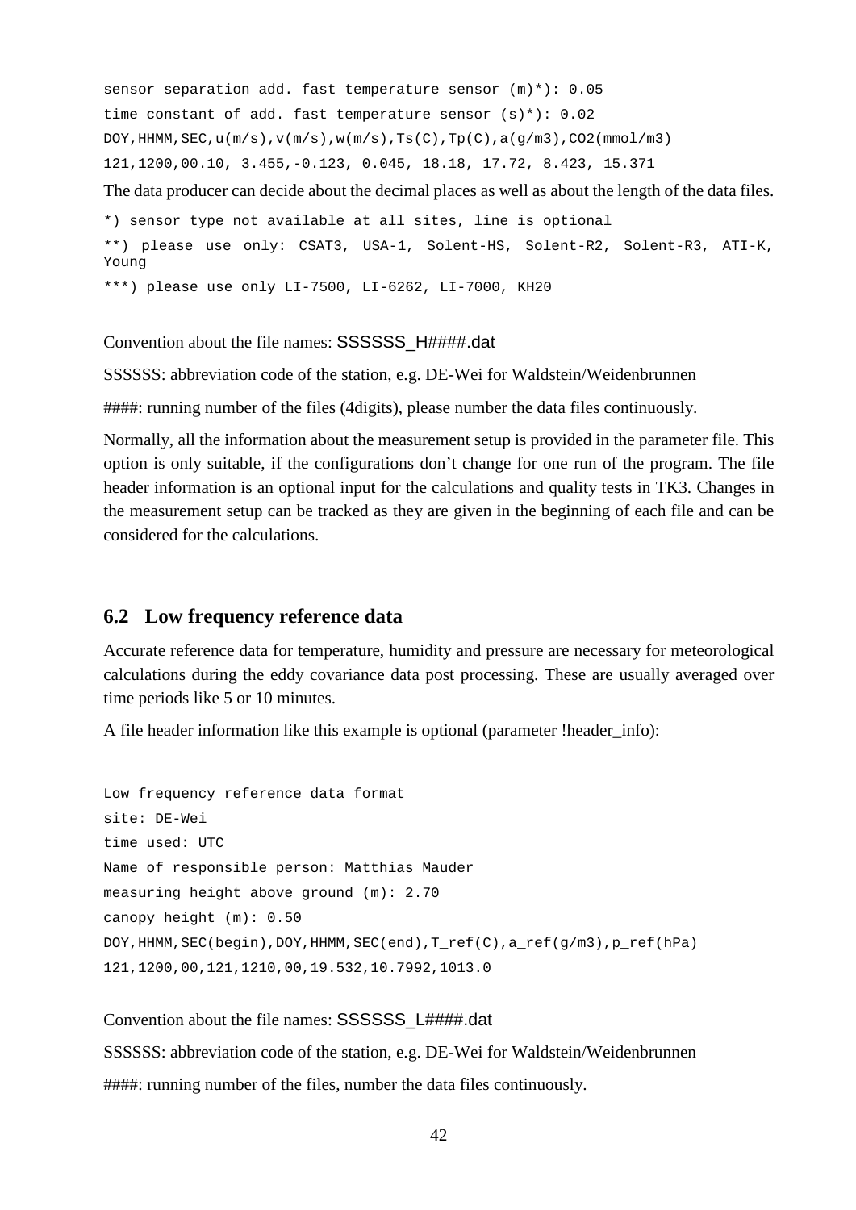```
sensor separation add. fast temperature sensor (m)*): 0.05
time constant of add. fast temperature sensor (s)*): 0.02
DOY,HHMM,SEC,u(m/s),v(m/s),w(m/s),Ts(C),Tp(C),a(g/m3),CO2(mmol/m3)
121,1200,00.10, 3.455,-0.123, 0.045, 18.18, 17.72, 8.423, 15.371
```

The data producer can decide about the decimal places as well as about the length of the data files.

```
*) sensor type not available at all sites, line is optional
**) please use only: CSAT3, USA-1, Solent-HS, Solent-R2, Solent-R3, ATI-K, Young
***) please use only LI-7500, LI-6262, LI-7000, KH20
```

Convention about the file names: SSSSSS_H####.dat

SSSSSS: abbreviation code of the station, e.g. DE-Wei for Waldstein/Weidenbrunnen

####: running number of the files (4digits), please number the data files continuously.

Normally, all the information about the measurement setup is provided in the parameter file. This option is only suitable, if the configurations don't change for one run of the program. The file header information is an optional input for the calculations and quality tests in TK3. Changes in the measurement setup can be tracked as they are given in the beginning of each file and can be considered for the calculations.

## 6.2 Low frequency reference data

Accurate reference data for temperature, humidity and pressure are necessary for meteorological calculations during the eddy covariance data post processing. These are usually averaged over time periods like 5 or 10 minutes.

A file header information like this example is optional (parameter !header_info):

```
Low frequency reference data format
site: DE-Wei
time used: UTC
Name of responsible person: Matthias Mauder
measuring height above ground (m): 2.70
canopy height (m): 0.50
DOY,HHMM,SEC(begin),DOY,HHMM,SEC(end),T_ref(C),a_ref(g/m3),p_ref(hPa)
121,1200,00,121,1210,00,19.532,10.7992,1013.0
```

Convention about the file names: SSSSSS_L####.dat

SSSSSS: abbreviation code of the station, e.g. DE-Wei for Waldstein/Weidenbrunnen

####: running number of the files, number the data files continuously.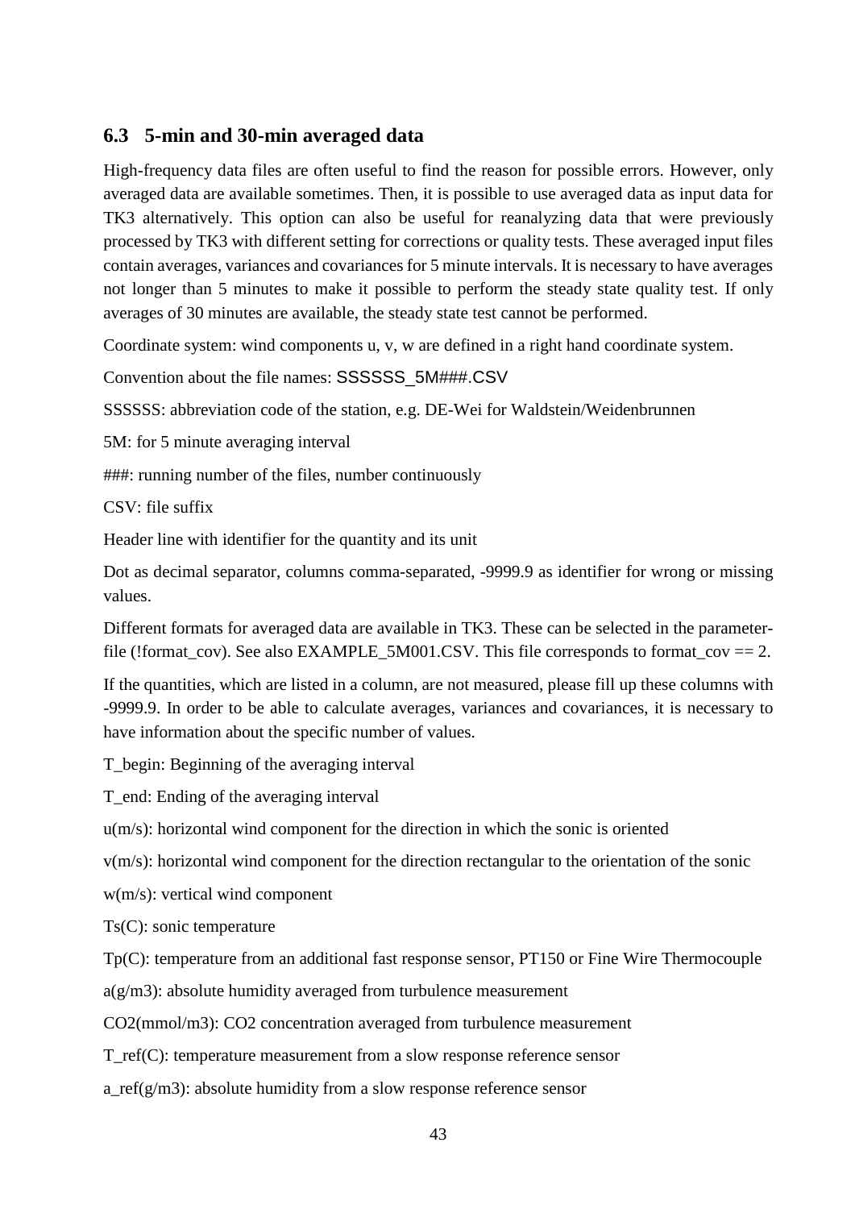### 6.3 5-min and 30-min averaged data

High-frequency data files are often useful to find the reason for possible errors. However, only averaged data are available sometimes. Then, it is possible to use averaged data as input data for TK3 alternatively. This option can also be useful for reanalyzing data that were previously processed by TK3 with different setting for corrections or quality tests. These averaged input files contain averages, variances and covariances for 5 minute intervals. It is necessary to have averages not longer than 5 minutes to make it possible to perform the steady state quality test. If only averages of 30 minutes are available, the steady state test cannot be performed.

Coordinate system: wind components u, v, w are defined in a right hand coordinate system.

Convention about the file names: SSSSSS_5M###.CSV

SSSSSS: abbreviation code of the station, e.g. DE-Wei for Waldstein/Weidenbrunnen

5M: for 5 minute averaging interval

###: running number of the files, number continuously

CSV: file suffix

Header line with identifier for the quantity and its unit

Dot as decimal separator, columns comma-separated, -9999.9 as identifier for wrong or missing values.

Different formats for averaged data are available in TK3. These can be selected in the parameter-file (!format_cov). See also EXAMPLE_5M001.CSV. This file corresponds to format_cov == 2.

If the quantities, which are listed in a column, are not measured, please fill up these columns with -9999.9. In order to be able to calculate averages, variances and covariances, it is necessary to have information about the specific number of values.

T_begin: Beginning of the averaging interval

T_end: Ending of the averaging interval

u(m/s): horizontal wind component for the direction in which the sonic is oriented

v(m/s): horizontal wind component for the direction rectangular to the orientation of the sonic

w(m/s): vertical wind component

Ts(C): sonic temperature

Tp(C): temperature from an additional fast response sensor, PT150 or Fine Wire Thermocouple

a(g/m3): absolute humidity averaged from turbulence measurement

CO2(mmol/m3): CO2 concentration averaged from turbulence measurement

T_ref(C): temperature measurement from a slow response reference sensor

a_ref(g/m3): absolute humidity from a slow response reference sensor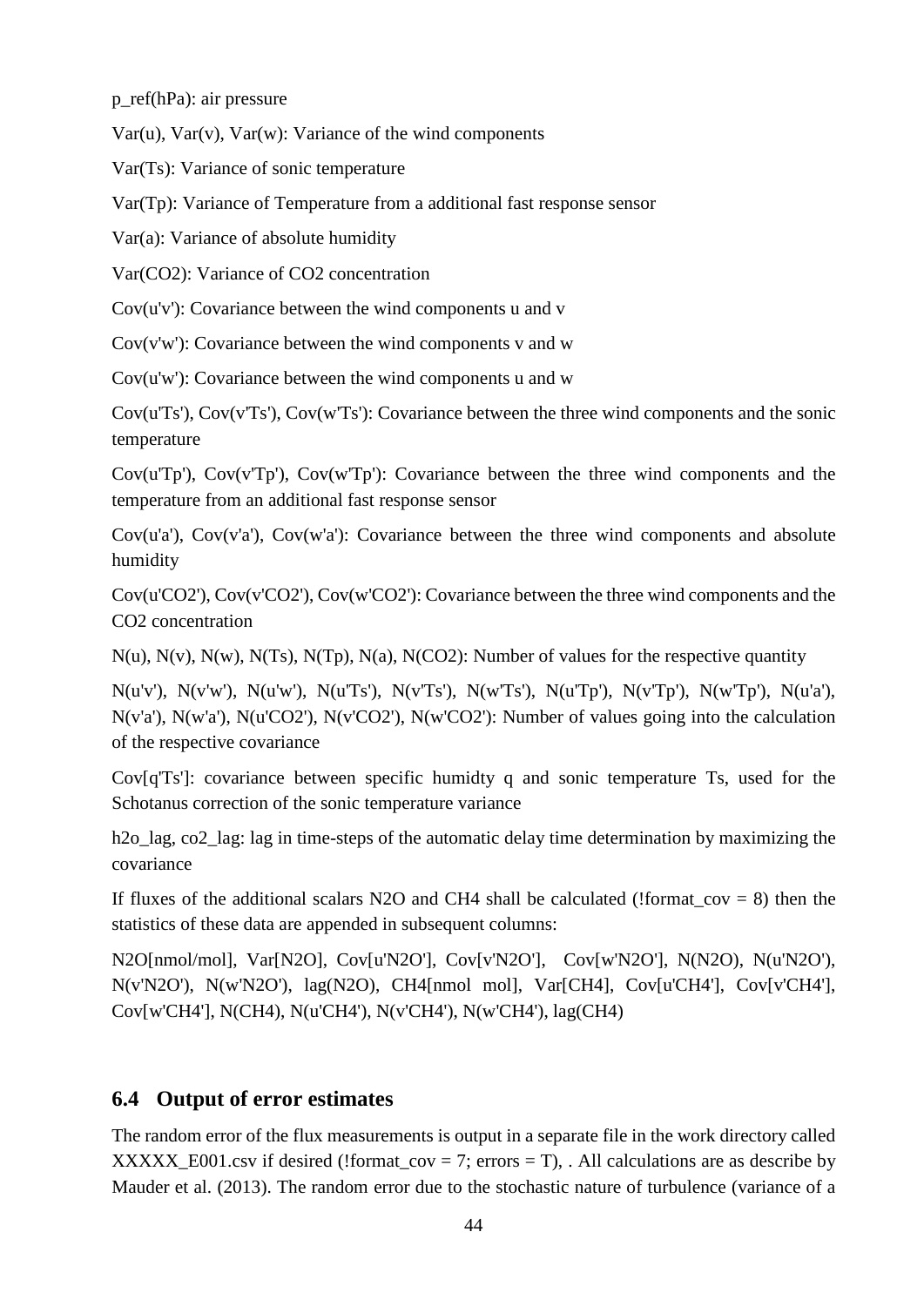p_ref(hPa): air pressure

Var(u), Var(v), Var(w): Variance of the wind components

Var(Ts): Variance of sonic temperature

Var(Tp): Variance of Temperature from a additional fast response sensor

Var(a): Variance of absolute humidity

Var(CO2): Variance of CO2 concentration

Cov(u'v'): Covariance between the wind components u and v

Cov(v'w'): Covariance between the wind components v and w

Cov(u'w'): Covariance between the wind components u and w

Cov(u'Ts'), Cov(v'Ts'), Cov(w'Ts'): Covariance between the three wind components and the sonic temperature

Cov(u'Tp'), Cov(v'Tp'), Cov(w'Tp'): Covariance between the three wind components and the temperature from an additional fast response sensor

Cov(u'a'), Cov(v'a'), Cov(w'a'): Covariance between the three wind components and absolute humidity

Cov(u'CO2'), Cov(v'CO2'), Cov(w'CO2'): Covariance between the three wind components and the CO2 concentration

N(u), N(v), N(w), N(Ts), N(Tp), N(a), N(CO2): Number of values for the respective quantity

N(u'v'), N(v'w'), N(u'w'), N(u'Ts'), N(v'Ts'), N(w'Ts'), N(u'Tp'), N(v'Tp'), N(w'Tp'), N(u'a'), N(v'a'), N(w'a'), N(u'CO2'), N(v'CO2'), N(w'CO2'): Number of values going into the calculation of the respective covariance

Cov[q'Ts']: covariance between specific humidty q and sonic temperature Ts, used for the Schotanus correction of the sonic temperature variance

h2o_lag, co2_lag: lag in time-steps of the automatic delay time determination by maximizing the covariance

If fluxes of the additional scalars N2O and CH4 shall be calculated (!format_cov = 8) then the statistics of these data are appended in subsequent columns:

N2O[nmol/mol], Var[N2O], Cov[u'N2O'], Cov[v'N2O'], Cov[w'N2O'], N(N2O), N(u'N2O'), N(v'N2O'), N(w'N2O'), lag(N2O), CH4[nmol mol], Var[CH4], Cov[u'CH4'], Cov[v'CH4'], Cov[w'CH4'], N(CH4), N(u'CH4'), N(v'CH4'), N(w'CH4'), lag(CH4)

## 6.4 Output of error estimates

The random error of the flux measurements is output in a separate file in the work directory called XXXXX_E001.csv if desired (!format_cov = 7; errors = T), . All calculations are as describe by Mauder et al. (2013). The random error due to the stochastic nature of turbulence (variance of a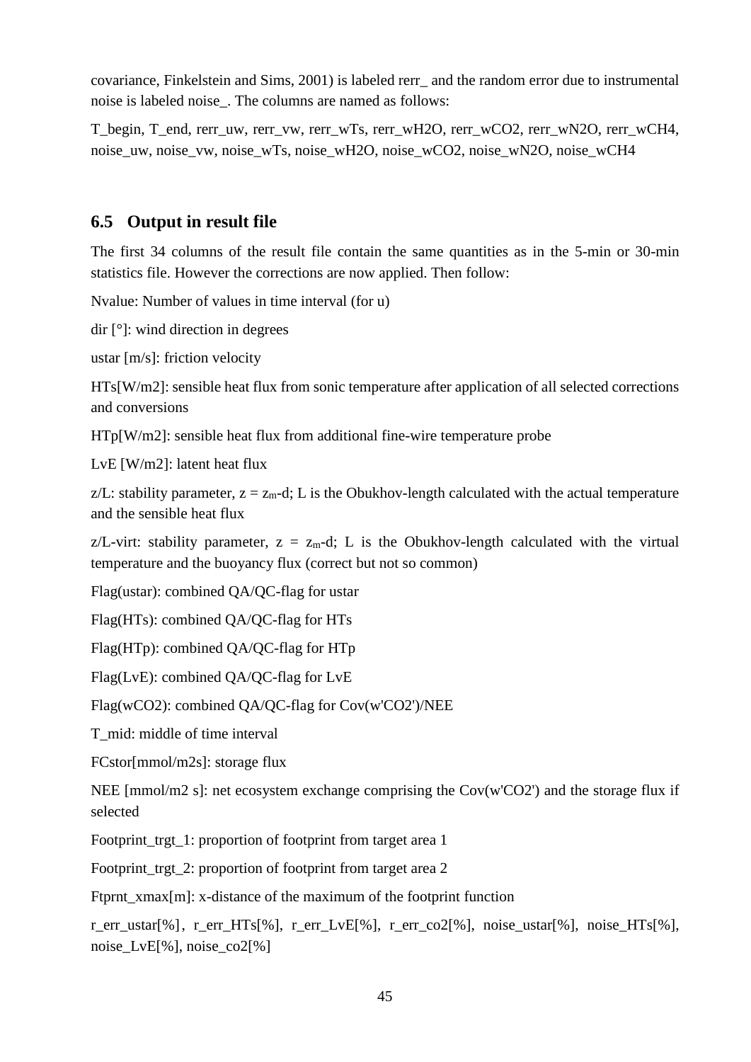covariance, Finkelstein and Sims, 2001) is labeled rerr_ and the random error due to instrumental noise is labeled noise_. The columns are named as follows:

T_begin, T_end, rerr_uw, rerr_vw, rerr_wTs, rerr_wH2O, rerr_wCO2, rerr_wN2O, rerr_wCH4, noise_uw, noise_vw, noise_wTs, noise_wH2O, noise_wCO2, noise_wN2O, noise_wCH4

## 6.5 Output in result file

The first 34 columns of the result file contain the same quantities as in the 5-min or 30-min statistics file. However the corrections are now applied. Then follow:

Nvalue: Number of values in time interval (for u)

dir [°]: wind direction in degrees

ustar [m/s]: friction velocity

HTs[W/m2]: sensible heat flux from sonic temperature after application of all selected corrections and conversions

HTp[W/m2]: sensible heat flux from additional fine-wire temperature probe

LvE [W/m2]: latent heat flux

z/L: stability parameter, $z = z_m - d$; L is the Obukhov-length calculated with the actual temperature and the sensible heat flux

z/L-virt: stability parameter, $z = z_m - d$; L is the Obukhov-length calculated with the virtual temperature and the buoyancy flux (correct but not so common)

Flag(ustar): combined QA/QC-flag for ustar

Flag(HTs): combined QA/QC-flag for HTs

Flag(HTp): combined QA/QC-flag for HTp

Flag(LvE): combined QA/QC-flag for LvE

Flag(wCO2): combined QA/QC-flag for Cov(w'CO2')/NEE

T_mid: middle of time interval

FCstor[mmol/m2s]: storage flux

NEE [mmol/m2 s]: net ecosystem exchange comprising the Cov(w'CO2') and the storage flux if selected

Footprint_trgt_1: proportion of footprint from target area 1

Footprint_trgt_2: proportion of footprint from target area 2

Ftprnt_xmax[m]: x-distance of the maximum of the footprint function

r_err_ustar[%], r_err_HTs[%], r_err_LvE[%], r_err_co2[%], noise_ustar[%], noise_HTs[%], noise_LvE[%], noise_co2[%]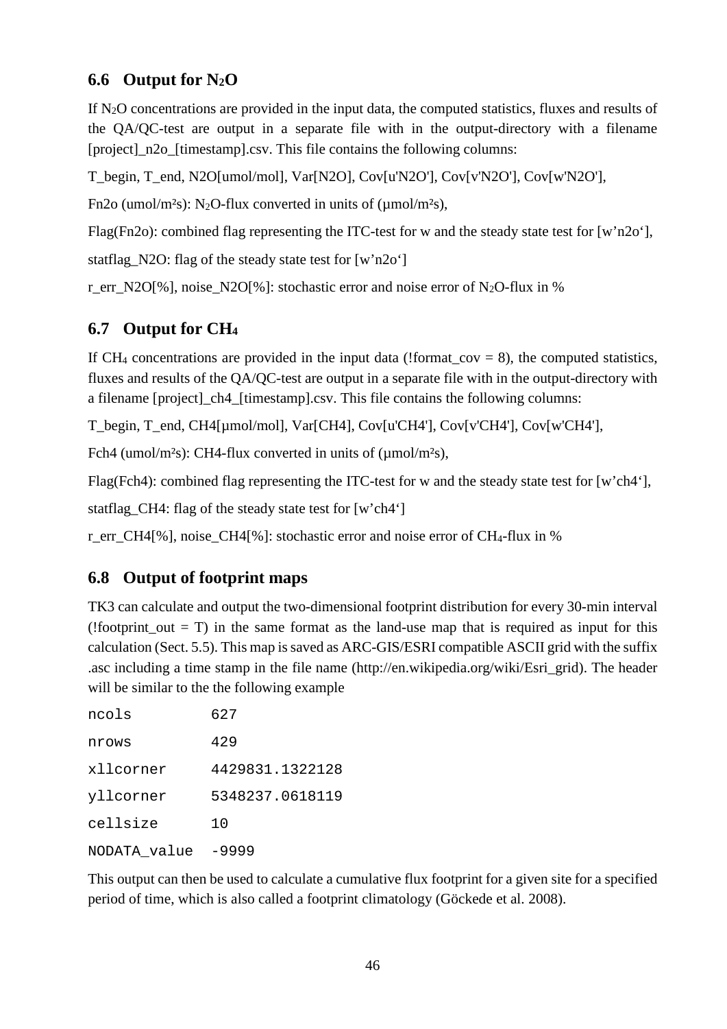## 6.6 Output for $N_2O$

If $N_2O$ concentrations are provided in the input data, the computed statistics, fluxes and results of the QA/QC-test are output in a separate file with in the output-directory with a filename [project]_n2o_[timestamp].csv. This file contains the following columns:

T_begin, T_end, N2O[umol/mol], Var[N2O], Cov[u'N2O'], Cov[v'N2O'], Cov[w'N2O'],

Fn2o (umol/m²s): $N_2O$-flux converted in units of (µmol/m²s),

Flag(Fn2o): combined flag representing the ITC-test for w and the steady state test for [w'n2o'],

statflag_N2O: flag of the steady state test for [w'n2o']

r_err_N2O[%], noise_N2O[%]: stochastic error and noise error of $N_2O$-flux in %

## 6.7 Output for $CH_4$

If $CH_4$ concentrations are provided in the input data (!format_cov = 8), the computed statistics, fluxes and results of the QA/QC-test are output in a separate file with in the output-directory with a filename [project]_ch4_[timestamp].csv. This file contains the following columns:

T_begin, T_end, CH4[µmol/mol], Var[CH4], Cov[u'CH4'], Cov[v'CH4'], Cov[w'CH4'],

Fch4 (umol/m²s): CH4-flux converted in units of (µmol/m²s),

Flag(Fch4): combined flag representing the ITC-test for w and the steady state test for [w'ch4'],

statflag_CH4: flag of the steady state test for [w'ch4']

r_err_CH4[%], noise_CH4[%]: stochastic error and noise error of $CH_4$-flux in %

## 6.8 Output of footprint maps

TK3 can calculate and output the two-dimensional footprint distribution for every 30-min interval (!footprint_out = T) in the same format as the land-use map that is required as input for this calculation (Sect. 5.5). This map is saved as ARC-GIS/ESRI compatible ASCII grid with the suffix .asc including a time stamp in the file name (http://en.wikipedia.org/wiki/Esri_grid). The header will be similar to the the following example

```
ncols         627
nrows         429
xllcorner     4429831.1322128
yllcorner     5348237.0618119
cellsize      10
NODATA_value  -9999
```

This output can then be used to calculate a cumulative flux footprint for a given site for a specified period of time, which is also called a footprint climatology (Göckede et al. 2008).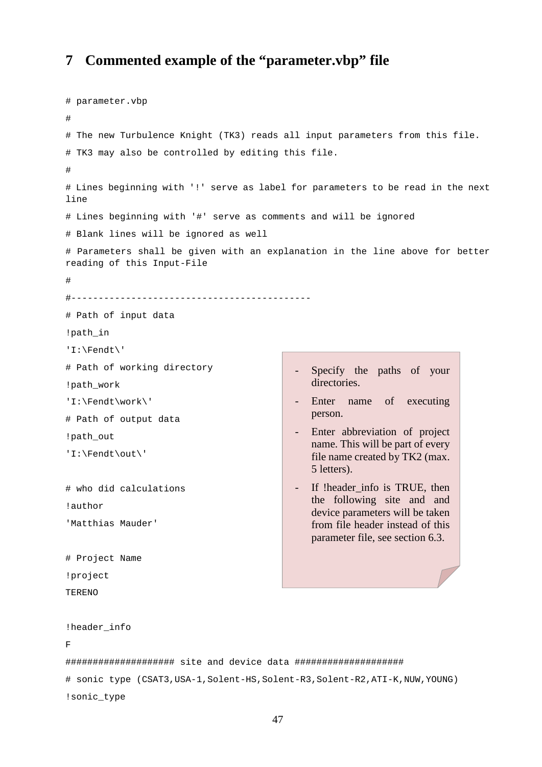# 7 Commented example of the “parameter.vbp” file

```
# parameter.vbp
#
# The new Turbulence Knight (TK3) reads all input parameters from this file.
# TK3 may also be controlled by editing this file.
#
# Lines beginning with '!' serve as label for parameters to be read in the next
line
# Lines beginning with '#' serve as comments and will be ignored
# Blank lines will be ignored as well
# Parameters shall be given with an explanation in the line above for better
reading of this Input-File
#
#--------------------------------------------
# Path of input data
!path_in
'I:\Fendt\'
# Path of working directory
!path_work
'I:\Fendt\work\'
# Path of output data
!path_out
'I:\Fendt\out\'

# who did calculations
!author
'Matthias Mauder'

# Project Name
!project
TERENO

!header_info
F
#################### site and device data ####################
# sonic type (CSAT3,USA-1,Solent-HS,Solent-R3,Solent-R2,ATI-K,NUW,YOUNG)
!sonic_type
```

- Specify the paths of your directories.
- Enter name of executing person.
- Enter abbreviation of project name. This will be part of every file name created by TK2 (max. 5 letters).
- If !header_info is TRUE, then the following site and and device parameters will be taken from file header instead of this parameter file, see section 6.3.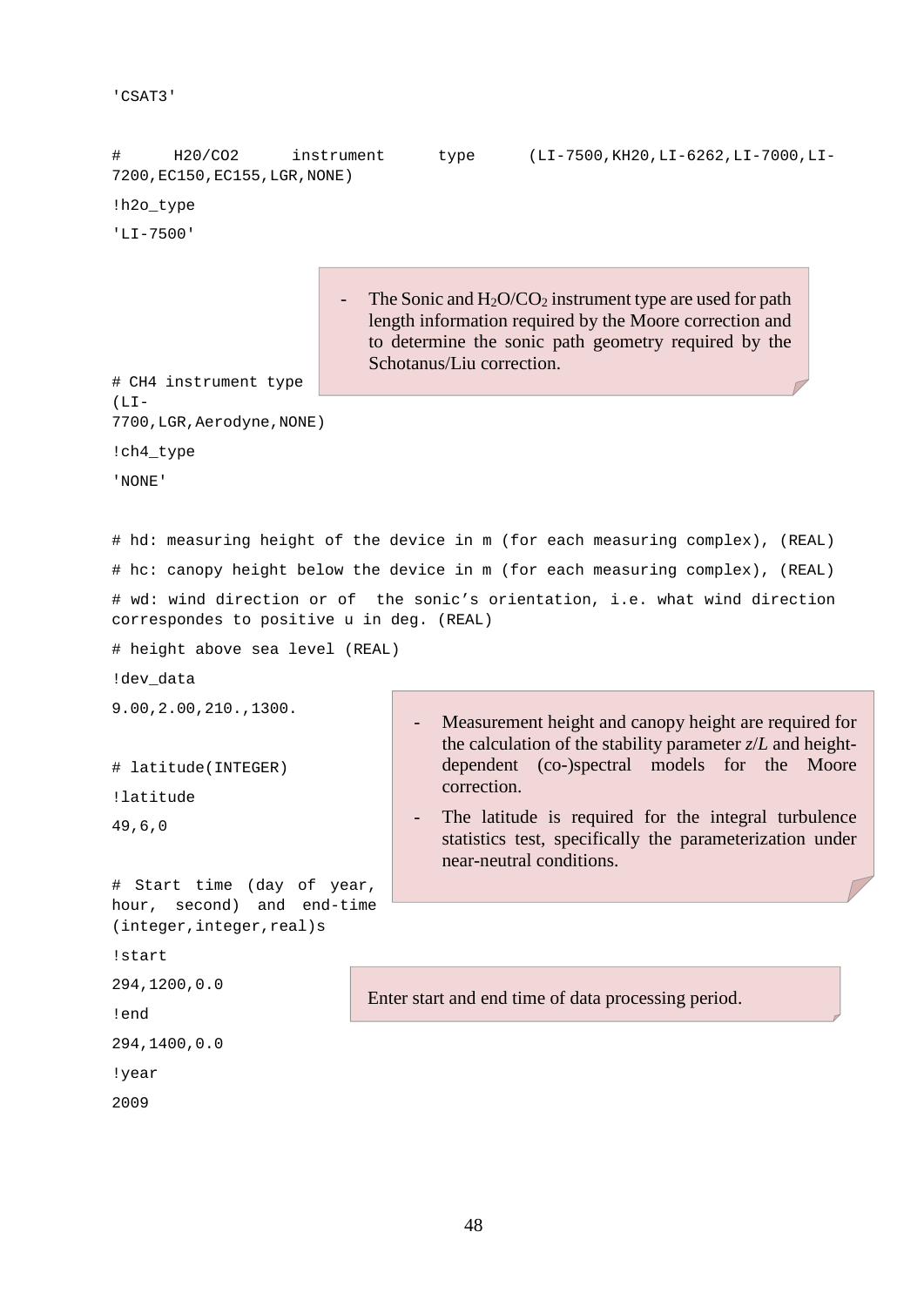```
'CSAT3'

#     H20/CO2     instrument     type     (LI-7500,KH20,LI-6262,LI-7000,LI-7200,EC150,EC155,LGR,NONE)
!h2o_type
'LI-7500'
```

> - The Sonic and $H_2O/CO_2$ instrument type are used for path length information required by the Moore correction and to determine the sonic path geometry required by the Schotanus/Liu correction.

```
# CH4 instrument type
(LI-7700,LGR,Aerodyne,NONE)
!ch4_type
'NONE'

# hd: measuring height of the device in m (for each measuring complex), (REAL)
# hc: canopy height below the device in m (for each measuring complex), (REAL)
# wd: wind direction or of  the sonic's orientation, i.e. what wind direction correspondes to positive u in deg. (REAL)
# height above sea level (REAL)
!dev_data
9.00,2.00,210.,1300.

# latitude(INTEGER)
!latitude
49,6,0
```

> - Measurement height and canopy height are required for the calculation of the stability parameter $z/L$ and height-dependent (co-)spectral models for the Moore correction.
> - The latitude is required for the integral turbulence statistics test, specifically the parameterization under near-neutral conditions.

```
# Start time (day of year, hour, second) and end-time (integer,integer,real)s
!start
294,1200,0.0
!end
294,1400,0.0
!year
2009
```

> Enter start and end time of data processing period.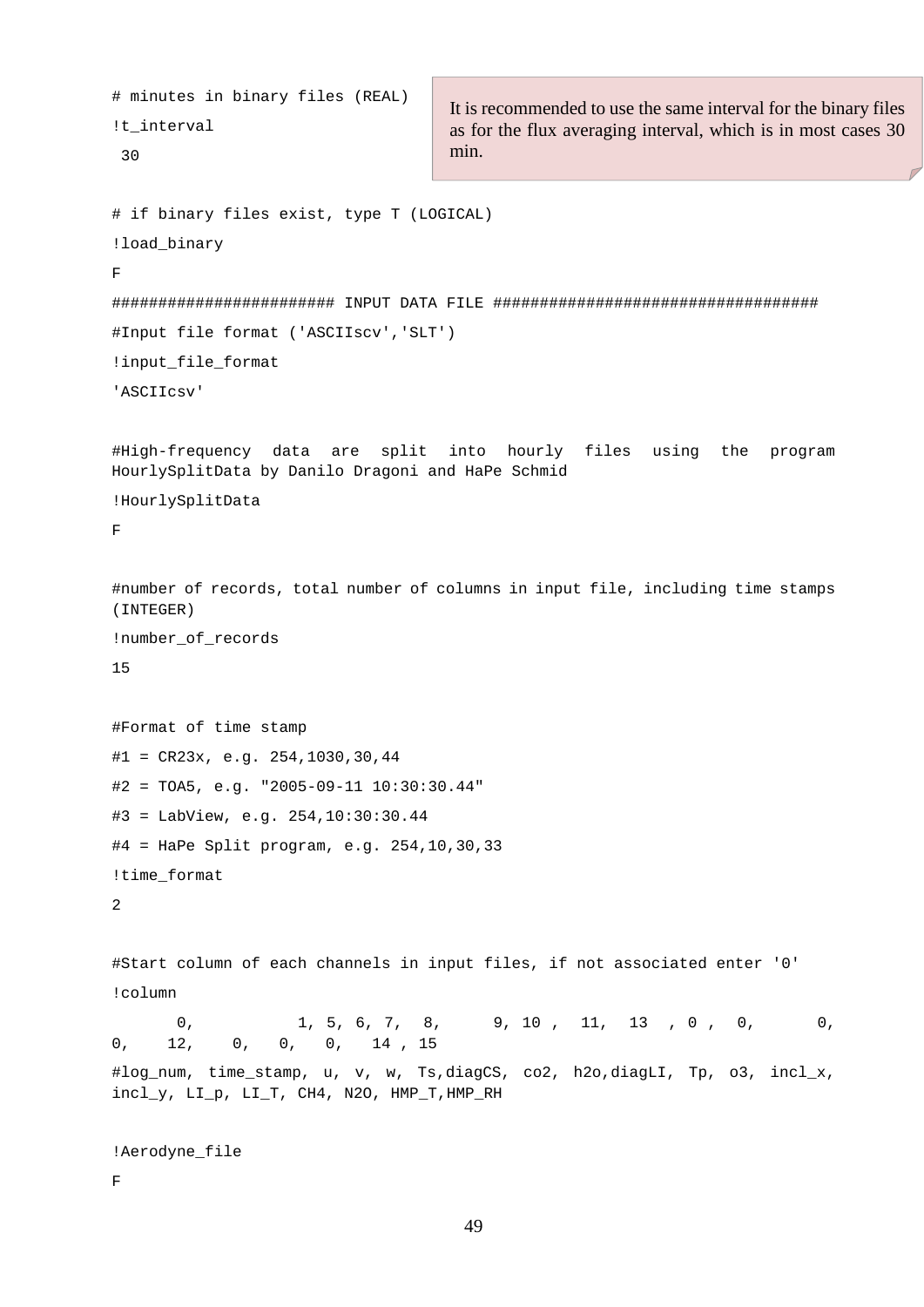```
# minutes in binary files (REAL)
!t_interval
 30
```

It is recommended to use the same interval for the binary files as for the flux averaging interval, which is in most cases 30 min.

```
# if binary files exist, type T (LOGICAL)
!load_binary
F
####################### INPUT DATA FILE ##################################
#Input file format ('ASCIIscv','SLT')
!input_file_format
'ASCIIcsv'

#High-frequency data are split into hourly files using the program HourlySplitData by Danilo Dragoni and HaPe Schmid
!HourlySplitData
F

#number of records, total number of columns in input file, including time stamps (INTEGER)
!number_of_records
15

#Format of time stamp
#1 = CR23x, e.g. 254,1030,30,44
#2 = TOA5, e.g. "2005-09-11 10:30:30.44"
#3 = LabView, e.g. 254,10:30:30.44
#4 = HaPe Split program, e.g. 254,10,30,33
!time_format
2

#Start column of each channels in input files, if not associated enter '0'
!column
      0,          1, 5, 6, 7,  8,     9, 10 ,  11,  13  , 0 ,  0,      0,
0,   12,   0,   0,   0,   14 , 15
#log_num, time_stamp, u, v, w, Ts,diagCS, co2, h2o,diagLI, Tp, o3, incl_x,
incl_y, LI_p, LI_T, CH4, N2O, HMP_T,HMP_RH

!Aerodyne_file
F
```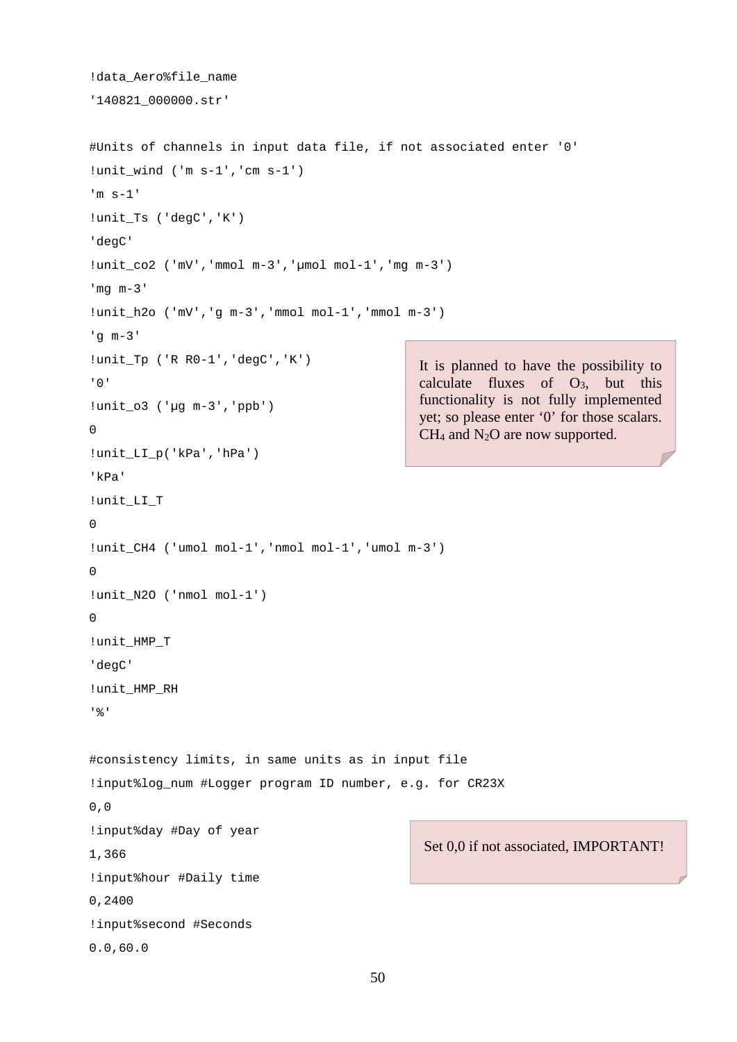```
!data_Aero%file_name
'140821_000000.str'

#Units of channels in input data file, if not associated enter '0'
!unit_wind ('m s-1','cm s-1')
'm s-1'
!unit_Ts ('degC','K')
'degC'
!unit_co2 ('mV','mmol m-3','µmol mol-1','mg m-3')
'mg m-3'
!unit_h2o ('mV','g m-3','mmol mol-1','mmol m-3')
'g m-3'
!unit_Tp ('R R0-1','degC','K')
'0'
!unit_o3 ('µg m-3','ppb')
0
!unit_LI_p('kPa','hPa')
'kPa'
!unit_LI_T
0
!unit_CH4 ('umol mol-1','nmol mol-1','umol m-3')
0
!unit_N2O ('nmol mol-1')
0
!unit_HMP_T
'degC'
!unit_HMP_RH
'%'
```

It is planned to have the possibility to calculate fluxes of $O_3$, but this functionality is not fully implemented yet; so please enter '0' for those scalars. $CH_4$ and $N_2O$ are now supported.

```
#consistency limits, in same units as in input file
!input%log_num #Logger program ID number, e.g. for CR23X
0,0
!input%day #Day of year
1,366
!input%hour #Daily time
0,2400
!input%second #Seconds
0.0,60.0
```

Set 0,0 if not associated, IMPORTANT!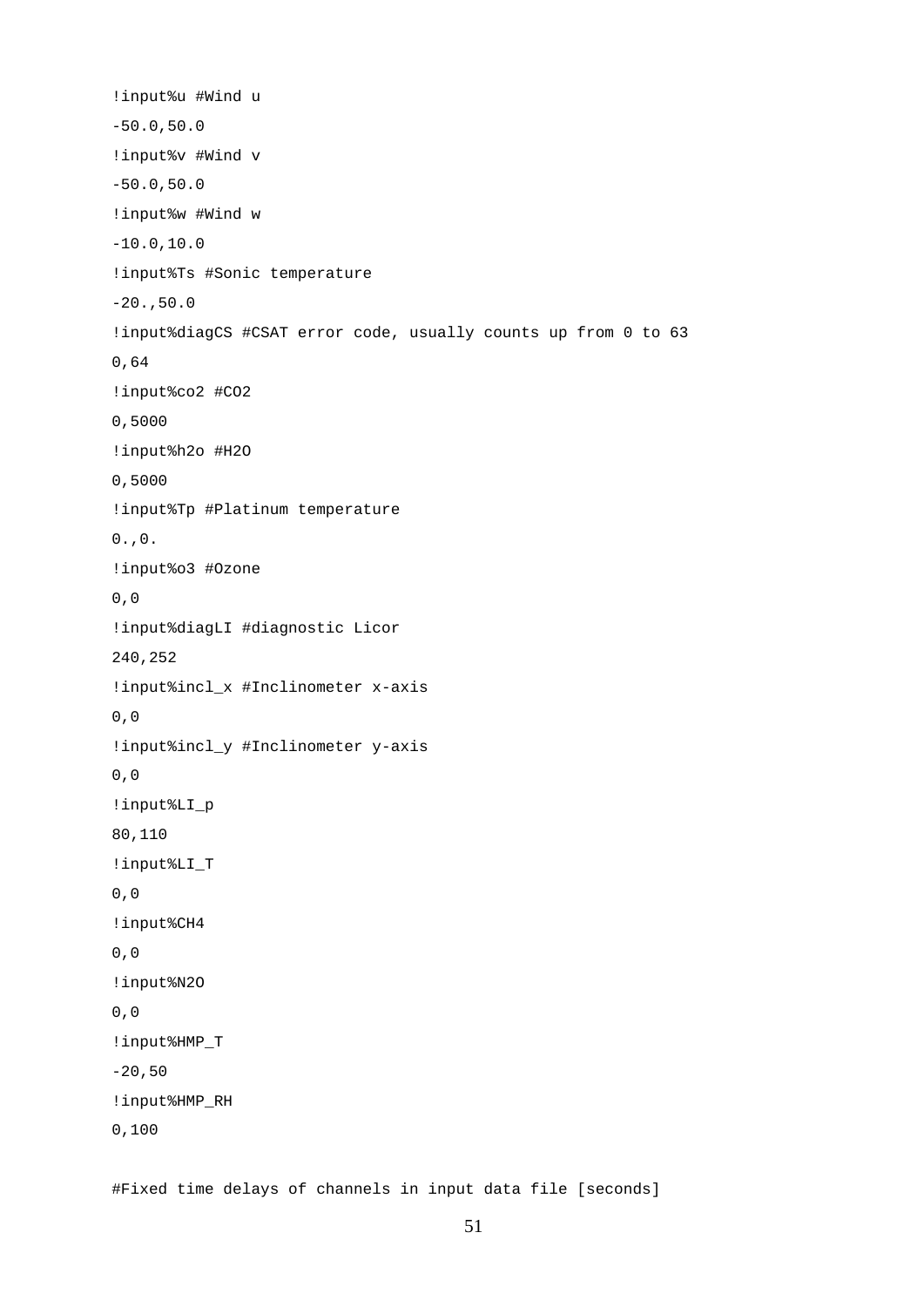```
!input%u #Wind u
-50.0,50.0
!input%v #Wind v
-50.0,50.0
!input%w #Wind w
-10.0,10.0
!input%Ts #Sonic temperature
-20.,50.0
!input%diagCS #CSAT error code, usually counts up from 0 to 63
0,64
!input%co2 #CO2
0,5000
!input%h2o #H2O
0,5000
!input%Tp #Platinum temperature
0.,0.
!input%o3 #Ozone
0,0
!input%diagLI #diagnostic Licor
240,252
!input%incl_x #Inclinometer x-axis
0,0
!input%incl_y #Inclinometer y-axis
0,0
!input%LI_p
80,110
!input%LI_T
0,0
!input%CH4
0,0
!input%N2O
0,0
!input%HMP_T
-20,50
!input%HMP_RH
0,100

#Fixed time delays of channels in input data file [seconds]
```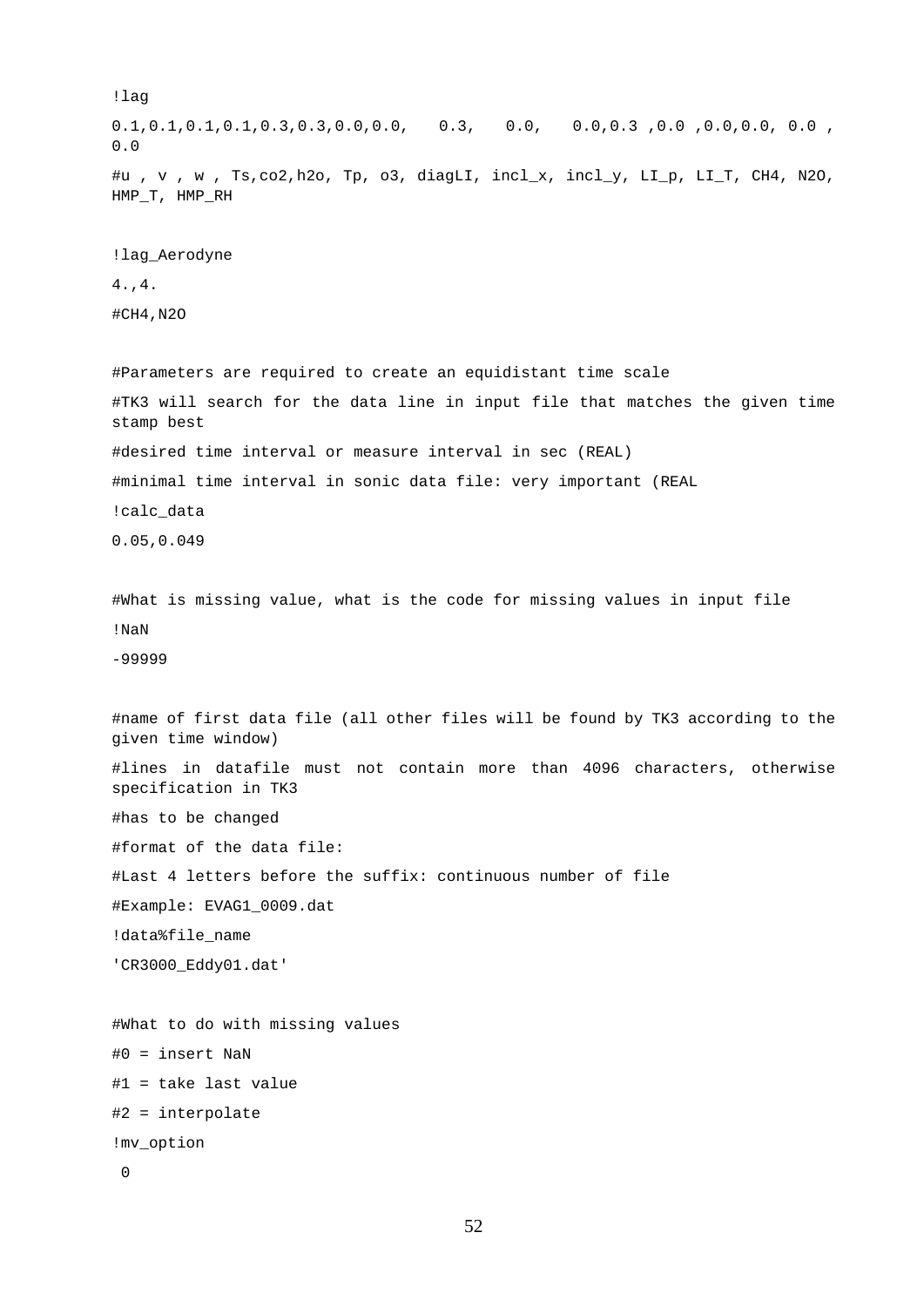```
!lag
0.1,0.1,0.1,0.1,0.3,0.3,0.0,0.0,   0.3,   0.0,   0.0,0.3 ,0.0 ,0.0,0.0, 0.0 , 0.0
#u , v , w , Ts,co2,h2o, Tp, o3, diagLI, incl_x, incl_y, LI_p, LI_T, CH4, N2O, HMP_T, HMP_RH

!lag_Aerodyne
4.,4.
#CH4,N2O

#Parameters are required to create an equidistant time scale
#TK3 will search for the data line in input file that matches the given time stamp best
#desired time interval or measure interval in sec (REAL)
#minimal time interval in sonic data file: very important (REAL
!calc_data
0.05,0.049

#What is missing value, what is the code for missing values in input file
!NaN
-99999

#name of first data file (all other files will be found by TK3 according to the given time window)
#lines in datafile must not contain more than 4096 characters, otherwise specification in TK3
#has to be changed
#format of the data file:
#Last 4 letters before the suffix: continuous number of file
#Example: EVAG1_0009.dat
!data%file_name
'CR3000_Eddy01.dat'

#What to do with missing values
#0 = insert NaN
#1 = take last value
#2 = interpolate
!mv_option
 0
```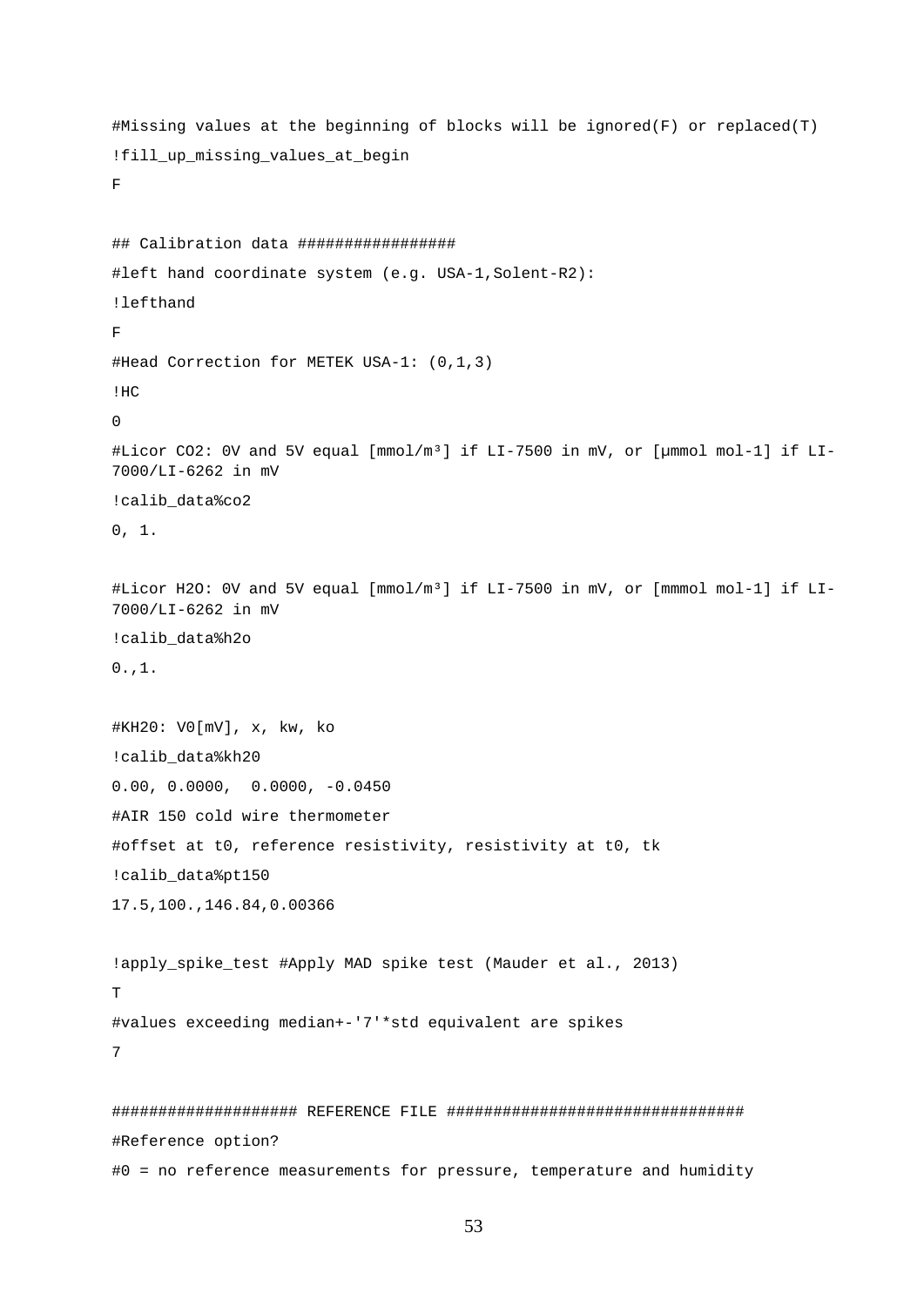```
#Missing values at the beginning of blocks will be ignored(F) or replaced(T)
!fill_up_missing_values_at_begin
F

## Calibration data #################
#left hand coordinate system (e.g. USA-1,Solent-R2):
!lefthand
F
#Head Correction for METEK USA-1: (0,1,3)
!HC
0
#Licor CO2: 0V and 5V equal [mmol/m³] if LI-7500 in mV, or [µmmol mol-1] if LI-7000/LI-6262 in mV
!calib_data%co2
0, 1.

#Licor H2O: 0V and 5V equal [mmol/m³] if LI-7500 in mV, or [mmmol mol-1] if LI-7000/LI-6262 in mV
!calib_data%h2o
0.,1.

#KH20: V0[mV], x, kw, ko
!calib_data%kh20
0.00, 0.0000,  0.0000, -0.0450
#AIR 150 cold wire thermometer
#offset at t0, reference resistivity, resistivity at t0, tk
!calib_data%pt150
17.5,100.,146.84,0.00366

!apply_spike_test #Apply MAD spike test (Mauder et al., 2013)
T
#values exceeding median+-'7'*std equivalent are spikes
7

################### REFERENCE FILE ###############################
#Reference option?
#0 = no reference measurements for pressure, temperature and humidity
```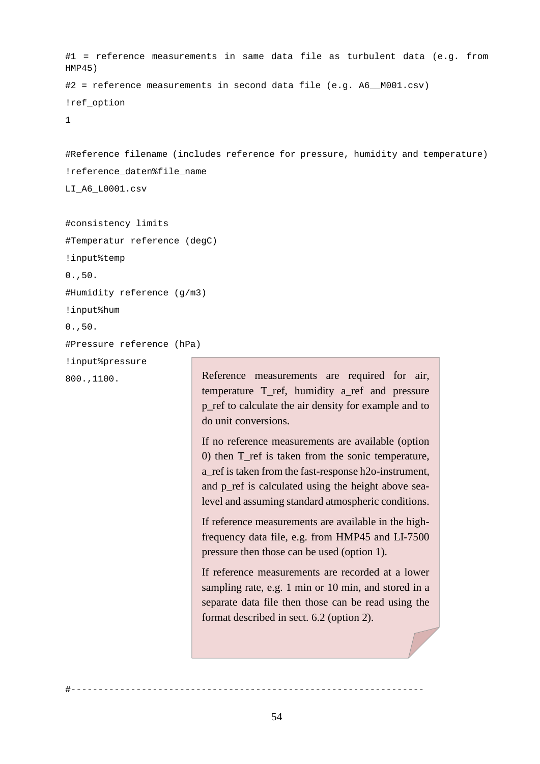```
#1 = reference measurements in same data file as turbulent data (e.g. from HMP45)
#2 = reference measurements in second data file (e.g. A6__M001.csv)
!ref_option
1

#Reference filename (includes reference for pressure, humidity and temperature)
!reference_daten%file_name
LI_A6_L0001.csv

#consistency limits
#Temperatur reference (degC)
!input%temp
0.,50.
#Humidity reference (g/m3)
!input%hum
0.,50.
#Pressure reference (hPa)
!input%pressure
800.,1100.
```

> Reference measurements are required for air, temperature T_ref, humidity a_ref and pressure p_ref to calculate the air density for example and to do unit conversions.
>
> If no reference measurements are available (option 0) then T_ref is taken from the sonic temperature, a_ref is taken from the fast-response h2o-instrument, and p_ref is calculated using the height above sea-level and assuming standard atmospheric conditions.
>
> If reference measurements are available in the high-frequency data file, e.g. from HMP45 and LI-7500 pressure then those can be used (option 1).
>
> If reference measurements are recorded at a lower sampling rate, e.g. 1 min or 10 min, and stored in a separate data file then those can be read using the format described in sect. 6.2 (option 2).

```
#-----------------------------------------------------------------
```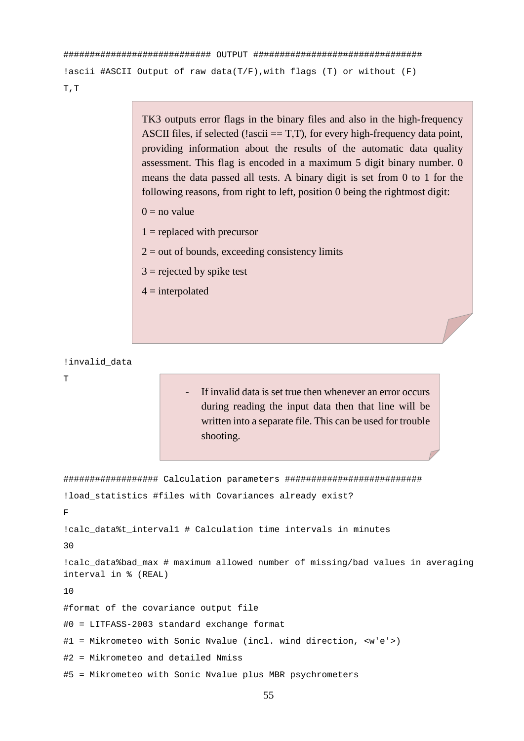```
########################### OUTPUT ###############################
!ascii #ASCII Output of raw data(T/F),with flags (T) or without (F)
T,T
```

TK3 outputs error flags in the binary files and also in the high-frequency ASCII files, if selected (!ascii == T,T), for every high-frequency data point, providing information about the results of the automatic data quality assessment. This flag is encoded in a maximum 5 digit binary number. 0 means the data passed all tests. A binary digit is set from 0 to 1 for the following reasons, from right to left, position 0 being the rightmost digit:

0 = no value

1 = replaced with precursor

2 = out of bounds, exceeding consistency limits

3 = rejected by spike test

4 = interpolated

```
!invalid_data
T
```

- If invalid data is set true then whenever an error occurs during reading the input data then that line will be written into a separate file. This can be used for trouble shooting.

```
################# Calculation parameters #########################
!load_statistics #files with Covariances already exist?
F
!calc_data%t_interval1 # Calculation time intervals in minutes
30
!calc_data%bad_max # maximum allowed number of missing/bad values in averaging
interval in % (REAL)
10
#format of the covariance output file
#0 = LITFASS-2003 standard exchange format
#1 = Mikrometeo with Sonic Nvalue (incl. wind direction, <w'e'>)
#2 = Mikrometeo and detailed Nmiss
#5 = Mikrometeo with Sonic Nvalue plus MBR psychrometers
```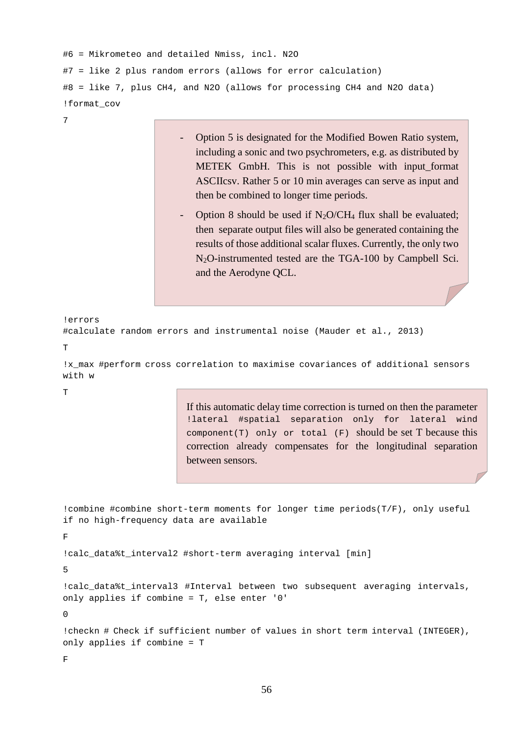```
#6 = Mikrometeo and detailed Nmiss, incl. N2O
#7 = like 2 plus random errors (allows for error calculation)
#8 = like 7, plus CH4, and N2O (allows for processing CH4 and N2O data)
!format_cov
7
```

> - Option 5 is designated for the Modified Bowen Ratio system, including a sonic and two psychrometers, e.g. as distributed by METEK GmbH. This is not possible with input_format ASCIIcsv. Rather 5 or 10 min averages can serve as input and then be combined to longer time periods.
> - Option 8 should be used if $N_2O/CH_4$ flux shall be evaluated; then separate output files will also be generated containing the results of those additional scalar fluxes. Currently, the only two $N_2O$-instrumented tested are the TGA-100 by Campbell Sci. and the Aerodyne QCL.

```
!errors
#calculate random errors and instrumental noise (Mauder et al., 2013)
T
!x_max #perform cross correlation to maximise covariances of additional sensors with w
T
```

> If this automatic delay time correction is turned on then the parameter `!lateral #spatial separation only for lateral wind component(T) only or total (F)` should be set T because this correction already compensates for the longitudinal separation between sensors.

```
!combine #combine short-term moments for longer time periods(T/F), only useful if no high-frequency data are available
F
!calc_data%t_interval2 #short-term averaging interval [min]
5
!calc_data%t_interval3 #Interval between two subsequent averaging intervals, only applies if combine = T, else enter '0'
0
!checkn # Check if sufficient number of values in short term interval (INTEGER), only applies if combine = T
F
```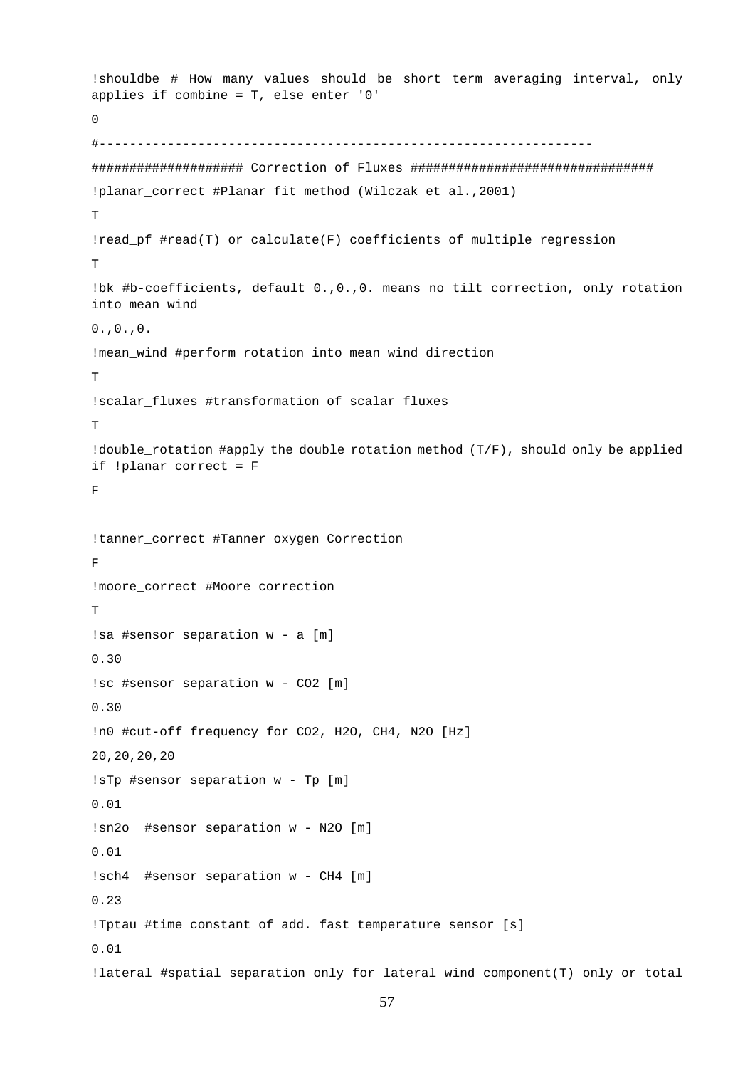```
!shouldbe # How many values should be short term averaging interval, only applies if combine = T, else enter '0'
0
#------------------------------------------------------------------
################### Correction of Fluxes ###############################
!planar_correct #Planar fit method (Wilczak et al.,2001)
T
!read_pf #read(T) or calculate(F) coefficients of multiple regression
T
!bk #b-coefficients, default 0.,0.,0. means no tilt correction, only rotation into mean wind
0.,0.,0.
!mean_wind #perform rotation into mean wind direction
T
!scalar_fluxes #transformation of scalar fluxes
T
!double_rotation #apply the double rotation method (T/F), should only be applied if !planar_correct = F
F

!tanner_correct #Tanner oxygen Correction
F
!moore_correct #Moore correction
T
!sa #sensor separation w - a [m]
0.30
!sc #sensor separation w - CO2 [m]
0.30
!n0 #cut-off frequency for CO2, H2O, CH4, N2O [Hz]
20,20,20,20
!sTp #sensor separation w - Tp [m]
0.01
!sn2o  #sensor separation w - N2O [m]
0.01
!sch4  #sensor separation w - CH4 [m]
0.23
!Tptau #time constant of add. fast temperature sensor [s]
0.01
!lateral #spatial separation only for lateral wind component(T) only or total
```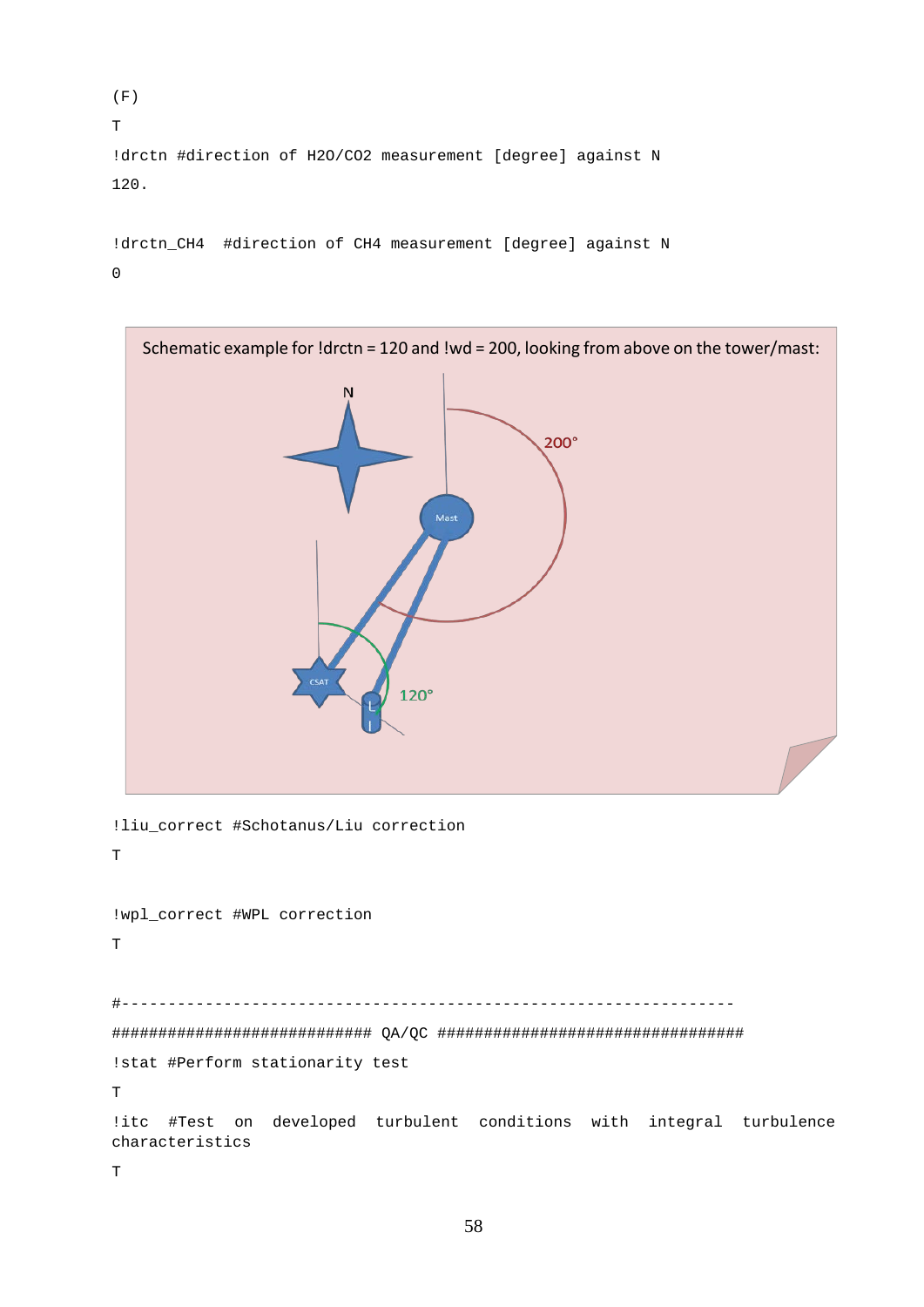```
(F)
T
!drctn #direction of H2O/CO2 measurement [degree] against N
120.

!drctn_CH4  #direction of CH4 measurement [degree] against N
0
```

Schematic example for !drctn = 120 and !wd = 200, looking from above on the tower/mast:

```
!liu_correct #Schotanus/Liu correction
T

!wpl_correct #WPL correction
T

#-------------------------------------------------------------------
########################### QA/QC ################################
!stat #Perform stationarity test
T
!itc #Test on developed turbulent conditions with integral turbulence characteristics
T
```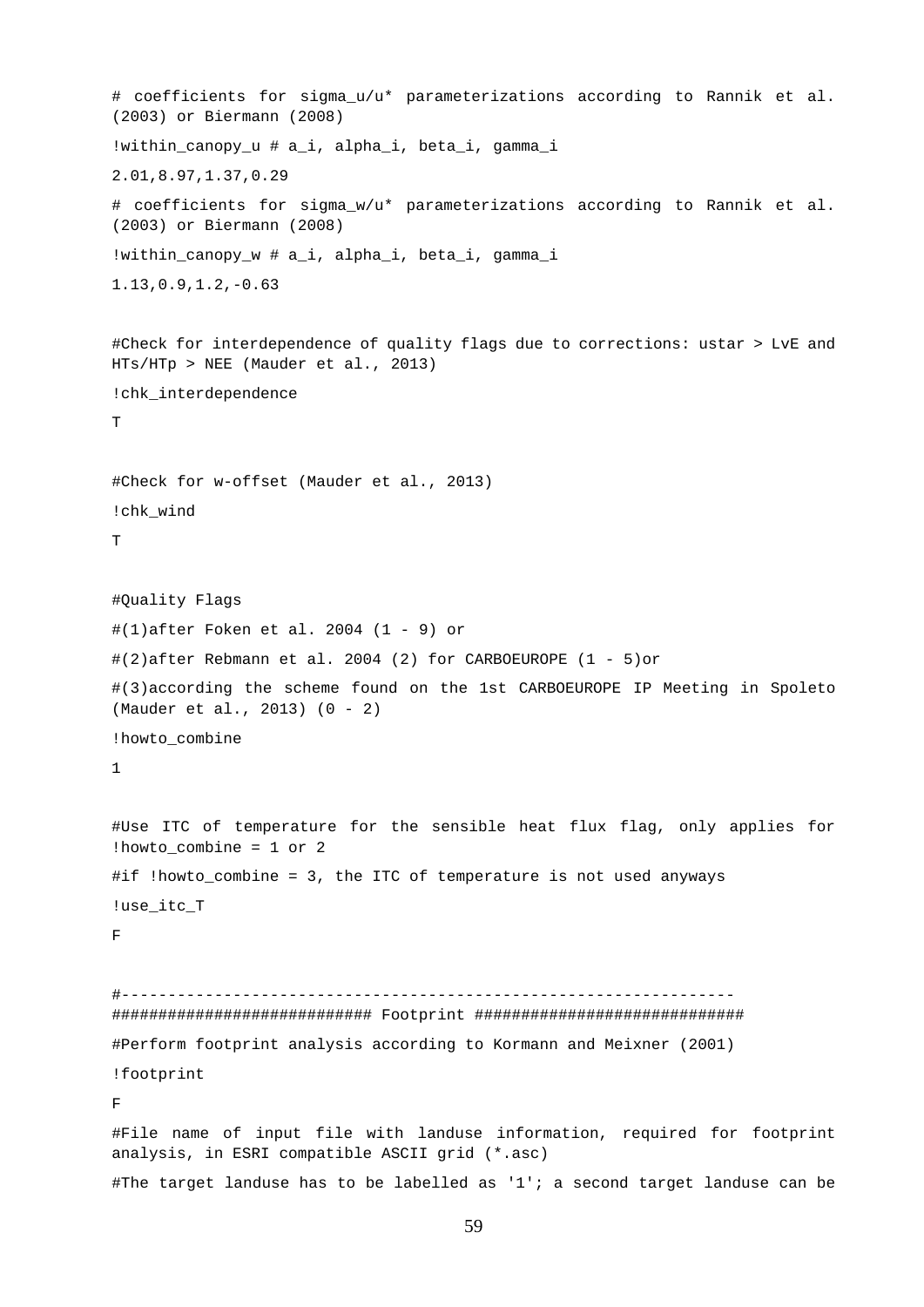```
# coefficients for sigma_u/u* parameterizations according to Rannik et al. (2003) or Biermann (2008)
!within_canopy_u # a_i, alpha_i, beta_i, gamma_i
2.01,8.97,1.37,0.29
# coefficients for sigma_w/u* parameterizations according to Rannik et al. (2003) or Biermann (2008)
!within_canopy_w # a_i, alpha_i, beta_i, gamma_i
1.13,0.9,1.2,-0.63

#Check for interdependence of quality flags due to corrections: ustar > LvE and HTs/HTp > NEE (Mauder et al., 2013)
!chk_interdependence
T

#Check for w-offset (Mauder et al., 2013)
!chk_wind
T

#Quality Flags
#(1)after Foken et al. 2004 (1 - 9) or
#(2)after Rebmann et al. 2004 (2) for CARBOEUROPE (1 - 5)or
#(3)according the scheme found on the 1st CARBOEUROPE IP Meeting in Spoleto (Mauder et al., 2013) (0 - 2)
!howto_combine
1

#Use ITC of temperature for the sensible heat flux flag, only applies for !howto_combine = 1 or 2
#if !howto_combine = 3, the ITC of temperature is not used anyways
!use_itc_T
F

#-----------------------------------------------------------------
########################### Footprint ############################
#Perform footprint analysis according to Kormann and Meixner (2001)
!footprint
F
#File name of input file with landuse information, required for footprint analysis, in ESRI compatible ASCII grid (*.asc)
#The target landuse has to be labelled as '1'; a second target landuse can be
```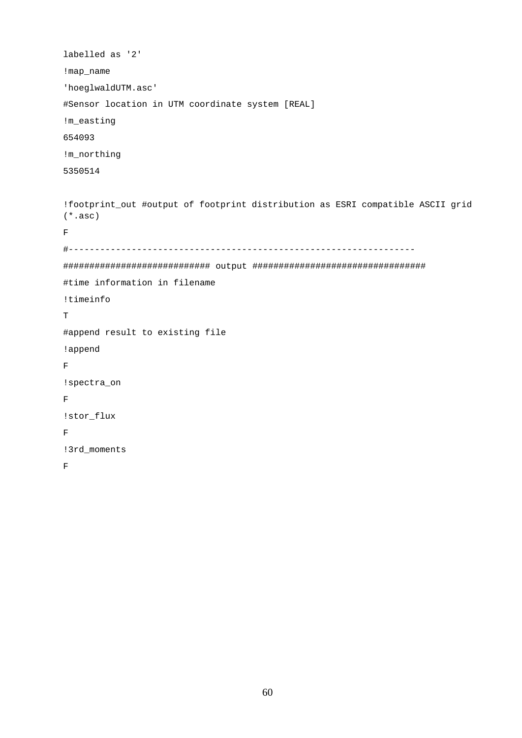```
labelled as '2'
!map_name
'hoeglwaldUTM.asc'
#Sensor location in UTM coordinate system [REAL]
!m_easting
654093
!m_northing
5350514

!footprint_out #output of footprint distribution as ESRI compatible ASCII grid
(*.asc)
F
#-----------------------------------------------------------------
############################ output #################################
#time information in filename
!timeinfo
T
#append result to existing file
!append
F
!spectra_on
F
!stor_flux
F
!3rd_moments
F
```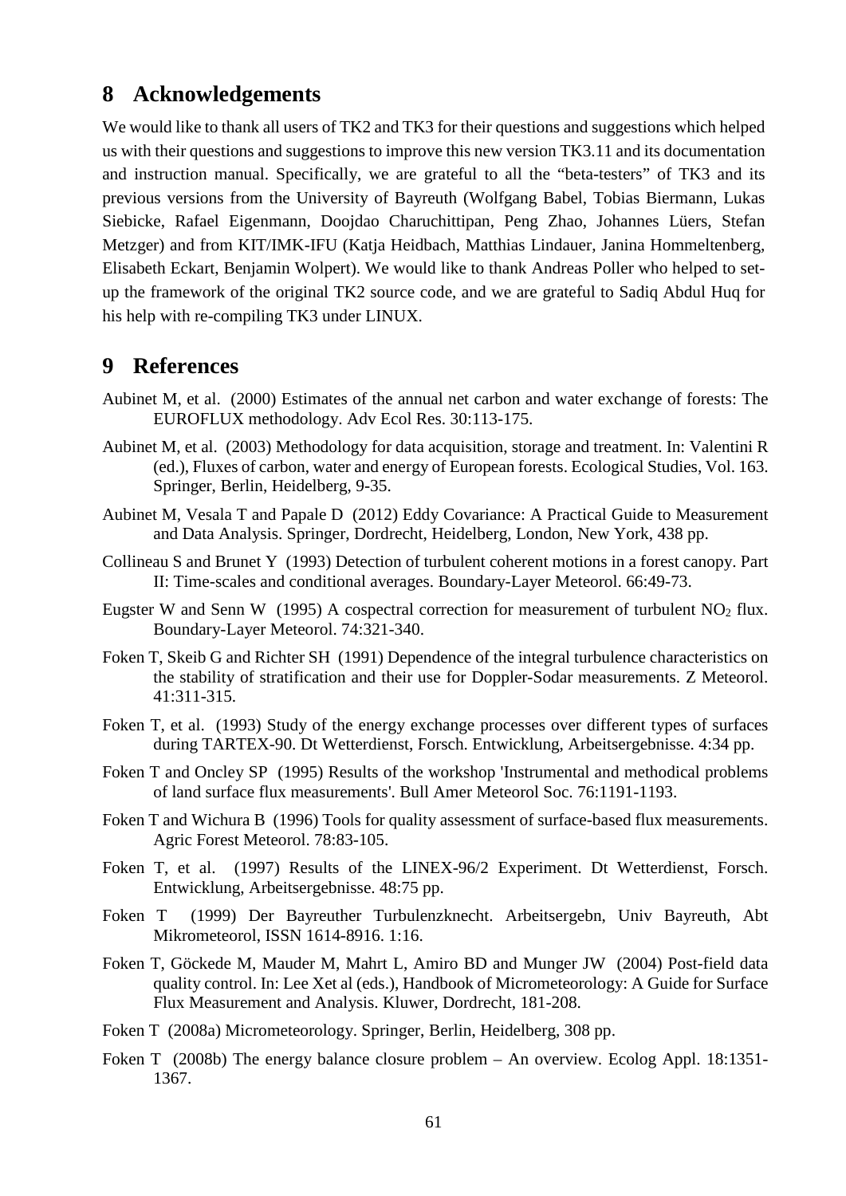## 8 Acknowledgements

We would like to thank all users of TK2 and TK3 for their questions and suggestions which helped us with their questions and suggestions to improve this new version TK3.11 and its documentation and instruction manual. Specifically, we are grateful to all the "beta-testers" of TK3 and its previous versions from the University of Bayreuth (Wolfgang Babel, Tobias Biermann, Lukas Siebicke, Rafael Eigenmann, Doojdao Charuchittipan, Peng Zhao, Johannes Lüers, Stefan Metzger) and from KIT/IMK-IFU (Katja Heidbach, Matthias Lindauer, Janina Hommeltenberg, Elisabeth Eckart, Benjamin Wolpert). We would like to thank Andreas Poller who helped to set-up the framework of the original TK2 source code, and we are grateful to Sadiq Abdul Huq for his help with re-compiling TK3 under LINUX.

## 9 References

Aubinet M, et al. (2000) Estimates of the annual net carbon and water exchange of forests: The EUROFLUX methodology. Adv Ecol Res. 30:113-175.

Aubinet M, et al. (2003) Methodology for data acquisition, storage and treatment. In: Valentini R (ed.), Fluxes of carbon, water and energy of European forests. Ecological Studies, Vol. 163. Springer, Berlin, Heidelberg, 9-35.

Aubinet M, Vesala T and Papale D (2012) Eddy Covariance: A Practical Guide to Measurement and Data Analysis. Springer, Dordrecht, Heidelberg, London, New York, 438 pp.

Collineau S and Brunet Y (1993) Detection of turbulent coherent motions in a forest canopy. Part II: Time-scales and conditional averages. Boundary-Layer Meteorol. 66:49-73.

Eugster W and Senn W (1995) A cospectral correction for measurement of turbulent $NO_2$ flux. Boundary-Layer Meteorol. 74:321-340.

Foken T, Skeib G and Richter SH (1991) Dependence of the integral turbulence characteristics on the stability of stratification and their use for Doppler-Sodar measurements. Z Meteorol. 41:311-315.

Foken T, et al. (1993) Study of the energy exchange processes over different types of surfaces during TARTEX-90. Dt Wetterdienst, Forsch. Entwicklung, Arbeitsergebnisse. 4:34 pp.

Foken T and Oncley SP (1995) Results of the workshop 'Instrumental and methodical problems of land surface flux measurements'. Bull Amer Meteorol Soc. 76:1191-1193.

Foken T and Wichura B (1996) Tools for quality assessment of surface-based flux measurements. Agric Forest Meteorol. 78:83-105.

Foken T, et al. (1997) Results of the LINEX-96/2 Experiment. Dt Wetterdienst, Forsch. Entwicklung, Arbeitsergebnisse. 48:75 pp.

Foken T (1999) Der Bayreuther Turbulenzknecht. Arbeitsergebn, Univ Bayreuth, Abt Mikrometeorol, ISSN 1614-8916. 1:16.

Foken T, Göckede M, Mauder M, Mahrt L, Amiro BD and Munger JW (2004) Post-field data quality control. In: Lee Xet al (eds.), Handbook of Micrometeorology: A Guide for Surface Flux Measurement and Analysis. Kluwer, Dordrecht, 181-208.

Foken T (2008a) Micrometeorology. Springer, Berlin, Heidelberg, 308 pp.

Foken T (2008b) The energy balance closure problem – An overview. Ecolog Appl. 18:1351-1367.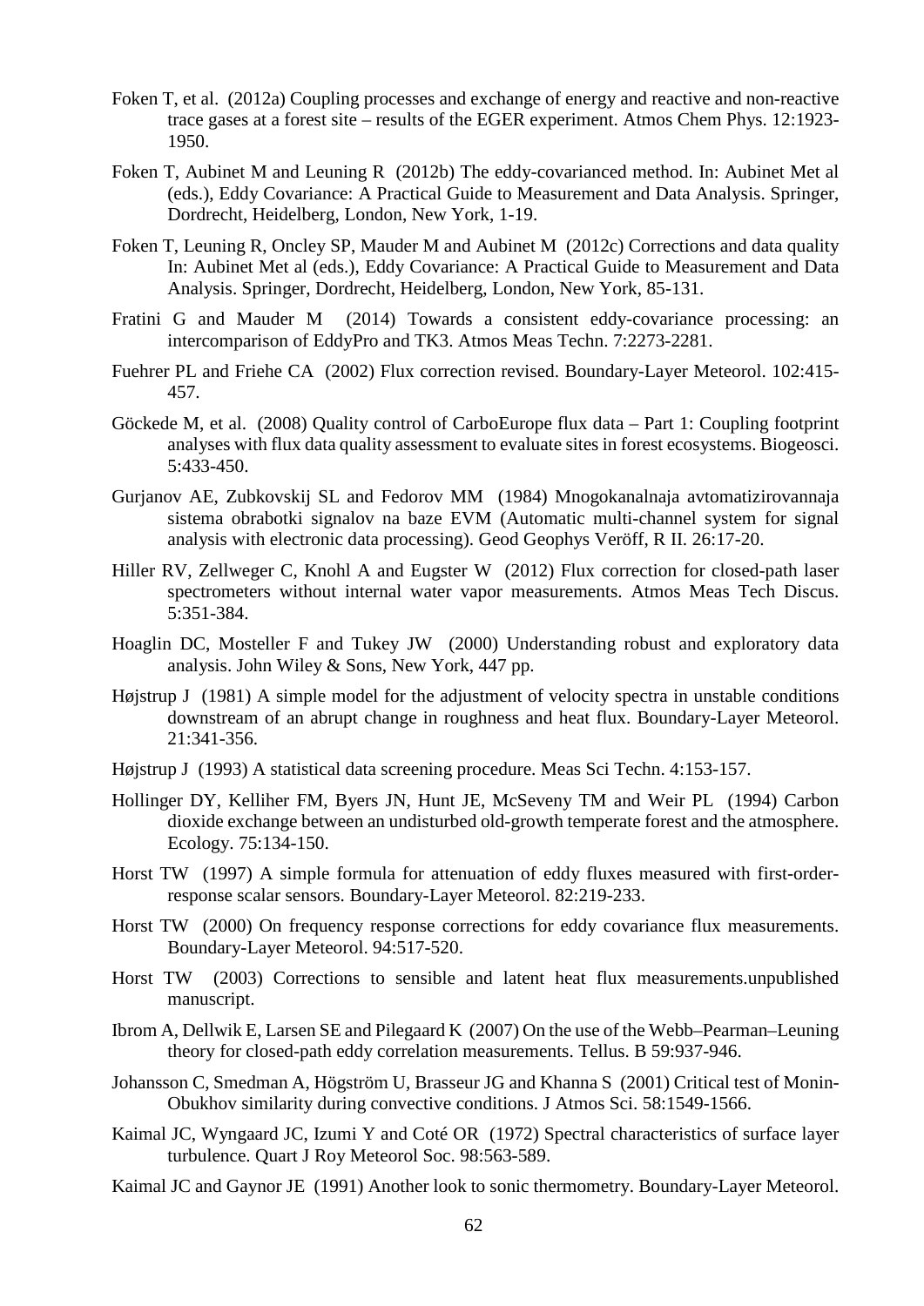Foken T, et al. (2012a) Coupling processes and exchange of energy and reactive and non-reactive trace gases at a forest site – results of the EGER experiment. Atmos Chem Phys. 12:1923-1950.

Foken T, Aubinet M and Leuning R (2012b) The eddy-covarianced method. In: Aubinet Met al (eds.), Eddy Covariance: A Practical Guide to Measurement and Data Analysis. Springer, Dordrecht, Heidelberg, London, New York, 1-19.

Foken T, Leuning R, Oncley SP, Mauder M and Aubinet M (2012c) Corrections and data quality In: Aubinet Met al (eds.), Eddy Covariance: A Practical Guide to Measurement and Data Analysis. Springer, Dordrecht, Heidelberg, London, New York, 85-131.

Fratini G and Mauder M (2014) Towards a consistent eddy-covariance processing: an intercomparison of EddyPro and TK3. Atmos Meas Techn. 7:2273-2281.

Fuehrer PL and Friehe CA (2002) Flux correction revised. Boundary-Layer Meteorol. 102:415-457.

Göckede M, et al. (2008) Quality control of CarboEurope flux data – Part 1: Coupling footprint analyses with flux data quality assessment to evaluate sites in forest ecosystems. Biogeosci. 5:433-450.

Gurjanov AE, Zubkovskij SL and Fedorov MM (1984) Mnogokanalnaja avtomatizirovannaja sistema obrabotki signalov na baze EVM (Automatic multi-channel system for signal analysis with electronic data processing). Geod Geophys Veröff, R II. 26:17-20.

Hiller RV, Zellweger C, Knohl A and Eugster W (2012) Flux correction for closed-path laser spectrometers without internal water vapor measurements. Atmos Meas Tech Discus. 5:351-384.

Hoaglin DC, Mosteller F and Tukey JW (2000) Understanding robust and exploratory data analysis. John Wiley & Sons, New York, 447 pp.

Højstrup J (1981) A simple model for the adjustment of velocity spectra in unstable conditions downstream of an abrupt change in roughness and heat flux. Boundary-Layer Meteorol. 21:341-356.

Højstrup J (1993) A statistical data screening procedure. Meas Sci Techn. 4:153-157.

Hollinger DY, Kelliher FM, Byers JN, Hunt JE, McSeveny TM and Weir PL (1994) Carbon dioxide exchange between an undisturbed old-growth temperate forest and the atmosphere. Ecology. 75:134-150.

Horst TW (1997) A simple formula for attenuation of eddy fluxes measured with first-order-response scalar sensors. Boundary-Layer Meteorol. 82:219-233.

Horst TW (2000) On frequency response corrections for eddy covariance flux measurements. Boundary-Layer Meteorol. 94:517-520.

Horst TW (2003) Corrections to sensible and latent heat flux measurements.unpublished manuscript.

Ibrom A, Dellwik E, Larsen SE and Pilegaard K (2007) On the use of the Webb–Pearman–Leuning theory for closed-path eddy correlation measurements. Tellus. B 59:937-946.

Johansson C, Smedman A, Högström U, Brasseur JG and Khanna S (2001) Critical test of Monin-Obukhov similarity during convective conditions. J Atmos Sci. 58:1549-1566.

Kaimal JC, Wyngaard JC, Izumi Y and Coté OR (1972) Spectral characteristics of surface layer turbulence. Quart J Roy Meteorol Soc. 98:563-589.

Kaimal JC and Gaynor JE (1991) Another look to sonic thermometry. Boundary-Layer Meteorol.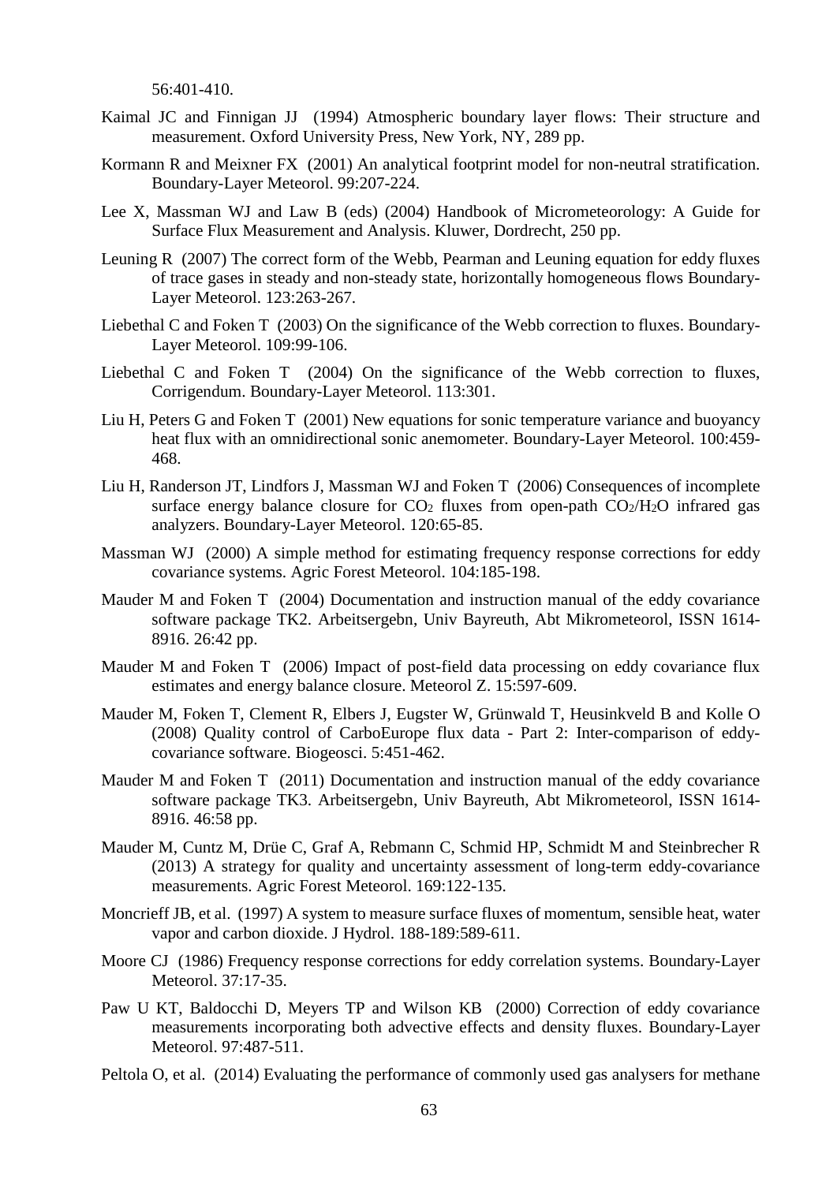56:401-410.

Kaimal JC and Finnigan JJ (1994) Atmospheric boundary layer flows: Their structure and measurement. Oxford University Press, New York, NY, 289 pp.

Kormann R and Meixner FX (2001) An analytical footprint model for non-neutral stratification. Boundary-Layer Meteorol. 99:207-224.

Lee X, Massman WJ and Law B (eds) (2004) Handbook of Micrometeorology: A Guide for Surface Flux Measurement and Analysis. Kluwer, Dordrecht, 250 pp.

Leuning R (2007) The correct form of the Webb, Pearman and Leuning equation for eddy fluxes of trace gases in steady and non-steady state, horizontally homogeneous flows Boundary-Layer Meteorol. 123:263-267.

Liebethal C and Foken T (2003) On the significance of the Webb correction to fluxes. Boundary-Layer Meteorol. 109:99-106.

Liebethal C and Foken T (2004) On the significance of the Webb correction to fluxes, Corrigendum. Boundary-Layer Meteorol. 113:301.

Liu H, Peters G and Foken T (2001) New equations for sonic temperature variance and buoyancy heat flux with an omnidirectional sonic anemometer. Boundary-Layer Meteorol. 100:459-468.

Liu H, Randerson JT, Lindfors J, Massman WJ and Foken T (2006) Consequences of incomplete surface energy balance closure for $CO_2$ fluxes from open-path $CO_2$/$H_2O$ infrared gas analyzers. Boundary-Layer Meteorol. 120:65-85.

Massman WJ (2000) A simple method for estimating frequency response corrections for eddy covariance systems. Agric Forest Meteorol. 104:185-198.

Mauder M and Foken T (2004) Documentation and instruction manual of the eddy covariance software package TK2. Arbeitsergebn, Univ Bayreuth, Abt Mikrometeorol, ISSN 1614-8916. 26:42 pp.

Mauder M and Foken T (2006) Impact of post-field data processing on eddy covariance flux estimates and energy balance closure. Meteorol Z. 15:597-609.

Mauder M, Foken T, Clement R, Elbers J, Eugster W, Grünwald T, Heusinkveld B and Kolle O (2008) Quality control of CarboEurope flux data - Part 2: Inter-comparison of eddy-covariance software. Biogeosci. 5:451-462.

Mauder M and Foken T (2011) Documentation and instruction manual of the eddy covariance software package TK3. Arbeitsergebn, Univ Bayreuth, Abt Mikrometeorol, ISSN 1614-8916. 46:58 pp.

Mauder M, Cuntz M, Drüe C, Graf A, Rebmann C, Schmid HP, Schmidt M and Steinbrecher R (2013) A strategy for quality and uncertainty assessment of long-term eddy-covariance measurements. Agric Forest Meteorol. 169:122-135.

Moncrieff JB, et al. (1997) A system to measure surface fluxes of momentum, sensible heat, water vapor and carbon dioxide. J Hydrol. 188-189:589-611.

Moore CJ (1986) Frequency response corrections for eddy correlation systems. Boundary-Layer Meteorol. 37:17-35.

Paw U KT, Baldocchi D, Meyers TP and Wilson KB (2000) Correction of eddy covariance measurements incorporating both advective effects and density fluxes. Boundary-Layer Meteorol. 97:487-511.

Peltola O, et al. (2014) Evaluating the performance of commonly used gas analysers for methane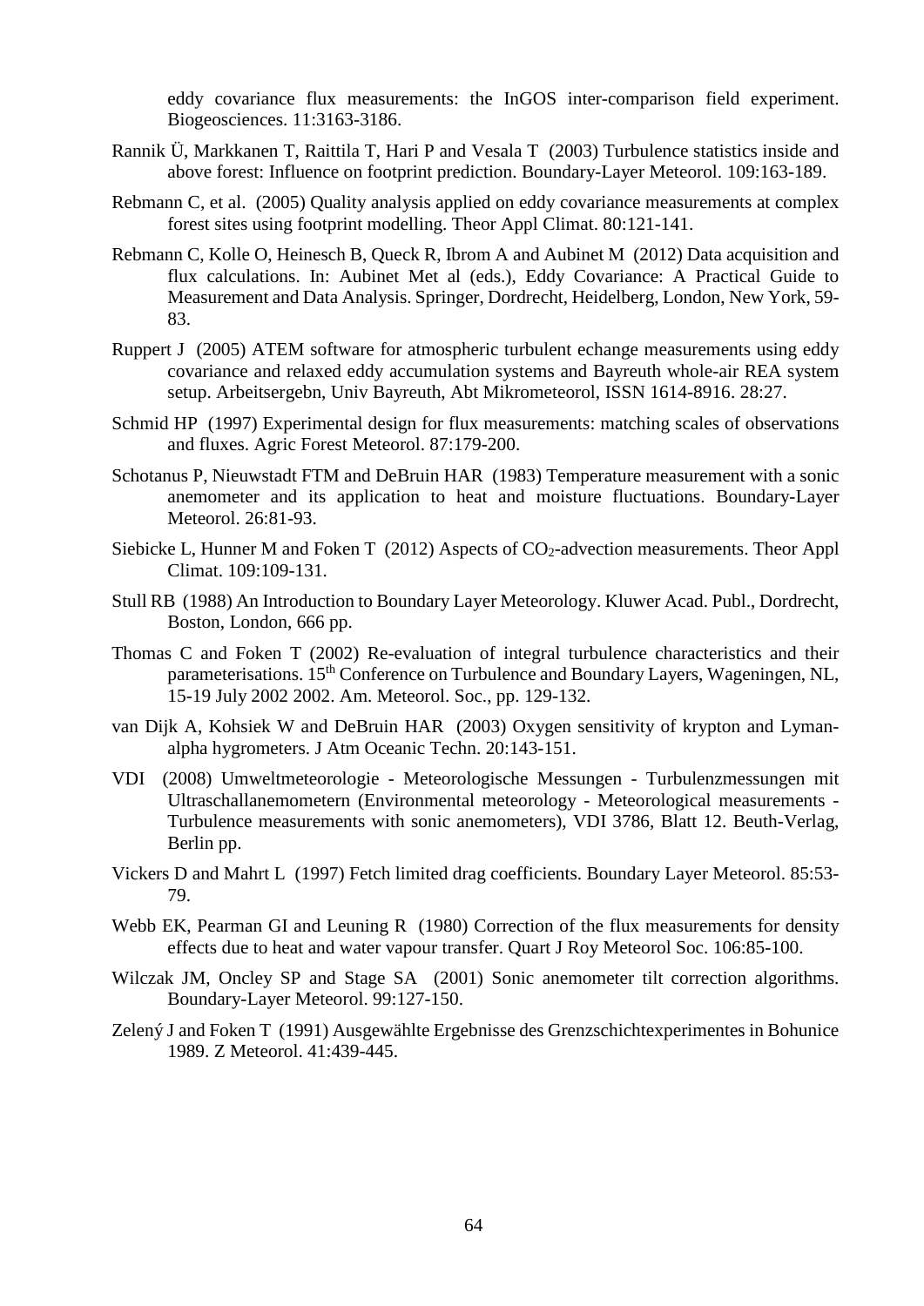eddy covariance flux measurements: the InGOS inter-comparison field experiment. Biogeosciences. 11:3163-3186.

Rannik Ü, Markkanen T, Raittila T, Hari P and Vesala T (2003) Turbulence statistics inside and above forest: Influence on footprint prediction. Boundary-Layer Meteorol. 109:163-189.

Rebmann C, et al. (2005) Quality analysis applied on eddy covariance measurements at complex forest sites using footprint modelling. Theor Appl Climat. 80:121-141.

Rebmann C, Kolle O, Heinesch B, Queck R, Ibrom A and Aubinet M (2012) Data acquisition and flux calculations. In: Aubinet Met al (eds.), Eddy Covariance: A Practical Guide to Measurement and Data Analysis. Springer, Dordrecht, Heidelberg, London, New York, 59-83.

Ruppert J (2005) ATEM software for atmospheric turbulent echange measurements using eddy covariance and relaxed eddy accumulation systems and Bayreuth whole-air REA system setup. Arbeitsergebn, Univ Bayreuth, Abt Mikrometeorol, ISSN 1614-8916. 28:27.

Schmid HP (1997) Experimental design for flux measurements: matching scales of observations and fluxes. Agric Forest Meteorol. 87:179-200.

Schotanus P, Nieuwstadt FTM and DeBruin HAR (1983) Temperature measurement with a sonic anemometer and its application to heat and moisture fluctuations. Boundary-Layer Meteorol. 26:81-93.

Siebicke L, Hunner M and Foken T (2012) Aspects of $CO_2$-advection measurements. Theor Appl Climat. 109:109-131.

Stull RB (1988) An Introduction to Boundary Layer Meteorology. Kluwer Acad. Publ., Dordrecht, Boston, London, 666 pp.

Thomas C and Foken T (2002) Re-evaluation of integral turbulence characteristics and their parameterisations. 15th Conference on Turbulence and Boundary Layers, Wageningen, NL, 15-19 July 2002 2002. Am. Meteorol. Soc., pp. 129-132.

van Dijk A, Kohsiek W and DeBruin HAR (2003) Oxygen sensitivity of krypton and Lyman-alpha hygrometers. J Atm Oceanic Techn. 20:143-151.

VDI (2008) Umweltmeteorologie - Meteorologische Messungen - Turbulenzmessungen mit Ultraschallanemometern (Environmental meteorology - Meteorological measurements - Turbulence measurements with sonic anemometers), VDI 3786, Blatt 12. Beuth-Verlag, Berlin pp.

Vickers D and Mahrt L (1997) Fetch limited drag coefficients. Boundary Layer Meteorol. 85:53-79.

Webb EK, Pearman GI and Leuning R (1980) Correction of the flux measurements for density effects due to heat and water vapour transfer. Quart J Roy Meteorol Soc. 106:85-100.

Wilczak JM, Oncley SP and Stage SA (2001) Sonic anemometer tilt correction algorithms. Boundary-Layer Meteorol. 99:127-150.

Zelený J and Foken T (1991) Ausgewählte Ergebnisse des Grenzschichtexperimentes in Bohunice 1989. Z Meteorol. 41:439-445.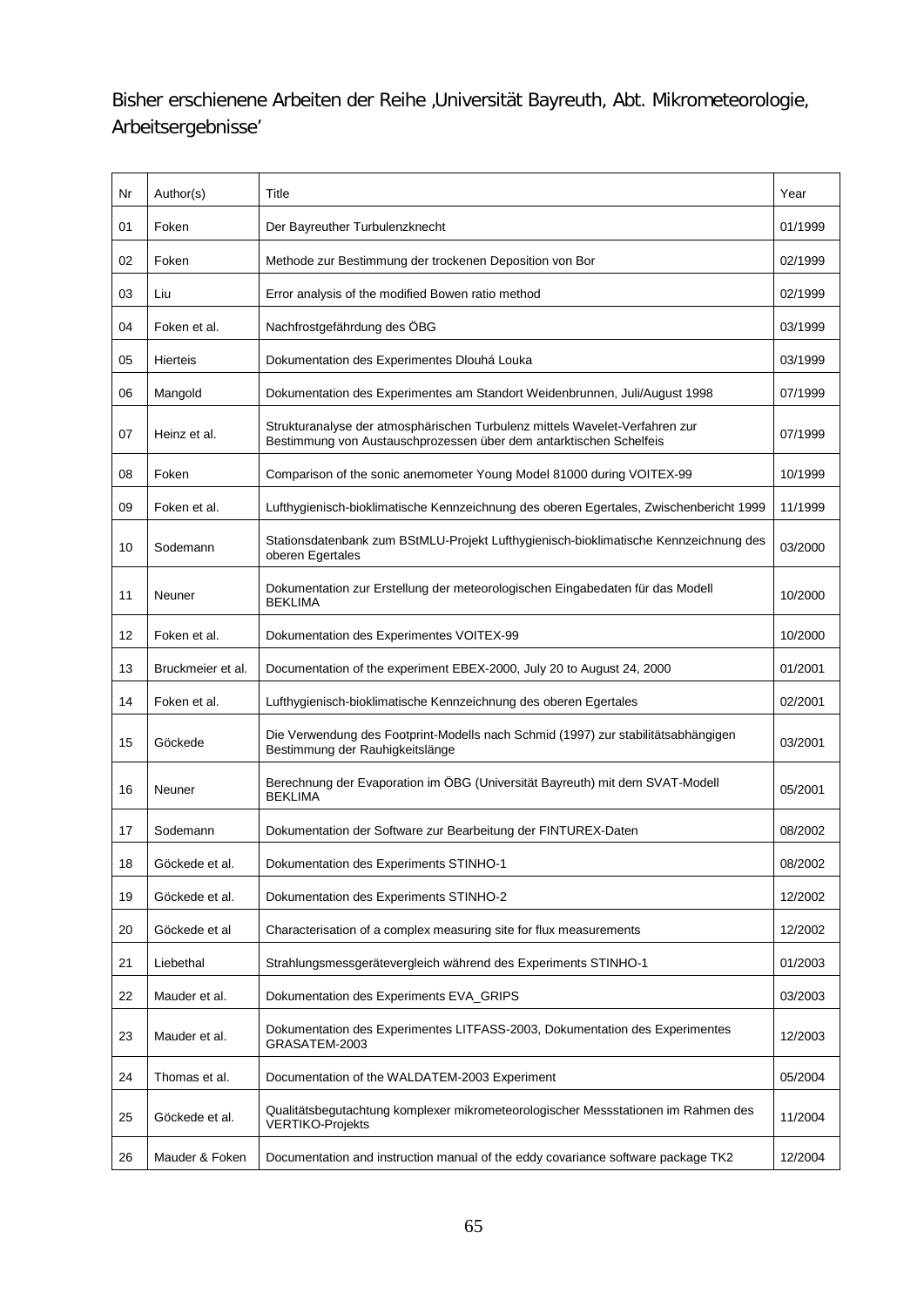Bisher erschienene Arbeiten der Reihe ‚Universität Bayreuth, Abt. Mikrometeorologie, Arbeitsergebnisse'

| Nr | Author(s) | Title | Year |
|---|---|---|---|
| 01 | Foken | Der Bayreuther Turbulenzknecht | 01/1999 |
| 02 | Foken | Methode zur Bestimmung der trockenen Deposition von Bor | 02/1999 |
| 03 | Liu | Error analysis of the modified Bowen ratio method | 02/1999 |
| 04 | Foken et al. | Nachfrostgefährdung des ÖBG | 03/1999 |
| 05 | Hierteis | Dokumentation des Experimentes Dlouhá Louka | 03/1999 |
| 06 | Mangold | Dokumentation des Experimentes am Standort Weidenbrunnen, Juli/August 1998 | 07/1999 |
| 07 | Heinz et al. | Strukturanalyse der atmosphärischen Turbulenz mittels Wavelet-Verfahren zur Bestimmung von Austauschprozessen über dem antarktischen Schelfeis | 07/1999 |
| 08 | Foken | Comparison of the sonic anemometer Young Model 81000 during VOITEX-99 | 10/1999 |
| 09 | Foken et al. | Lufthygienisch-bioklimatische Kennzeichnung des oberen Egertales, Zwischenbericht 1999 | 11/1999 |
| 10 | Sodemann | Stationsdatenbank zum BStMLU-Projekt Lufthygienisch-bioklimatische Kennzeichnung des oberen Egertales | 03/2000 |
| 11 | Neuner | Dokumentation zur Erstellung der meteorologischen Eingabedaten für das Modell BEKLIMA | 10/2000 |
| 12 | Foken et al. | Dokumentation des Experimentes VOITEX-99 | 10/2000 |
| 13 | Bruckmeier et al. | Documentation of the experiment EBEX-2000, July 20 to August 24, 2000 | 01/2001 |
| 14 | Foken et al. | Lufthygienisch-bioklimatische Kennzeichnung des oberen Egertales | 02/2001 |
| 15 | Göckede | Die Verwendung des Footprint-Modells nach Schmid (1997) zur stabilitätsabhängigen Bestimmung der Rauhigkeitslänge | 03/2001 |
| 16 | Neuner | Berechnung der Evaporation im ÖBG (Universität Bayreuth) mit dem SVAT-Modell BEKLIMA | 05/2001 |
| 17 | Sodemann | Dokumentation der Software zur Bearbeitung der FINTUREX-Daten | 08/2002 |
| 18 | Göckede et al. | Dokumentation des Experiments STINHO-1 | 08/2002 |
| 19 | Göckede et al. | Dokumentation des Experiments STINHO-2 | 12/2002 |
| 20 | Göckede et al | Characterisation of a complex measuring site for flux measurements | 12/2002 |
| 21 | Liebethal | Strahlungsmessgerätevergleich während des Experiments STINHO-1 | 01/2003 |
| 22 | Mauder et al. | Dokumentation des Experiments EVA_GRIPS | 03/2003 |
| 23 | Mauder et al. | Dokumentation des Experimentes LITFASS-2003, Dokumentation des Experimentes GRASATEM-2003 | 12/2003 |
| 24 | Thomas et al. | Documentation of the WALDATEM-2003 Experiment | 05/2004 |
| 25 | Göckede et al. | Qualitätsbegutachtung komplexer mikrometeorologischer Messstationen im Rahmen des VERTIKO-Projekts | 11/2004 |
| 26 | Mauder & Foken | Documentation and instruction manual of the eddy covariance software package TK2 | 12/2004 |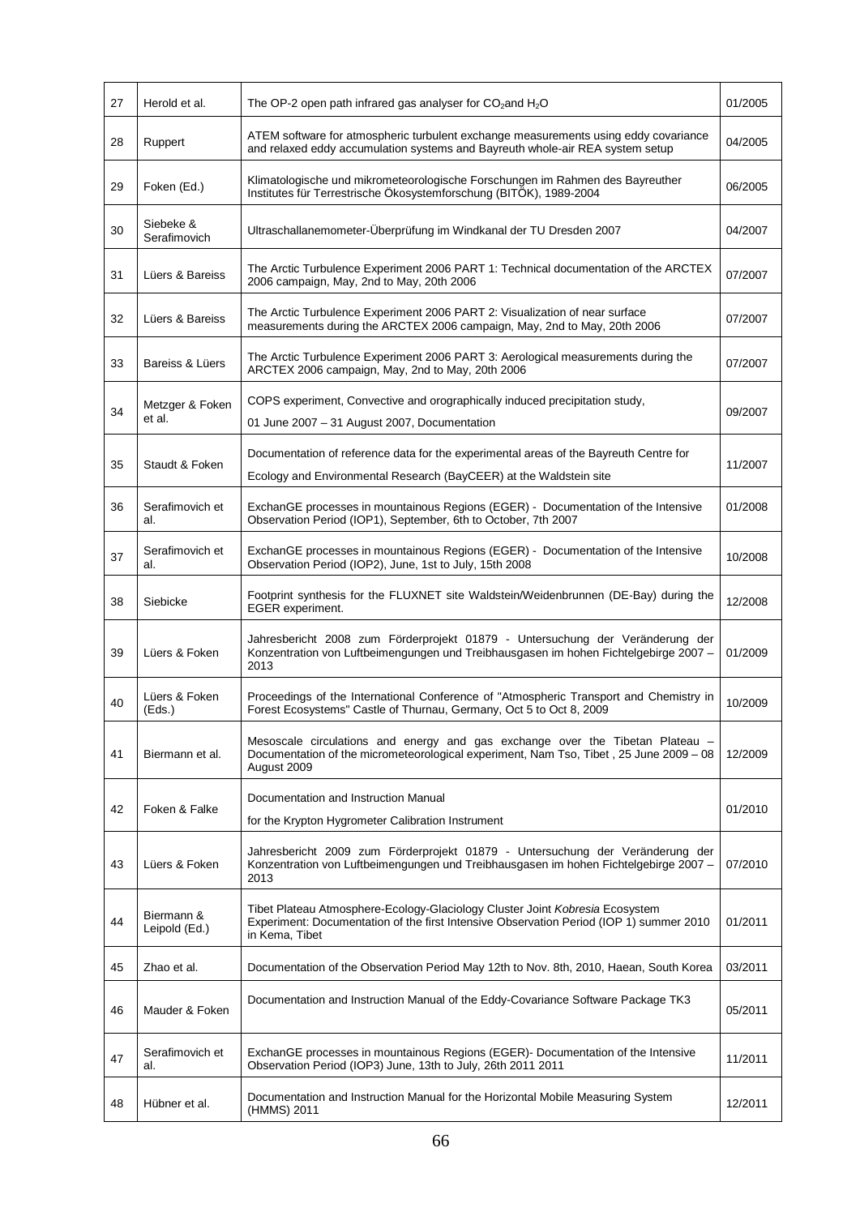| 27 | Herold et al. | The OP-2 open path infrared gas analyser for $CO_2$and $H_2O$ | 01/2005 |
|---|---|---|---|
| 28 | Ruppert | ATEM software for atmospheric turbulent exchange measurements using eddy covariance and relaxed eddy accumulation systems and Bayreuth whole-air REA system setup | 04/2005 |
| 29 | Foken (Ed.) | Klimatologische und mikrometeorologische Forschungen im Rahmen des Bayreuther Institutes für Terrestrische Ökosystemforschung (BITÖK), 1989-2004 | 06/2005 |
| 30 | Siebeke & Serafimovich | Ultraschallanemometer-Überprüfung im Windkanal der TU Dresden 2007 | 04/2007 |
| 31 | Lüers & Bareiss | The Arctic Turbulence Experiment 2006 PART 1: Technical documentation of the ARCTEX 2006 campaign, May, 2nd to May, 20th 2006 | 07/2007 |
| 32 | Lüers & Bareiss | The Arctic Turbulence Experiment 2006 PART 2: Visualization of near surface measurements during the ARCTEX 2006 campaign, May, 2nd to May, 20th 2006 | 07/2007 |
| 33 | Bareiss & Lüers | The Arctic Turbulence Experiment 2006 PART 3: Aerological measurements during the ARCTEX 2006 campaign, May, 2nd to May, 20th 2006 | 07/2007 |
| 34 | Metzger & Foken et al. | COPS experiment, Convective and orographically induced precipitation study, 01 June 2007 – 31 August 2007, Documentation | 09/2007 |
| 35 | Staudt & Foken | Documentation of reference data for the experimental areas of the Bayreuth Centre for Ecology and Environmental Research (BayCEER) at the Waldstein site | 11/2007 |
| 36 | Serafimovich et al. | ExchanGE processes in mountainous Regions (EGER) - Documentation of the Intensive Observation Period (IOP1), September, 6th to October, 7th 2007 | 01/2008 |
| 37 | Serafimovich et al. | ExchanGE processes in mountainous Regions (EGER) - Documentation of the Intensive Observation Period (IOP2), June, 1st to July, 15th 2008 | 10/2008 |
| 38 | Siebicke | Footprint synthesis for the FLUXNET site Waldstein/Weidenbrunnen (DE-Bay) during the EGER experiment. | 12/2008 |
| 39 | Lüers & Foken | Jahresbericht 2008 zum Förderprojekt 01879 - Untersuchung der Veränderung der Konzentration von Luftbeimengungen und Treibhausgasen im hohen Fichtelgebirge 2007 – 2013 | 01/2009 |
| 40 | Lüers & Foken (Eds.) | Proceedings of the International Conference of "Atmospheric Transport and Chemistry in Forest Ecosystems" Castle of Thurnau, Germany, Oct 5 to Oct 8, 2009 | 10/2009 |
| 41 | Biermann et al. | Mesoscale circulations and energy and gas exchange over the Tibetan Plateau – Documentation of the micrometeorological experiment, Nam Tso, Tibet , 25 June 2009 – 08 August 2009 | 12/2009 |
| 42 | Foken & Falke | Documentation and Instruction Manual for the Krypton Hygrometer Calibration Instrument | 01/2010 |
| 43 | Lüers & Foken | Jahresbericht 2009 zum Förderprojekt 01879 - Untersuchung der Veränderung der Konzentration von Luftbeimengungen und Treibhausgasen im hohen Fichtelgebirge 2007 – 2013 | 07/2010 |
| 44 | Biermann & Leipold (Ed.) | Tibet Plateau Atmosphere-Ecology-Glaciology Cluster Joint *Kobresia* Ecosystem Experiment: Documentation of the first Intensive Observation Period (IOP 1) summer 2010 in Kema, Tibet | 01/2011 |
| 45 | Zhao et al. | Documentation of the Observation Period May 12th to Nov. 8th, 2010, Haean, South Korea | 03/2011 |
| 46 | Mauder & Foken | Documentation and Instruction Manual of the Eddy-Covariance Software Package TK3 | 05/2011 |
| 47 | Serafimovich et al. | ExchanGE processes in mountainous Regions (EGER)- Documentation of the Intensive Observation Period (IOP3) June, 13th to July, 26th 2011 2011 | 11/2011 |
| 48 | Hübner et al. | Documentation and Instruction Manual for the Horizontal Mobile Measuring System (HMMS) 2011 | 12/2011 |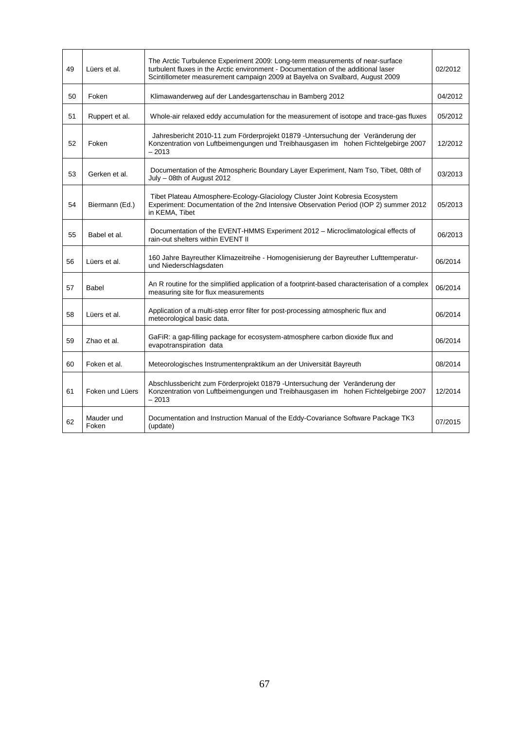| | | | |
|---|---|---|---|
| 49 | Lüers et al. | The Arctic Turbulence Experiment 2009: Long-term measurements of near-surface turbulent fluxes in the Arctic environment - Documentation of the additional laser Scintillometer measurement campaign 2009 at Bayelva on Svalbard, August 2009 | 02/2012 |
| 50 | Foken | Klimawanderweg auf der Landesgartenschau in Bamberg 2012 | 04/2012 |
| 51 | Ruppert et al. | Whole-air relaxed eddy accumulation for the measurement of isotope and trace-gas fluxes | 05/2012 |
| 52 | Foken | Jahresbericht 2010-11 zum Förderprojekt 01879 -Untersuchung der Veränderung der Konzentration von Luftbeimengungen und Treibhausgasen im hohen Fichtelgebirge 2007 – 2013 | 12/2012 |
| 53 | Gerken et al. | Documentation of the Atmospheric Boundary Layer Experiment, Nam Tso, Tibet, 08th of July – 08th of August 2012 | 03/2013 |
| 54 | Biermann (Ed.) | Tibet Plateau Atmosphere-Ecology-Glaciology Cluster Joint Kobresia Ecosystem Experiment: Documentation of the 2nd Intensive Observation Period (IOP 2) summer 2012 in KEMA, Tibet | 05/2013 |
| 55 | Babel et al. | Documentation of the EVENT-HMMS Experiment 2012 – Microclimatological effects of rain-out shelters within EVENT II | 06/2013 |
| 56 | Lüers et al. | 160 Jahre Bayreuther Klimazeitreihe - Homogenisierung der Bayreuther Lufttemperatur- und Niederschlagsdaten | 06/2014 |
| 57 | Babel | An R routine for the simplified application of a footprint-based characterisation of a complex measuring site for flux measurements | 06/2014 |
| 58 | Lüers et al. | Application of a multi-step error filter for post-processing atmospheric flux and meteorological basic data. | 06/2014 |
| 59 | Zhao et al. | GaFiR: a gap-filling package for ecosystem-atmosphere carbon dioxide flux and evapotranspiration data | 06/2014 |
| 60 | Foken et al. | Meteorologisches Instrumentenpraktikum an der Universität Bayreuth | 08/2014 |
| 61 | Foken und Lüers | Abschlussbericht zum Förderprojekt 01879 -Untersuchung der Veränderung der Konzentration von Luftbeimengungen und Treibhausgasen im hohen Fichtelgebirge 2007 – 2013 | 12/2014 |
| 62 | Mauder und Foken | Documentation and Instruction Manual of the Eddy-Covariance Software Package TK3 (update) | 07/2015 |